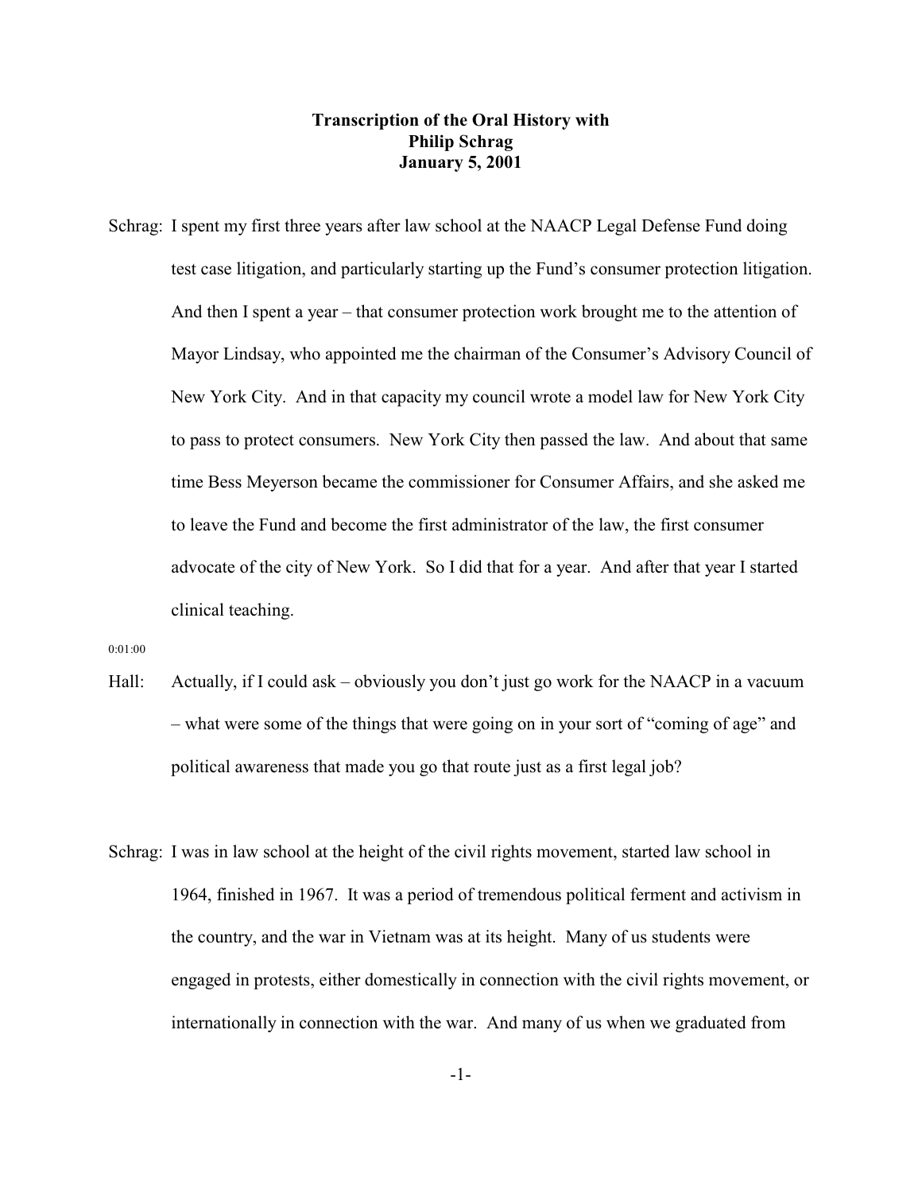**Transcription of the Oral History with**
**Philip Schrag**
**January 5, 2001**

Schrag: I spent my first three years after law school at the NAACP Legal Defense Fund doing test case litigation, and particularly starting up the Fund's consumer protection litigation. And then I spent a year – that consumer protection work brought me to the attention of Mayor Lindsay, who appointed me the chairman of the Consumer's Advisory Council of New York City. And in that capacity my council wrote a model law for New York City to pass to protect consumers. New York City then passed the law. And about that same time Bess Meyerson became the commissioner for Consumer Affairs, and she asked me to leave the Fund and become the first administrator of the law, the first consumer advocate of the city of New York. So I did that for a year. And after that year I started clinical teaching.

0:01:00

Hall: Actually, if I could ask – obviously you don't just go work for the NAACP in a vacuum – what were some of the things that were going on in your sort of "coming of age" and political awareness that made you go that route just as a first legal job?

Schrag: I was in law school at the height of the civil rights movement, started law school in 1964, finished in 1967. It was a period of tremendous political ferment and activism in the country, and the war in Vietnam was at its height. Many of us students were engaged in protests, either domestically in connection with the civil rights movement, or internationally in connection with the war. And many of us when we graduated from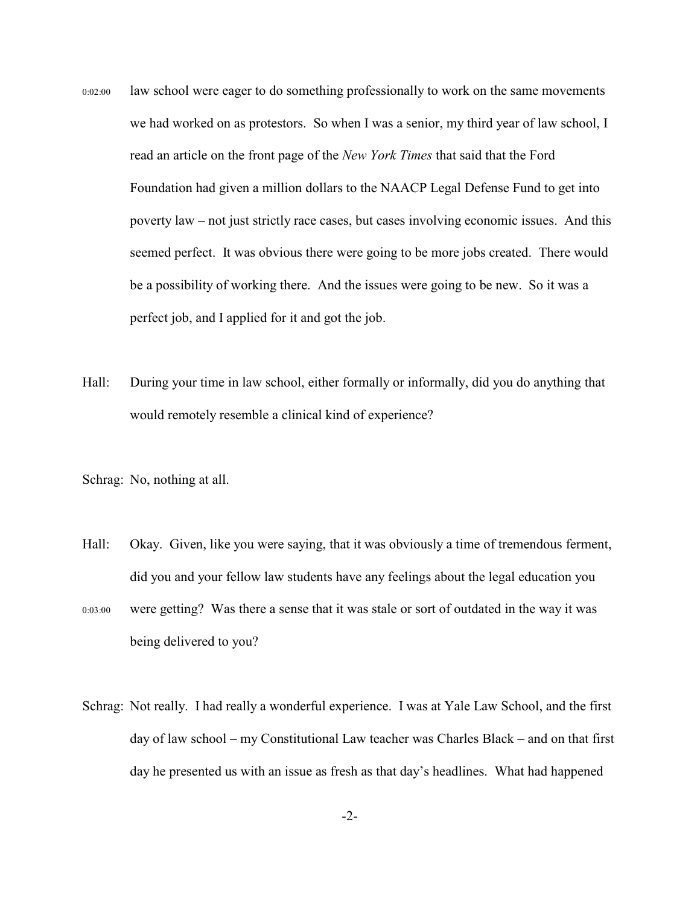0:02:00 law school were eager to do something professionally to work on the same movements we had worked on as protestors. So when I was a senior, my third year of law school, I read an article on the front page of the *New York Times* that said that the Ford Foundation had given a million dollars to the NAACP Legal Defense Fund to get into poverty law – not just strictly race cases, but cases involving economic issues. And this seemed perfect. It was obvious there were going to be more jobs created. There would be a possibility of working there. And the issues were going to be new. So it was a perfect job, and I applied for it and got the job.

Hall: During your time in law school, either formally or informally, did you do anything that would remotely resemble a clinical kind of experience?

Schrag: No, nothing at all.

Hall: Okay. Given, like you were saying, that it was obviously a time of tremendous ferment, did you and your fellow law students have any feelings about the legal education you

0:03:00 were getting? Was there a sense that it was stale or sort of outdated in the way it was being delivered to you?

Schrag: Not really. I had really a wonderful experience. I was at Yale Law School, and the first day of law school – my Constitutional Law teacher was Charles Black – and on that first day he presented us with an issue as fresh as that day's headlines. What had happened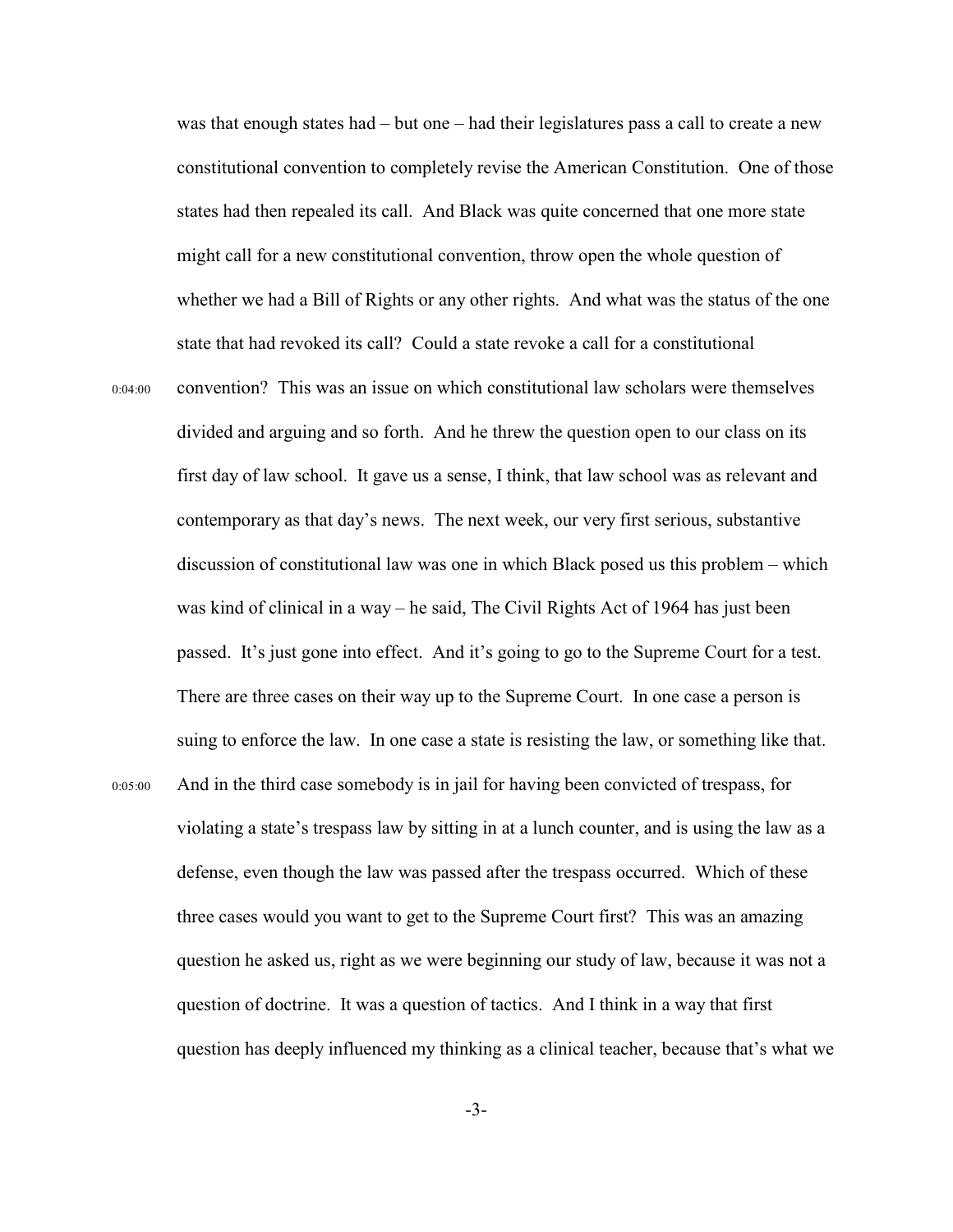was that enough states had – but one – had their legislatures pass a call to create a new constitutional convention to completely revise the American Constitution. One of those states had then repealed its call. And Black was quite concerned that one more state might call for a new constitutional convention, throw open the whole question of whether we had a Bill of Rights or any other rights. And what was the status of the one state that had revoked its call? Could a state revoke a call for a constitutional

0:04:00 convention? This was an issue on which constitutional law scholars were themselves divided and arguing and so forth. And he threw the question open to our class on its first day of law school. It gave us a sense, I think, that law school was as relevant and contemporary as that day's news. The next week, our very first serious, substantive discussion of constitutional law was one in which Black posed us this problem – which was kind of clinical in a way – he said, The Civil Rights Act of 1964 has just been passed. It's just gone into effect. And it's going to go to the Supreme Court for a test. There are three cases on their way up to the Supreme Court. In one case a person is suing to enforce the law. In one case a state is resisting the law, or something like that.

0:05:00 And in the third case somebody is in jail for having been convicted of trespass, for violating a state's trespass law by sitting in at a lunch counter, and is using the law as a defense, even though the law was passed after the trespass occurred. Which of these three cases would you want to get to the Supreme Court first? This was an amazing question he asked us, right as we were beginning our study of law, because it was not a question of doctrine. It was a question of tactics. And I think in a way that first question has deeply influenced my thinking as a clinical teacher, because that's what we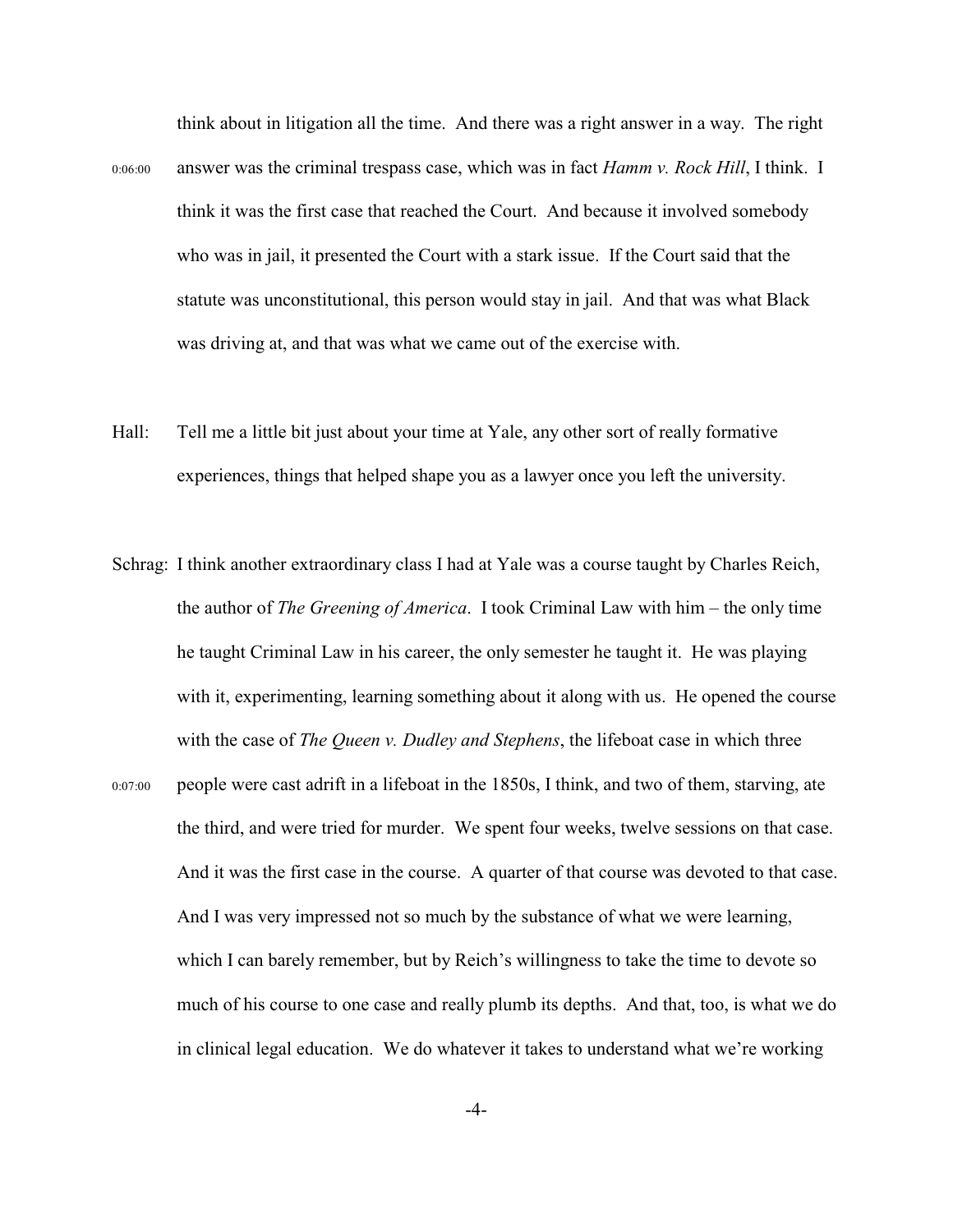think about in litigation all the time. And there was a right answer in a way. The right

0:06:00 answer was the criminal trespass case, which was in fact *Hamm v. Rock Hill*, I think. I think it was the first case that reached the Court. And because it involved somebody who was in jail, it presented the Court with a stark issue. If the Court said that the statute was unconstitutional, this person would stay in jail. And that was what Black was driving at, and that was what we came out of the exercise with.

Hall: Tell me a little bit just about your time at Yale, any other sort of really formative experiences, things that helped shape you as a lawyer once you left the university.

Schrag: I think another extraordinary class I had at Yale was a course taught by Charles Reich, the author of *The Greening of America*. I took Criminal Law with him – the only time he taught Criminal Law in his career, the only semester he taught it. He was playing with it, experimenting, learning something about it along with us. He opened the course with the case of *The Queen v. Dudley and Stephens*, the lifeboat case in which three

0:07:00 people were cast adrift in a lifeboat in the 1850s, I think, and two of them, starving, ate the third, and were tried for murder. We spent four weeks, twelve sessions on that case. And it was the first case in the course. A quarter of that course was devoted to that case. And I was very impressed not so much by the substance of what we were learning, which I can barely remember, but by Reich's willingness to take the time to devote so much of his course to one case and really plumb its depths. And that, too, is what we do in clinical legal education. We do whatever it takes to understand what we're working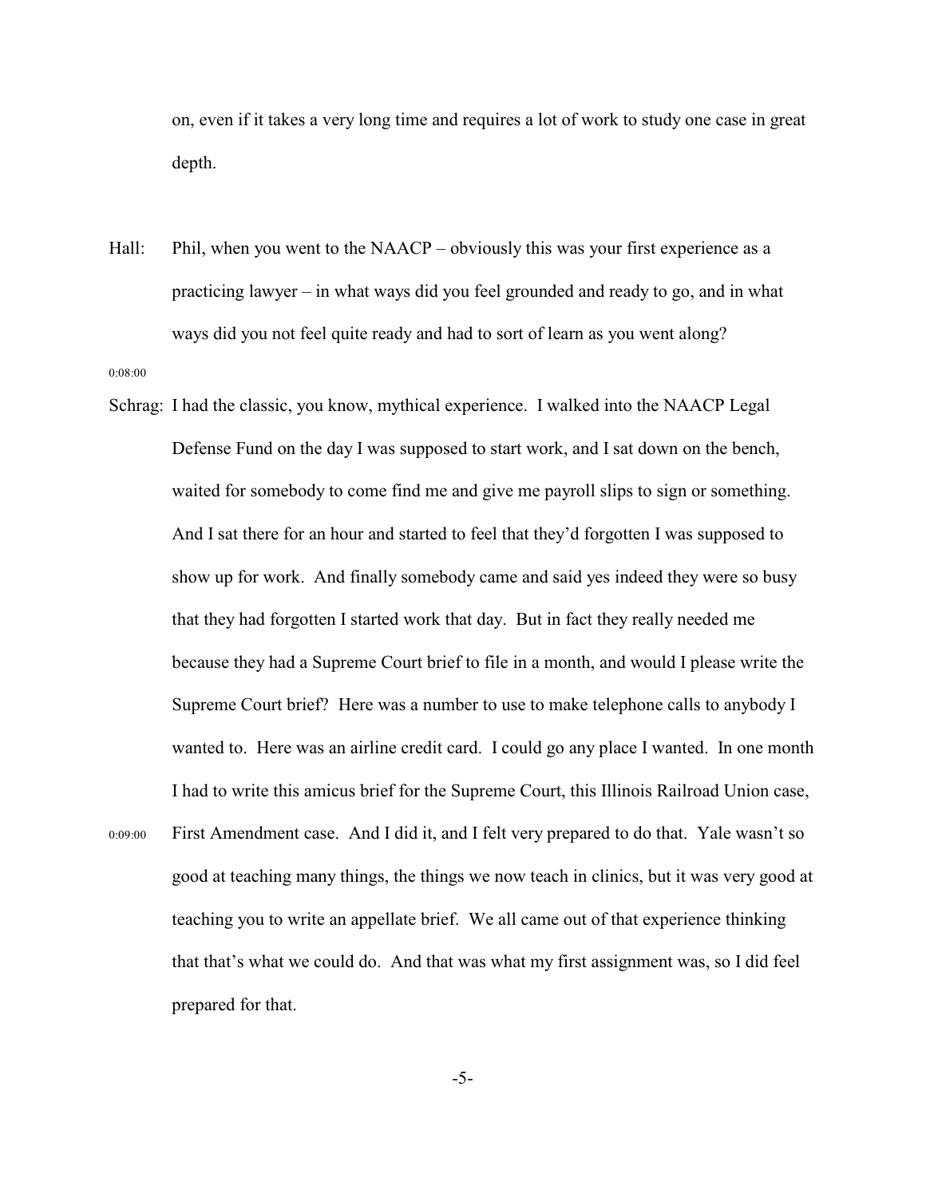on, even if it takes a very long time and requires a lot of work to study one case in great depth.

Hall: Phil, when you went to the NAACP – obviously this was your first experience as a practicing lawyer – in what ways did you feel grounded and ready to go, and in what ways did you not feel quite ready and had to sort of learn as you went along?

0:08:00

Schrag: I had the classic, you know, mythical experience. I walked into the NAACP Legal Defense Fund on the day I was supposed to start work, and I sat down on the bench, waited for somebody to come find me and give me payroll slips to sign or something. And I sat there for an hour and started to feel that they'd forgotten I was supposed to show up for work. And finally somebody came and said yes indeed they were so busy that they had forgotten I started work that day. But in fact they really needed me because they had a Supreme Court brief to file in a month, and would I please write the Supreme Court brief? Here was a number to use to make telephone calls to anybody I wanted to. Here was an airline credit card. I could go any place I wanted. In one month I had to write this amicus brief for the Supreme Court, this Illinois Railroad Union case,

0:09:00

First Amendment case. And I did it, and I felt very prepared to do that. Yale wasn't so good at teaching many things, the things we now teach in clinics, but it was very good at teaching you to write an appellate brief. We all came out of that experience thinking that that's what we could do. And that was what my first assignment was, so I did feel prepared for that.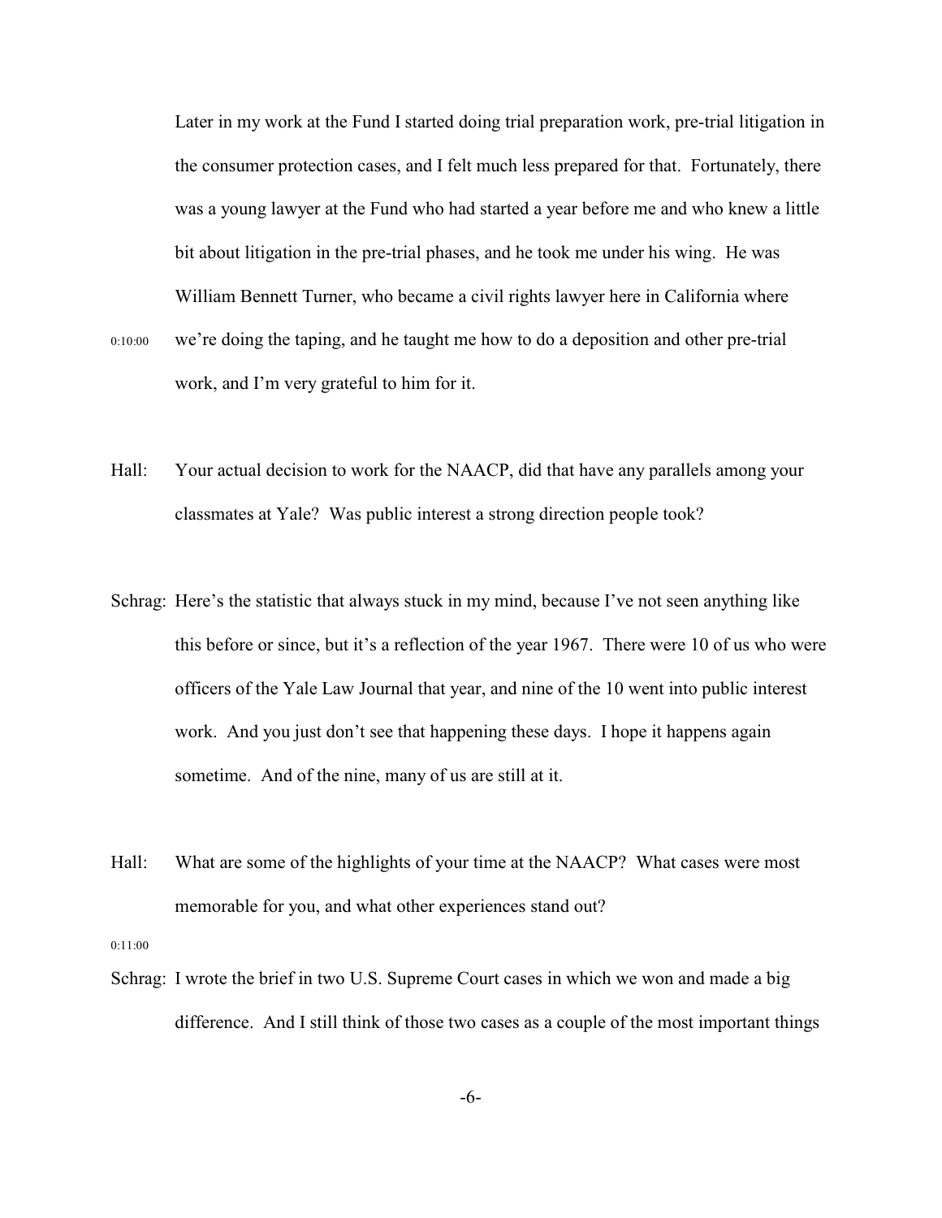Later in my work at the Fund I started doing trial preparation work, pre-trial litigation in the consumer protection cases, and I felt much less prepared for that. Fortunately, there was a young lawyer at the Fund who had started a year before me and who knew a little bit about litigation in the pre-trial phases, and he took me under his wing. He was William Bennett Turner, who became a civil rights lawyer here in California where we're doing the taping, and he taught me how to do a deposition and other pre-trial work, and I'm very grateful to him for it.

0:10:00

Hall: Your actual decision to work for the NAACP, did that have any parallels among your classmates at Yale? Was public interest a strong direction people took?

Schrag: Here's the statistic that always stuck in my mind, because I've not seen anything like this before or since, but it's a reflection of the year 1967. There were 10 of us who were officers of the Yale Law Journal that year, and nine of the 10 went into public interest work. And you just don't see that happening these days. I hope it happens again sometime. And of the nine, many of us are still at it.

Hall: What are some of the highlights of your time at the NAACP? What cases were most memorable for you, and what other experiences stand out?

0:11:00

Schrag: I wrote the brief in two U.S. Supreme Court cases in which we won and made a big difference. And I still think of those two cases as a couple of the most important things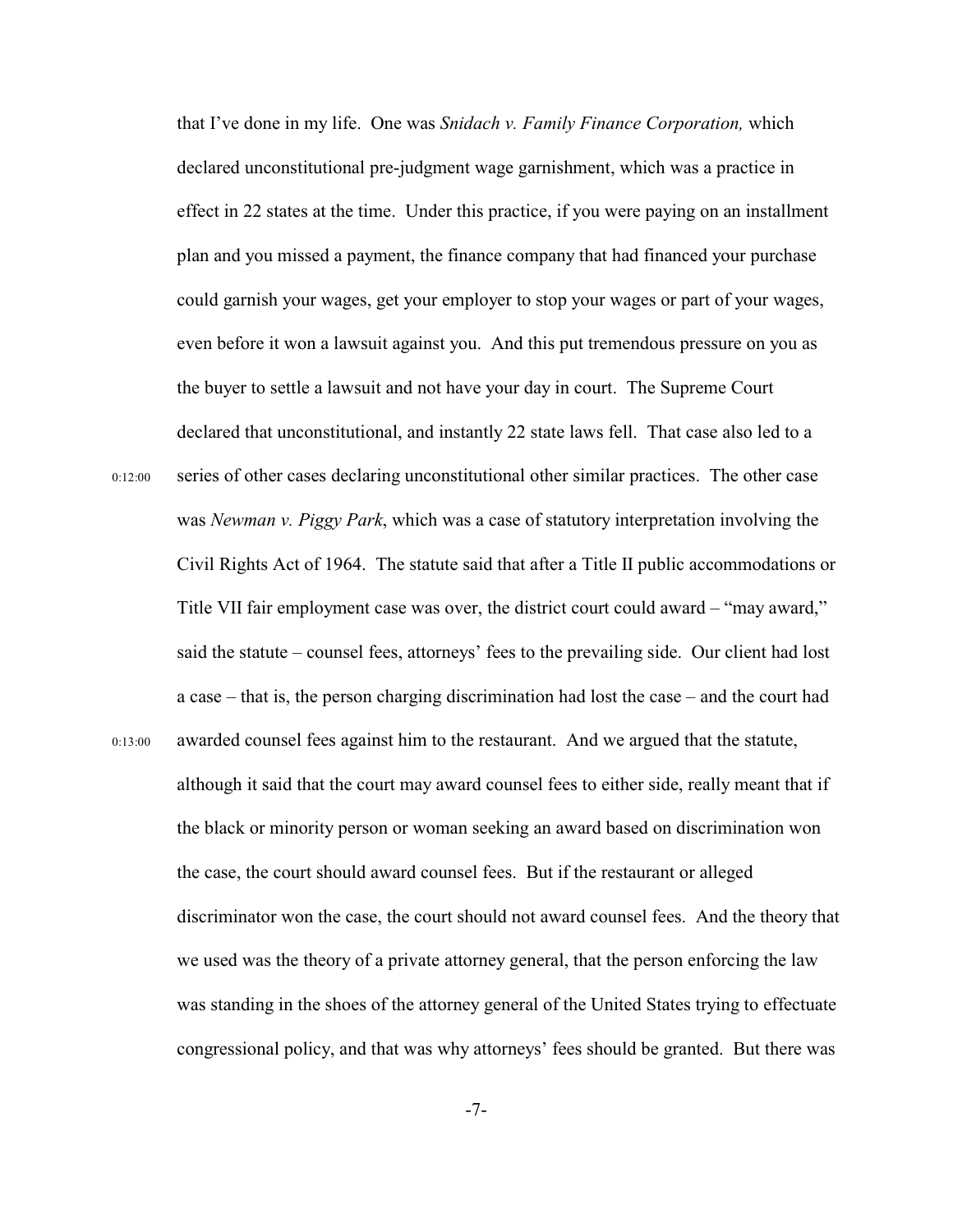that I've done in my life. One was *Snidach v. Family Finance Corporation,* which declared unconstitutional pre-judgment wage garnishment, which was a practice in effect in 22 states at the time. Under this practice, if you were paying on an installment plan and you missed a payment, the finance company that had financed your purchase could garnish your wages, get your employer to stop your wages or part of your wages, even before it won a lawsuit against you. And this put tremendous pressure on you as the buyer to settle a lawsuit and not have your day in court. The Supreme Court declared that unconstitutional, and instantly 22 state laws fell. That case also led to a series of other cases declaring unconstitutional other similar practices. The other case was *Newman v. Piggy Park*, which was a case of statutory interpretation involving the Civil Rights Act of 1964. The statute said that after a Title II public accommodations or Title VII fair employment case was over, the district court could award – "may award," said the statute – counsel fees, attorneys' fees to the prevailing side. Our client had lost a case – that is, the person charging discrimination had lost the case – and the court had awarded counsel fees against him to the restaurant. And we argued that the statute, although it said that the court may award counsel fees to either side, really meant that if the black or minority person or woman seeking an award based on discrimination won the case, the court should award counsel fees. But if the restaurant or alleged discriminator won the case, the court should not award counsel fees. And the theory that we used was the theory of a private attorney general, that the person enforcing the law was standing in the shoes of the attorney general of the United States trying to effectuate congressional policy, and that was why attorneys' fees should be granted. But there was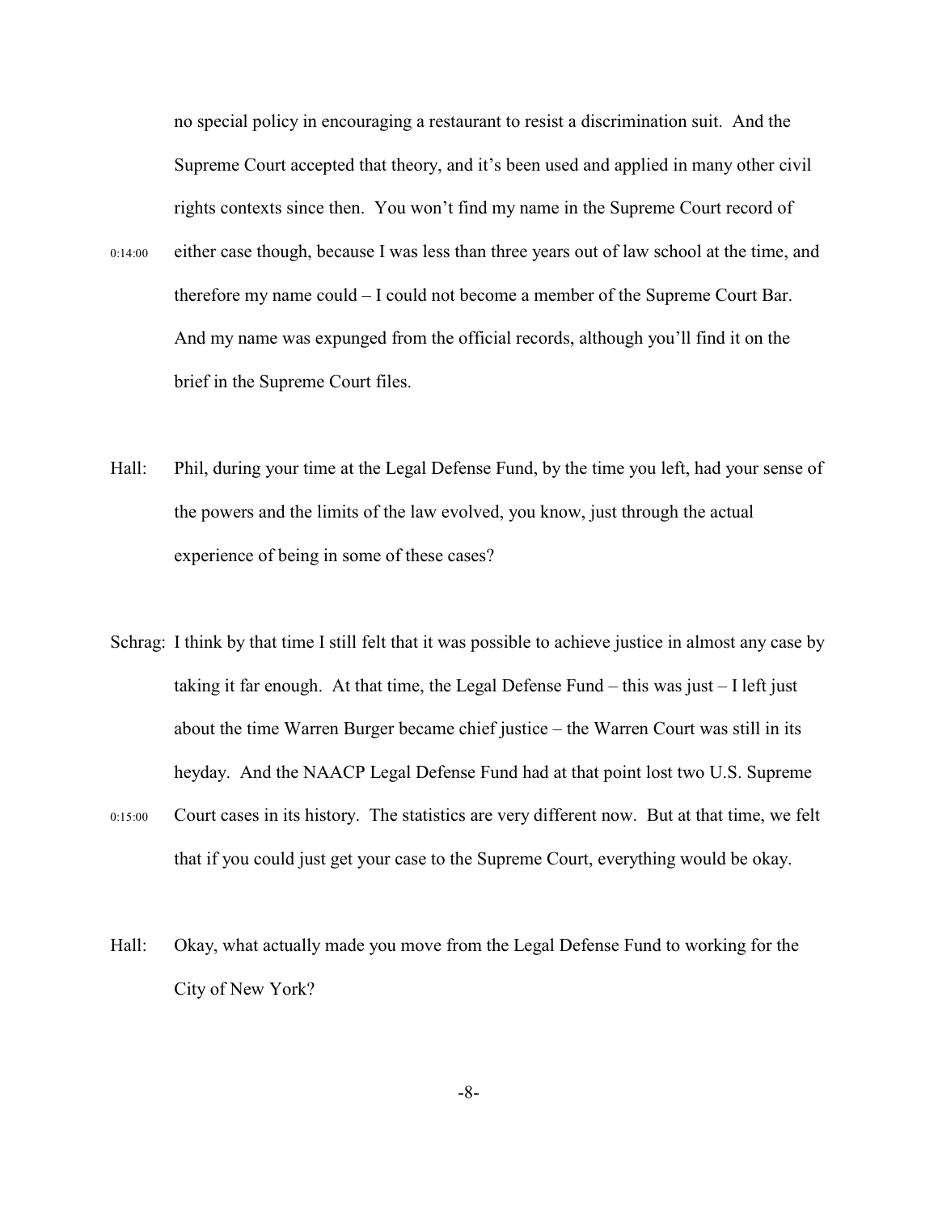no special policy in encouraging a restaurant to resist a discrimination suit. And the Supreme Court accepted that theory, and it's been used and applied in many other civil rights contexts since then. You won't find my name in the Supreme Court record of either case though, because I was less than three years out of law school at the time, and therefore my name could – I could not become a member of the Supreme Court Bar. And my name was expunged from the official records, although you'll find it on the brief in the Supreme Court files.

0:14:00

Hall: Phil, during your time at the Legal Defense Fund, by the time you left, had your sense of the powers and the limits of the law evolved, you know, just through the actual experience of being in some of these cases?

Schrag: I think by that time I still felt that it was possible to achieve justice in almost any case by taking it far enough. At that time, the Legal Defense Fund – this was just – I left just about the time Warren Burger became chief justice – the Warren Court was still in its heyday. And the NAACP Legal Defense Fund had at that point lost two U.S. Supreme Court cases in its history. The statistics are very different now. But at that time, we felt that if you could just get your case to the Supreme Court, everything would be okay.

0:15:00

Hall: Okay, what actually made you move from the Legal Defense Fund to working for the City of New York?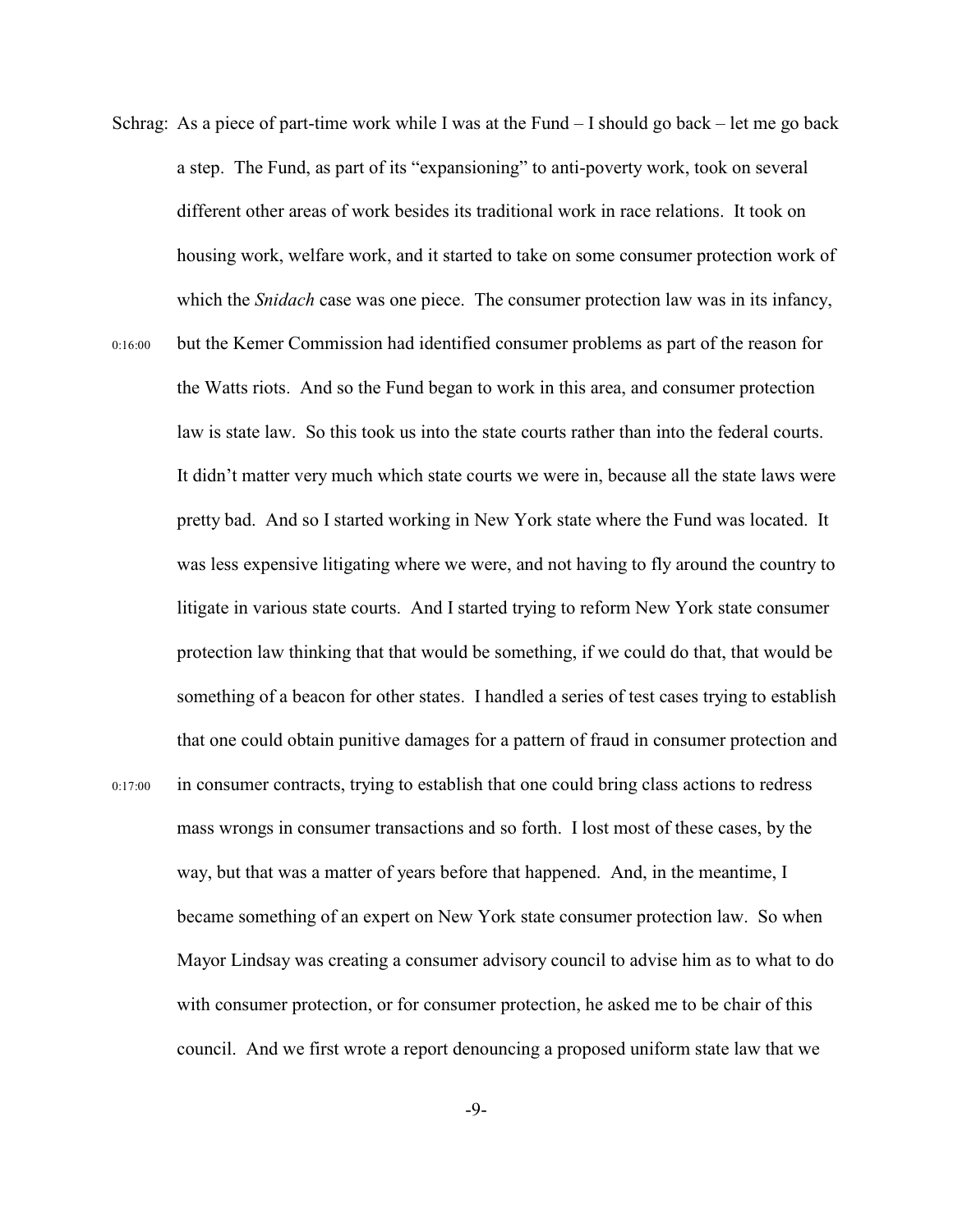Schrag: As a piece of part-time work while I was at the Fund – I should go back – let me go back a step. The Fund, as part of its "expansioning" to anti-poverty work, took on several different other areas of work besides its traditional work in race relations. It took on housing work, welfare work, and it started to take on some consumer protection work of which the *Snidach* case was one piece. The consumer protection law was in its infancy,

0:16:00 but the Kemer Commission had identified consumer problems as part of the reason for the Watts riots. And so the Fund began to work in this area, and consumer protection law is state law. So this took us into the state courts rather than into the federal courts. It didn't matter very much which state courts we were in, because all the state laws were pretty bad. And so I started working in New York state where the Fund was located. It was less expensive litigating where we were, and not having to fly around the country to litigate in various state courts. And I started trying to reform New York state consumer protection law thinking that that would be something, if we could do that, that would be something of a beacon for other states. I handled a series of test cases trying to establish that one could obtain punitive damages for a pattern of fraud in consumer protection and

0:17:00 in consumer contracts, trying to establish that one could bring class actions to redress mass wrongs in consumer transactions and so forth. I lost most of these cases, by the way, but that was a matter of years before that happened. And, in the meantime, I became something of an expert on New York state consumer protection law. So when Mayor Lindsay was creating a consumer advisory council to advise him as to what to do with consumer protection, or for consumer protection, he asked me to be chair of this council. And we first wrote a report denouncing a proposed uniform state law that we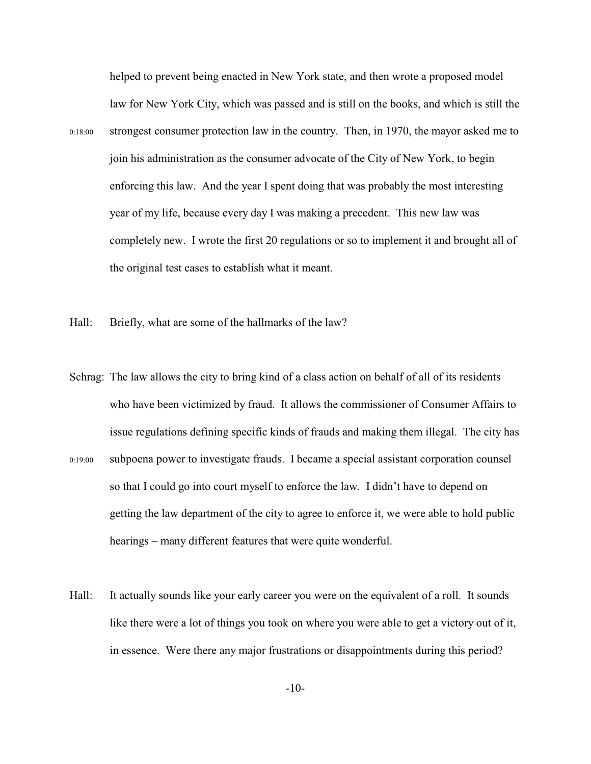helped to prevent being enacted in New York state, and then wrote a proposed model law for New York City, which was passed and is still on the books, and which is still the strongest consumer protection law in the country. Then, in 1970, the mayor asked me to join his administration as the consumer advocate of the City of New York, to begin enforcing this law. And the year I spent doing that was probably the most interesting year of my life, because every day I was making a precedent. This new law was completely new. I wrote the first 20 regulations or so to implement it and brought all of the original test cases to establish what it meant.

Hall: Briefly, what are some of the hallmarks of the law?

Schrag: The law allows the city to bring kind of a class action on behalf of all of its residents who have been victimized by fraud. It allows the commissioner of Consumer Affairs to issue regulations defining specific kinds of frauds and making them illegal. The city has subpoena power to investigate frauds. I became a special assistant corporation counsel so that I could go into court myself to enforce the law. I didn't have to depend on getting the law department of the city to agree to enforce it, we were able to hold public hearings – many different features that were quite wonderful.

Hall: It actually sounds like your early career you were on the equivalent of a roll. It sounds like there were a lot of things you took on where you were able to get a victory out of it, in essence. Were there any major frustrations or disappointments during this period?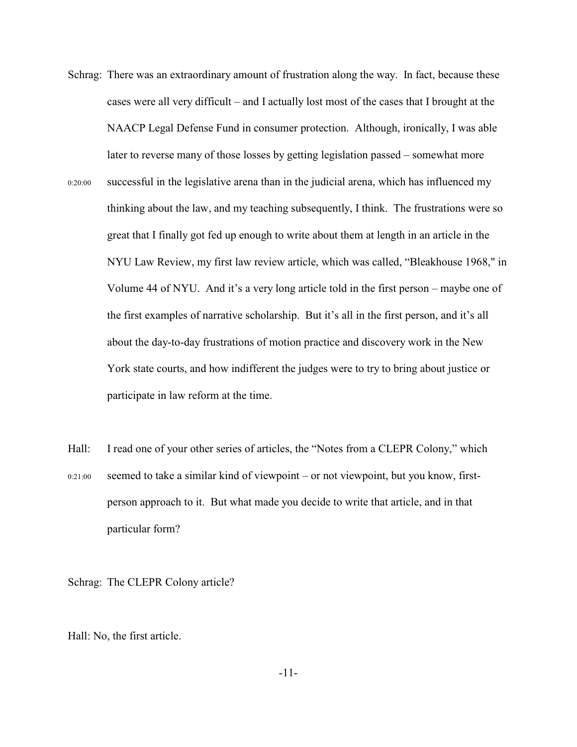Schrag: There was an extraordinary amount of frustration along the way. In fact, because these cases were all very difficult – and I actually lost most of the cases that I brought at the NAACP Legal Defense Fund in consumer protection. Although, ironically, I was able later to reverse many of those losses by getting legislation passed – somewhat more

0:20:00 successful in the legislative arena than in the judicial arena, which has influenced my thinking about the law, and my teaching subsequently, I think. The frustrations were so great that I finally got fed up enough to write about them at length in an article in the NYU Law Review, my first law review article, which was called, "Bleakhouse 1968," in Volume 44 of NYU. And it's a very long article told in the first person – maybe one of the first examples of narrative scholarship. But it's all in the first person, and it's all about the day-to-day frustrations of motion practice and discovery work in the New York state courts, and how indifferent the judges were to try to bring about justice or participate in law reform at the time.

Hall: I read one of your other series of articles, the "Notes from a CLEPR Colony," which

0:21:00 seemed to take a similar kind of viewpoint – or not viewpoint, but you know, first-person approach to it. But what made you decide to write that article, and in that particular form?

Schrag: The CLEPR Colony article?

Hall: No, the first article.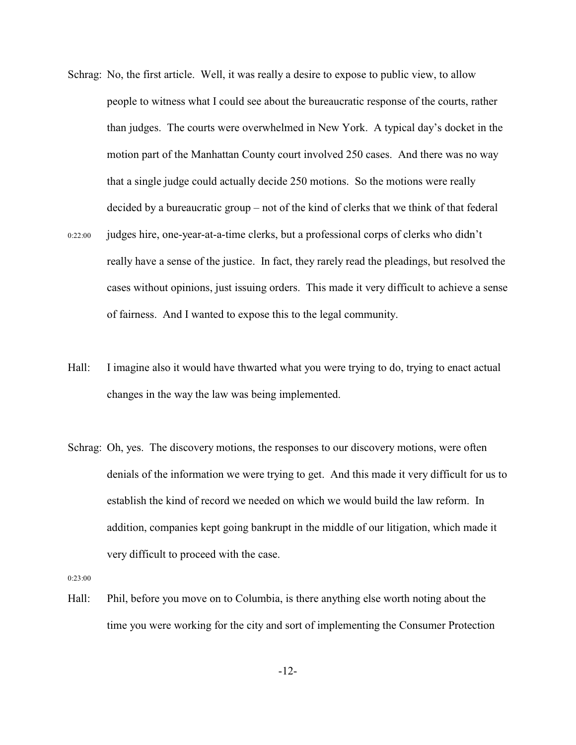Schrag: No, the first article. Well, it was really a desire to expose to public view, to allow people to witness what I could see about the bureaucratic response of the courts, rather than judges. The courts were overwhelmed in New York. A typical day's docket in the motion part of the Manhattan County court involved 250 cases. And there was no way that a single judge could actually decide 250 motions. So the motions were really decided by a bureaucratic group – not of the kind of clerks that we think of that federal judges hire, one-year-at-a-time clerks, but a professional corps of clerks who didn't really have a sense of the justice. In fact, they rarely read the pleadings, but resolved the cases without opinions, just issuing orders. This made it very difficult to achieve a sense of fairness. And I wanted to expose this to the legal community.

0:22:00

Hall: I imagine also it would have thwarted what you were trying to do, trying to enact actual changes in the way the law was being implemented.

Schrag: Oh, yes. The discovery motions, the responses to our discovery motions, were often denials of the information we were trying to get. And this made it very difficult for us to establish the kind of record we needed on which we would build the law reform. In addition, companies kept going bankrupt in the middle of our litigation, which made it very difficult to proceed with the case.

0:23:00

Hall: Phil, before you move on to Columbia, is there anything else worth noting about the time you were working for the city and sort of implementing the Consumer Protection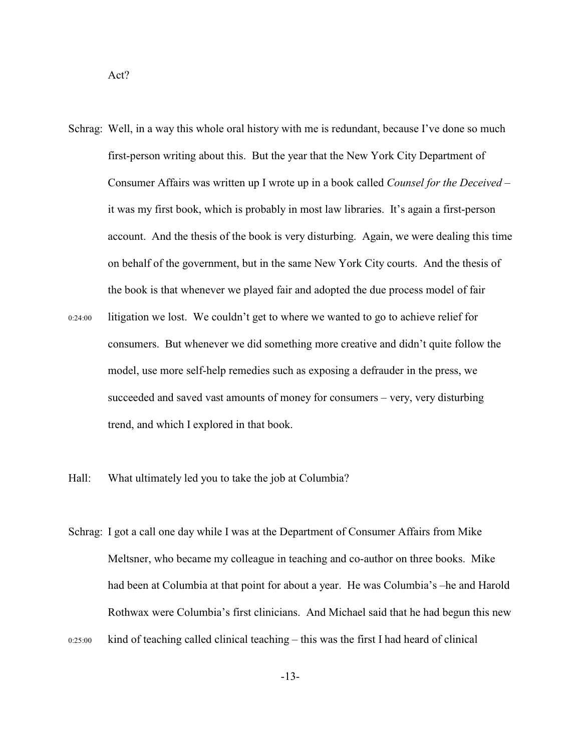Act?

Schrag: Well, in a way this whole oral history with me is redundant, because I've done so much first-person writing about this. But the year that the New York City Department of Consumer Affairs was written up I wrote up in a book called *Counsel for the Deceived* – it was my first book, which is probably in most law libraries. It's again a first-person account. And the thesis of the book is very disturbing. Again, we were dealing this time on behalf of the government, but in the same New York City courts. And the thesis of the book is that whenever we played fair and adopted the due process model of fair litigation we lost. We couldn't get to where we wanted to go to achieve relief for consumers. But whenever we did something more creative and didn't quite follow the model, use more self-help remedies such as exposing a defrauder in the press, we succeeded and saved vast amounts of money for consumers – very, very disturbing trend, and which I explored in that book.

0:24:00

Hall: What ultimately led you to take the job at Columbia?

Schrag: I got a call one day while I was at the Department of Consumer Affairs from Mike Meltsner, who became my colleague in teaching and co-author on three books. Mike had been at Columbia at that point for about a year. He was Columbia's –he and Harold Rothwax were Columbia's first clinicians. And Michael said that he had begun this new kind of teaching called clinical teaching – this was the first I had heard of clinical

0:25:00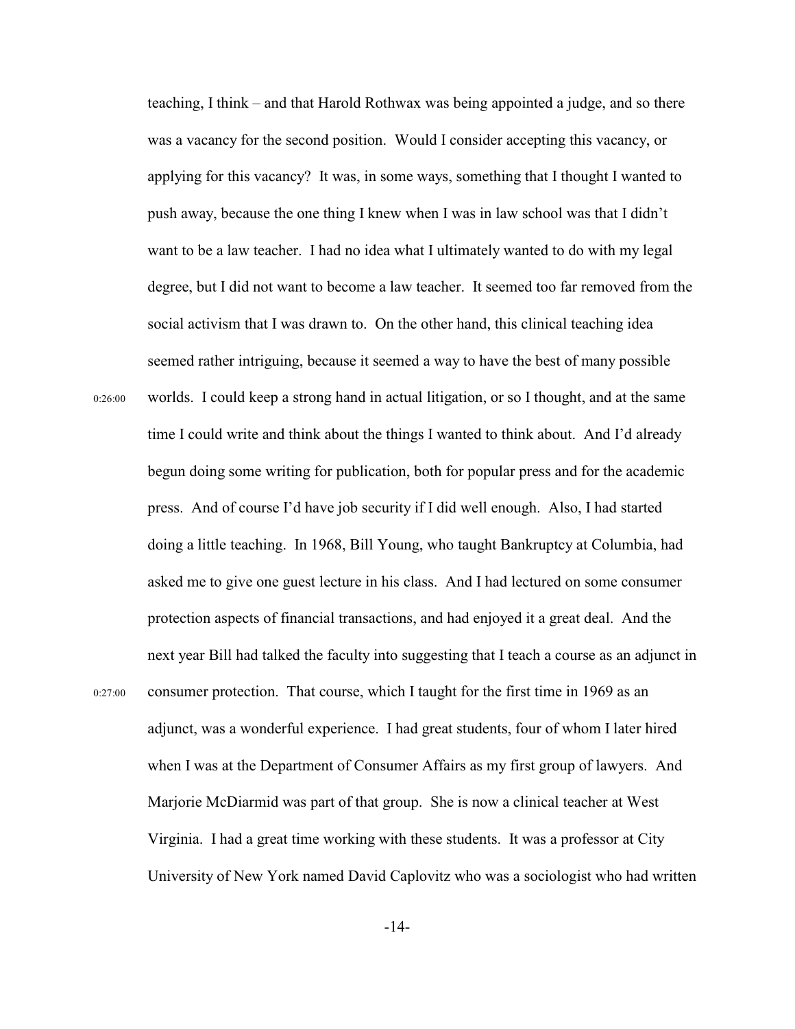teaching, I think – and that Harold Rothwax was being appointed a judge, and so there was a vacancy for the second position. Would I consider accepting this vacancy, or applying for this vacancy? It was, in some ways, something that I thought I wanted to push away, because the one thing I knew when I was in law school was that I didn't want to be a law teacher. I had no idea what I ultimately wanted to do with my legal degree, but I did not want to become a law teacher. It seemed too far removed from the social activism that I was drawn to. On the other hand, this clinical teaching idea seemed rather intriguing, because it seemed a way to have the best of many possible

0:26:00 worlds. I could keep a strong hand in actual litigation, or so I thought, and at the same time I could write and think about the things I wanted to think about. And I'd already begun doing some writing for publication, both for popular press and for the academic press. And of course I'd have job security if I did well enough. Also, I had started doing a little teaching. In 1968, Bill Young, who taught Bankruptcy at Columbia, had asked me to give one guest lecture in his class. And I had lectured on some consumer protection aspects of financial transactions, and had enjoyed it a great deal. And the next year Bill had talked the faculty into suggesting that I teach a course as an adjunct in

0:27:00 consumer protection. That course, which I taught for the first time in 1969 as an adjunct, was a wonderful experience. I had great students, four of whom I later hired when I was at the Department of Consumer Affairs as my first group of lawyers. And Marjorie McDiarmid was part of that group. She is now a clinical teacher at West Virginia. I had a great time working with these students. It was a professor at City University of New York named David Caplovitz who was a sociologist who had written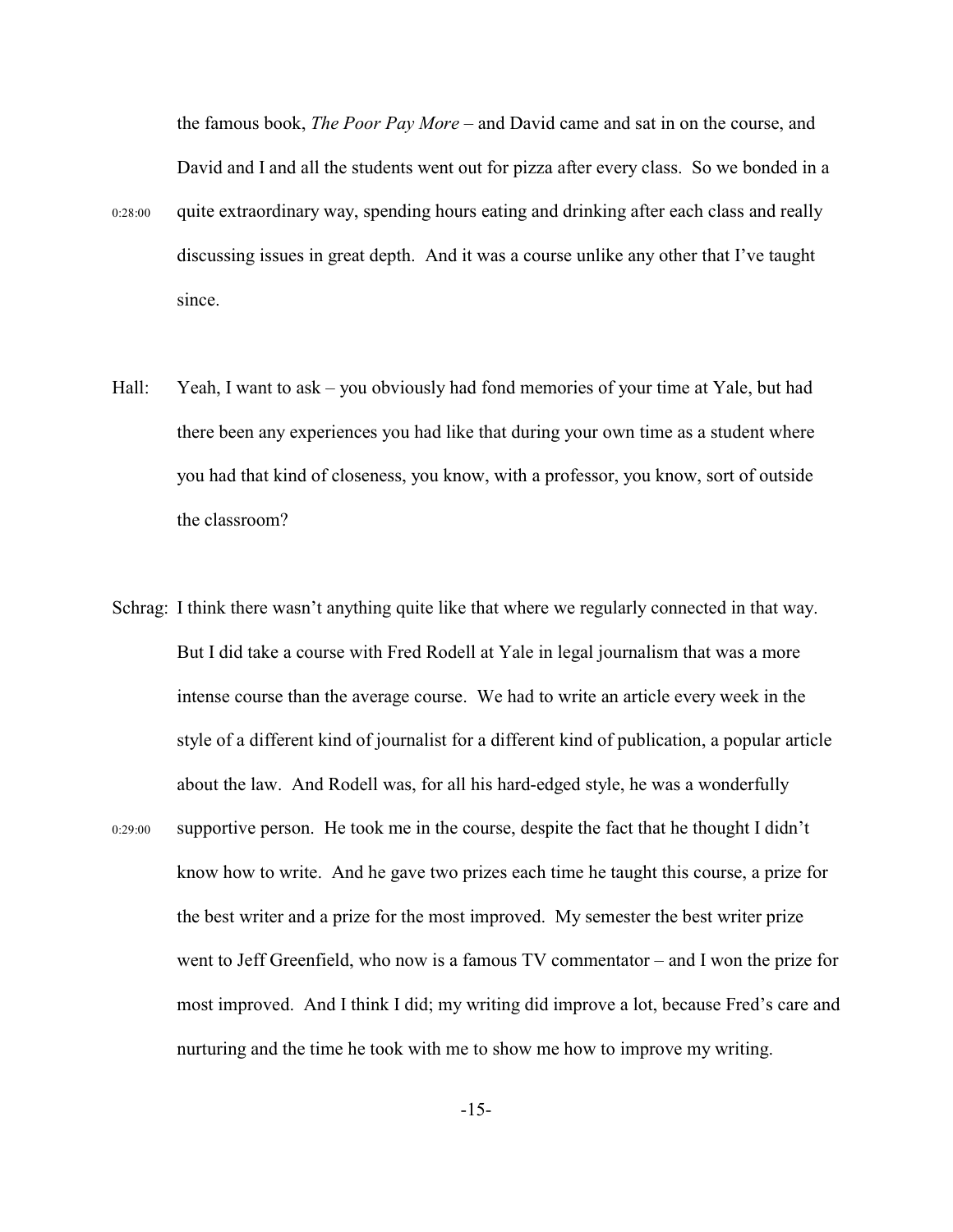the famous book, *The Poor Pay More* – and David came and sat in on the course, and David and I and all the students went out for pizza after every class. So we bonded in a 0:28:00 quite extraordinary way, spending hours eating and drinking after each class and really discussing issues in great depth. And it was a course unlike any other that I've taught since.

Hall: Yeah, I want to ask – you obviously had fond memories of your time at Yale, but had there been any experiences you had like that during your own time as a student where you had that kind of closeness, you know, with a professor, you know, sort of outside the classroom?

Schrag: I think there wasn't anything quite like that where we regularly connected in that way. But I did take a course with Fred Rodell at Yale in legal journalism that was a more intense course than the average course. We had to write an article every week in the style of a different kind of journalist for a different kind of publication, a popular article about the law. And Rodell was, for all his hard-edged style, he was a wonderfully 0:29:00 supportive person. He took me in the course, despite the fact that he thought I didn't know how to write. And he gave two prizes each time he taught this course, a prize for the best writer and a prize for the most improved. My semester the best writer prize went to Jeff Greenfield, who now is a famous TV commentator – and I won the prize for most improved. And I think I did; my writing did improve a lot, because Fred's care and nurturing and the time he took with me to show me how to improve my writing.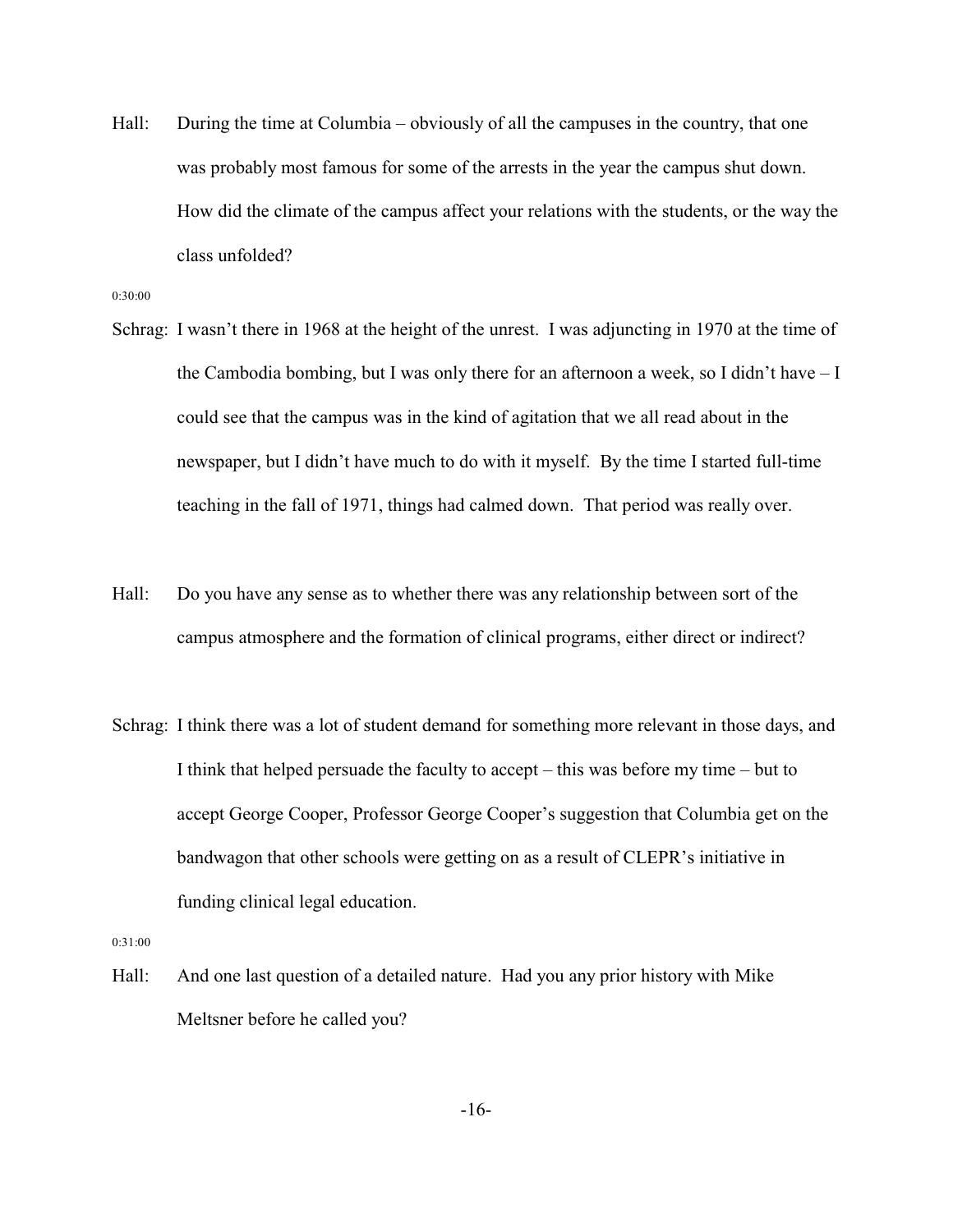Hall: During the time at Columbia – obviously of all the campuses in the country, that one was probably most famous for some of the arrests in the year the campus shut down. How did the climate of the campus affect your relations with the students, or the way the class unfolded?

0:30:00

Schrag: I wasn't there in 1968 at the height of the unrest. I was adjuncting in 1970 at the time of the Cambodia bombing, but I was only there for an afternoon a week, so I didn't have – I could see that the campus was in the kind of agitation that we all read about in the newspaper, but I didn't have much to do with it myself. By the time I started full-time teaching in the fall of 1971, things had calmed down. That period was really over.

Hall: Do you have any sense as to whether there was any relationship between sort of the campus atmosphere and the formation of clinical programs, either direct or indirect?

Schrag: I think there was a lot of student demand for something more relevant in those days, and I think that helped persuade the faculty to accept – this was before my time – but to accept George Cooper, Professor George Cooper's suggestion that Columbia get on the bandwagon that other schools were getting on as a result of CLEPR's initiative in funding clinical legal education.

0:31:00

Hall: And one last question of a detailed nature. Had you any prior history with Mike Meltsner before he called you?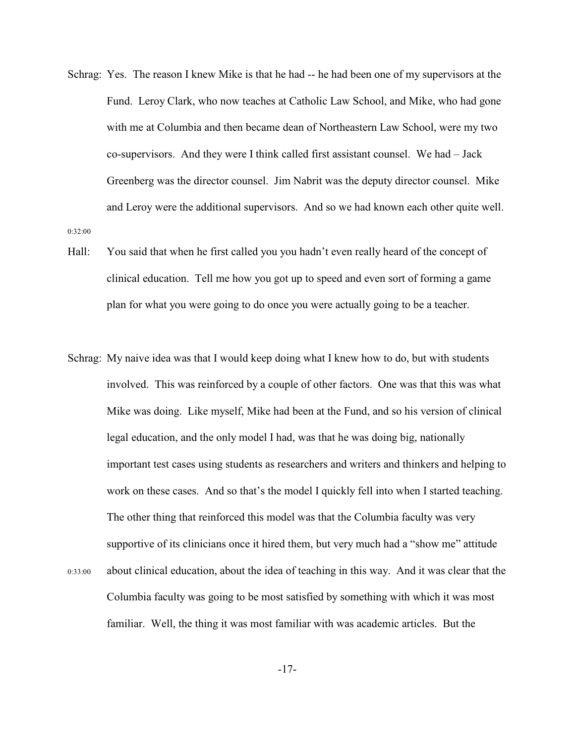Schrag: Yes. The reason I knew Mike is that he had -- he had been one of my supervisors at the Fund. Leroy Clark, who now teaches at Catholic Law School, and Mike, who had gone with me at Columbia and then became dean of Northeastern Law School, were my two co-supervisors. And they were I think called first assistant counsel. We had – Jack Greenberg was the director counsel. Jim Nabrit was the deputy director counsel. Mike and Leroy were the additional supervisors. And so we had known each other quite well.

0:32:00

Hall: You said that when he first called you you hadn't even really heard of the concept of clinical education. Tell me how you got up to speed and even sort of forming a game plan for what you were going to do once you were actually going to be a teacher.

Schrag: My naive idea was that I would keep doing what I knew how to do, but with students involved. This was reinforced by a couple of other factors. One was that this was what Mike was doing. Like myself, Mike had been at the Fund, and so his version of clinical legal education, and the only model I had, was that he was doing big, nationally important test cases using students as researchers and writers and thinkers and helping to work on these cases. And so that's the model I quickly fell into when I started teaching. The other thing that reinforced this model was that the Columbia faculty was very supportive of its clinicians once it hired them, but very much had a "show me" attitude about clinical education, about the idea of teaching in this way. And it was clear that the Columbia faculty was going to be most satisfied by something with which it was most familiar. Well, the thing it was most familiar with was academic articles. But the

0:33:00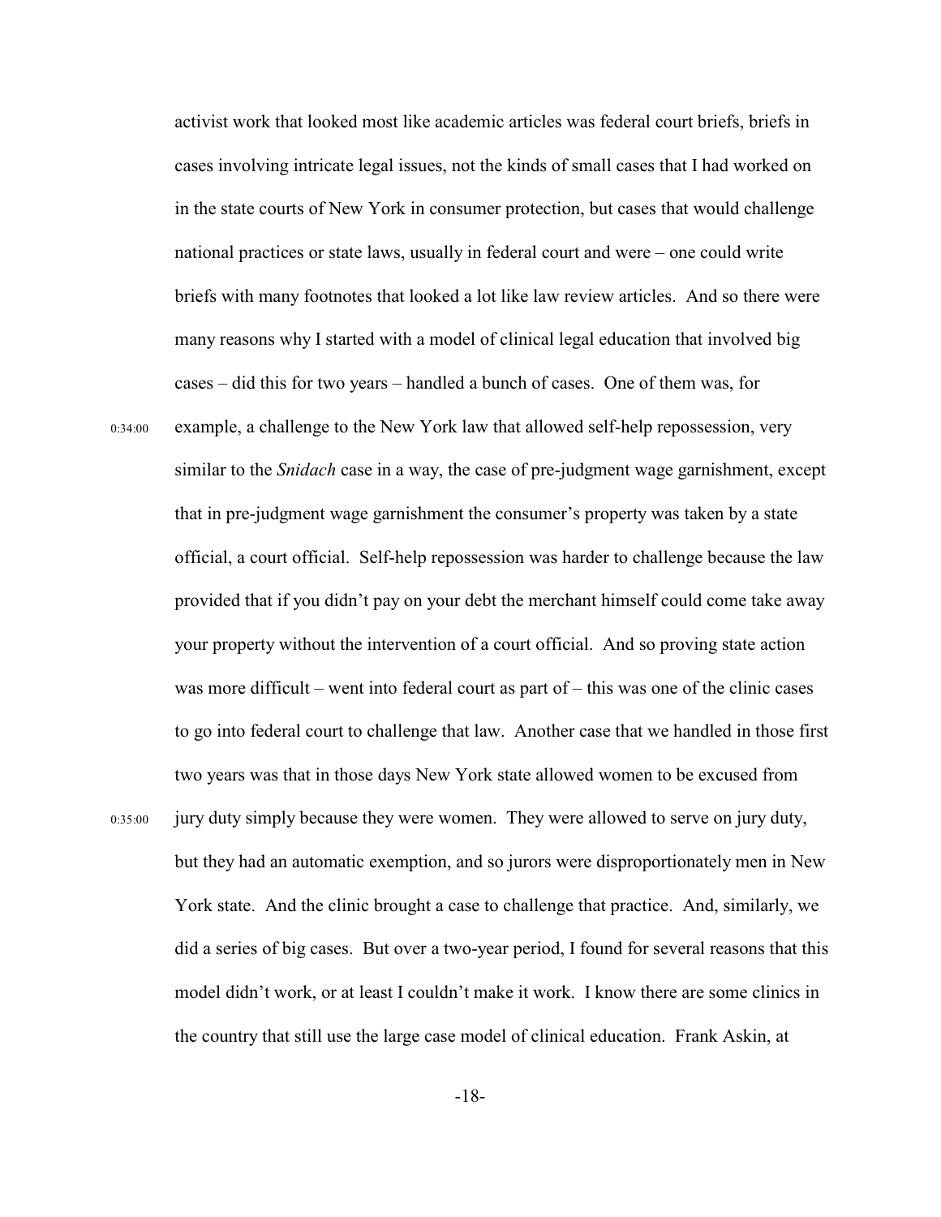activist work that looked most like academic articles was federal court briefs, briefs in cases involving intricate legal issues, not the kinds of small cases that I had worked on in the state courts of New York in consumer protection, but cases that would challenge national practices or state laws, usually in federal court and were – one could write briefs with many footnotes that looked a lot like law review articles. And so there were many reasons why I started with a model of clinical legal education that involved big cases – did this for two years – handled a bunch of cases. One of them was, for

0:34:00 example, a challenge to the New York law that allowed self-help repossession, very similar to the *Snidach* case in a way, the case of pre-judgment wage garnishment, except that in pre-judgment wage garnishment the consumer's property was taken by a state official, a court official. Self-help repossession was harder to challenge because the law provided that if you didn't pay on your debt the merchant himself could come take away your property without the intervention of a court official. And so proving state action was more difficult – went into federal court as part of – this was one of the clinic cases to go into federal court to challenge that law. Another case that we handled in those first two years was that in those days New York state allowed women to be excused from

0:35:00 jury duty simply because they were women. They were allowed to serve on jury duty, but they had an automatic exemption, and so jurors were disproportionately men in New York state. And the clinic brought a case to challenge that practice. And, similarly, we did a series of big cases. But over a two-year period, I found for several reasons that this model didn't work, or at least I couldn't make it work. I know there are some clinics in the country that still use the large case model of clinical education. Frank Askin, at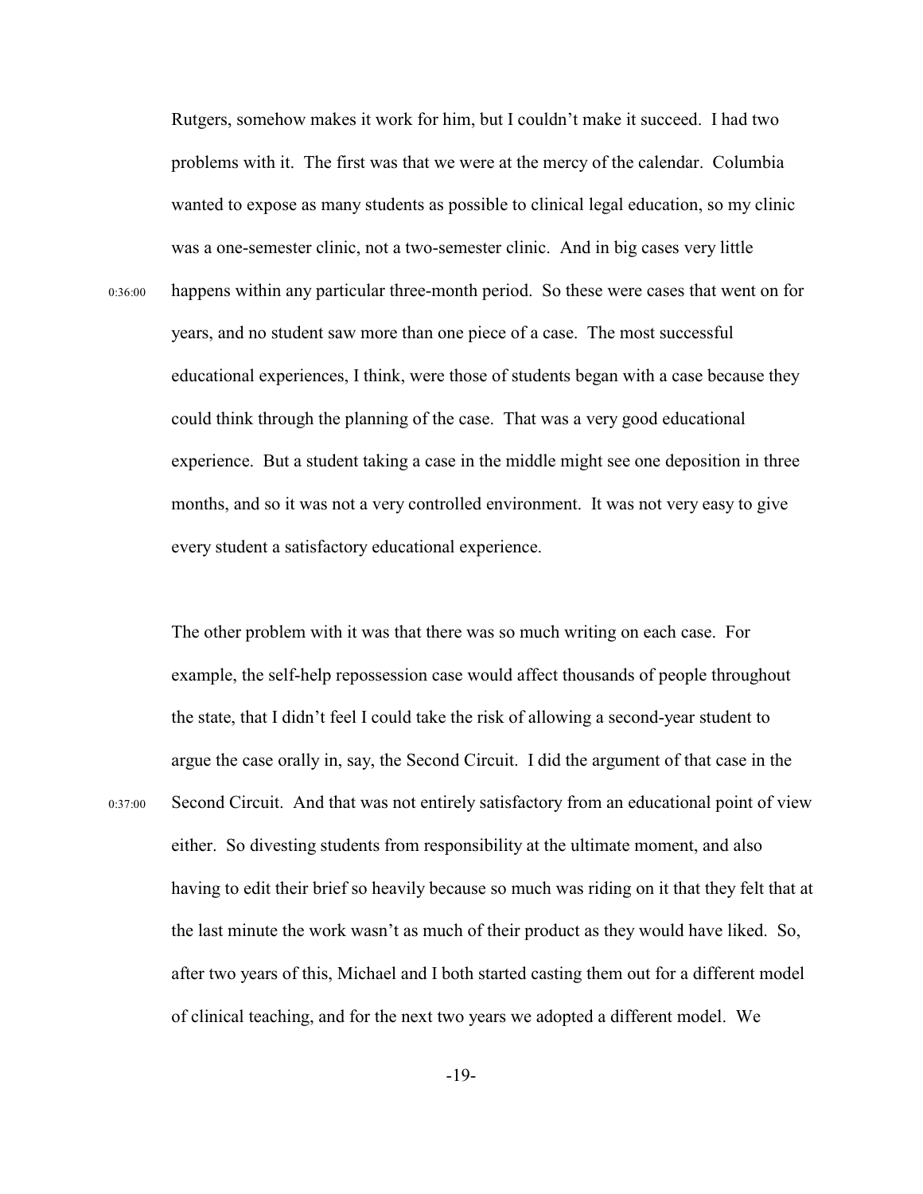Rutgers, somehow makes it work for him, but I couldn't make it succeed. I had two problems with it. The first was that we were at the mercy of the calendar. Columbia wanted to expose as many students as possible to clinical legal education, so my clinic was a one-semester clinic, not a two-semester clinic. And in big cases very little happens within any particular three-month period. So these were cases that went on for years, and no student saw more than one piece of a case. The most successful educational experiences, I think, were those of students began with a case because they could think through the planning of the case. That was a very good educational experience. But a student taking a case in the middle might see one deposition in three months, and so it was not a very controlled environment. It was not very easy to give every student a satisfactory educational experience.

The other problem with it was that there was so much writing on each case. For example, the self-help repossession case would affect thousands of people throughout the state, that I didn't feel I could take the risk of allowing a second-year student to argue the case orally in, say, the Second Circuit. I did the argument of that case in the Second Circuit. And that was not entirely satisfactory from an educational point of view either. So divesting students from responsibility at the ultimate moment, and also having to edit their brief so heavily because so much was riding on it that they felt that at the last minute the work wasn't as much of their product as they would have liked. So, after two years of this, Michael and I both started casting them out for a different model of clinical teaching, and for the next two years we adopted a different model. We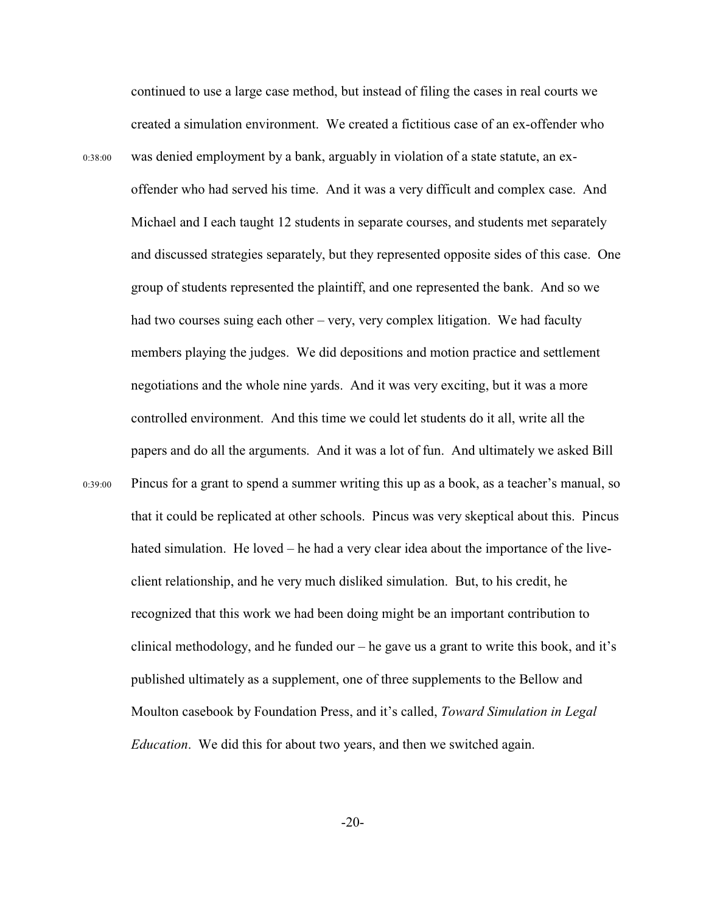continued to use a large case method, but instead of filing the cases in real courts we created a simulation environment. We created a fictitious case of an ex-offender who was denied employment by a bank, arguably in violation of a state statute, an ex-offender who had served his time. And it was a very difficult and complex case. And Michael and I each taught 12 students in separate courses, and students met separately and discussed strategies separately, but they represented opposite sides of this case. One group of students represented the plaintiff, and one represented the bank. And so we had two courses suing each other – very, very complex litigation. We had faculty members playing the judges. We did depositions and motion practice and settlement negotiations and the whole nine yards. And it was very exciting, but it was a more controlled environment. And this time we could let students do it all, write all the papers and do all the arguments. And it was a lot of fun. And ultimately we asked Bill Pincus for a grant to spend a summer writing this up as a book, as a teacher's manual, so that it could be replicated at other schools. Pincus was very skeptical about this. Pincus hated simulation. He loved – he had a very clear idea about the importance of the live-client relationship, and he very much disliked simulation. But, to his credit, he recognized that this work we had been doing might be an important contribution to clinical methodology, and he funded our – he gave us a grant to write this book, and it's published ultimately as a supplement, one of three supplements to the Bellow and Moulton casebook by Foundation Press, and it's called, *Toward Simulation in Legal Education*. We did this for about two years, and then we switched again.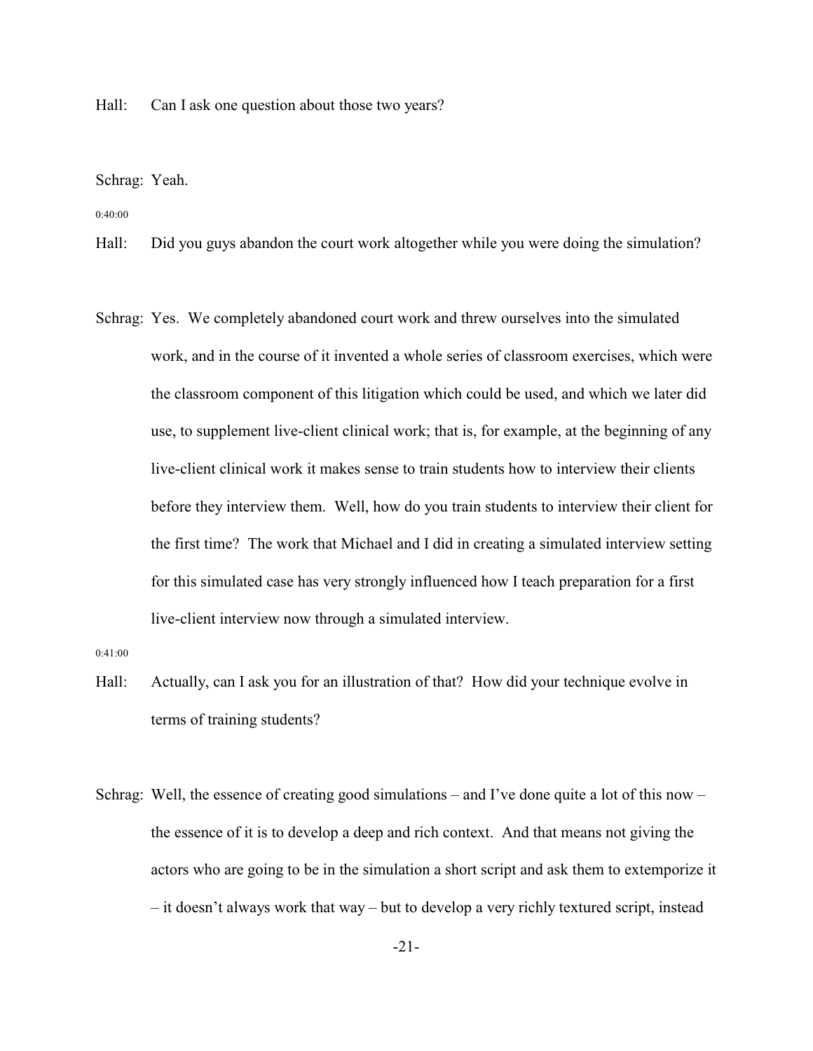Hall: Can I ask one question about those two years?

Schrag: Yeah.

0:40:00

Hall: Did you guys abandon the court work altogether while you were doing the simulation?

Schrag: Yes. We completely abandoned court work and threw ourselves into the simulated work, and in the course of it invented a whole series of classroom exercises, which were the classroom component of this litigation which could be used, and which we later did use, to supplement live-client clinical work; that is, for example, at the beginning of any live-client clinical work it makes sense to train students how to interview their clients before they interview them. Well, how do you train students to interview their client for the first time? The work that Michael and I did in creating a simulated interview setting for this simulated case has very strongly influenced how I teach preparation for a first live-client interview now through a simulated interview.

0:41:00

Hall: Actually, can I ask you for an illustration of that? How did your technique evolve in terms of training students?

Schrag: Well, the essence of creating good simulations – and I've done quite a lot of this now – the essence of it is to develop a deep and rich context. And that means not giving the actors who are going to be in the simulation a short script and ask them to extemporize it – it doesn't always work that way – but to develop a very richly textured script, instead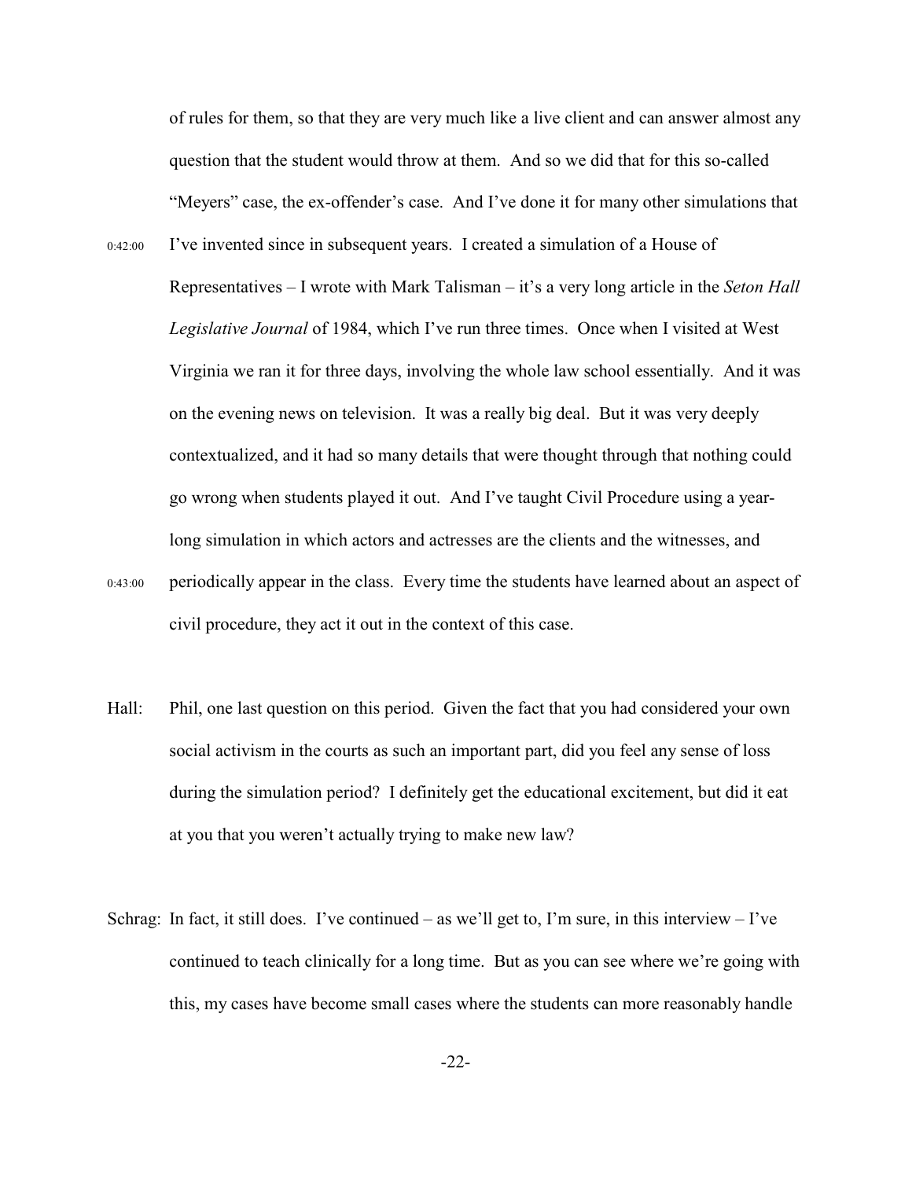of rules for them, so that they are very much like a live client and can answer almost any question that the student would throw at them. And so we did that for this so-called "Meyers" case, the ex-offender's case. And I've done it for many other simulations that

0:42:00 I've invented since in subsequent years. I created a simulation of a House of Representatives – I wrote with Mark Talisman – it's a very long article in the *Seton Hall Legislative Journal* of 1984, which I've run three times. Once when I visited at West Virginia we ran it for three days, involving the whole law school essentially. And it was on the evening news on television. It was a really big deal. But it was very deeply contextualized, and it had so many details that were thought through that nothing could go wrong when students played it out. And I've taught Civil Procedure using a year-long simulation in which actors and actresses are the clients and the witnesses, and

0:43:00 periodically appear in the class. Every time the students have learned about an aspect of civil procedure, they act it out in the context of this case.

Hall: Phil, one last question on this period. Given the fact that you had considered your own social activism in the courts as such an important part, did you feel any sense of loss during the simulation period? I definitely get the educational excitement, but did it eat at you that you weren't actually trying to make new law?

Schrag: In fact, it still does. I've continued – as we'll get to, I'm sure, in this interview – I've continued to teach clinically for a long time. But as you can see where we're going with this, my cases have become small cases where the students can more reasonably handle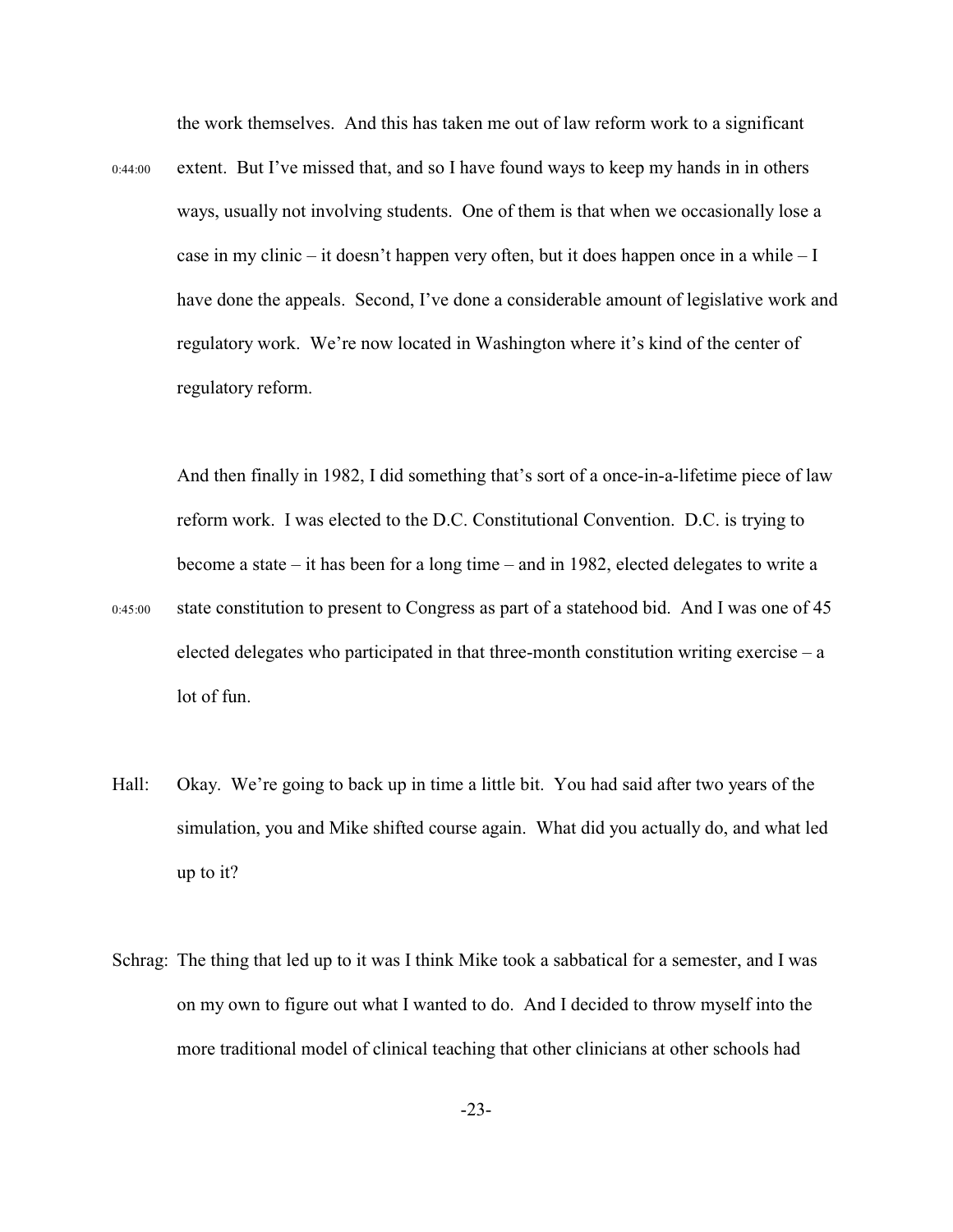the work themselves. And this has taken me out of law reform work to a significant extent. But I've missed that, and so I have found ways to keep my hands in in others ways, usually not involving students. One of them is that when we occasionally lose a case in my clinic – it doesn't happen very often, but it does happen once in a while – I have done the appeals. Second, I've done a considerable amount of legislative work and regulatory work. We're now located in Washington where it's kind of the center of regulatory reform.

0:44:00

And then finally in 1982, I did something that's sort of a once-in-a-lifetime piece of law reform work. I was elected to the D.C. Constitutional Convention. D.C. is trying to become a state – it has been for a long time – and in 1982, elected delegates to write a state constitution to present to Congress as part of a statehood bid. And I was one of 45 elected delegates who participated in that three-month constitution writing exercise – a lot of fun.

0:45:00

Hall: Okay. We're going to back up in time a little bit. You had said after two years of the simulation, you and Mike shifted course again. What did you actually do, and what led up to it?

Schrag: The thing that led up to it was I think Mike took a sabbatical for a semester, and I was on my own to figure out what I wanted to do. And I decided to throw myself into the more traditional model of clinical teaching that other clinicians at other schools had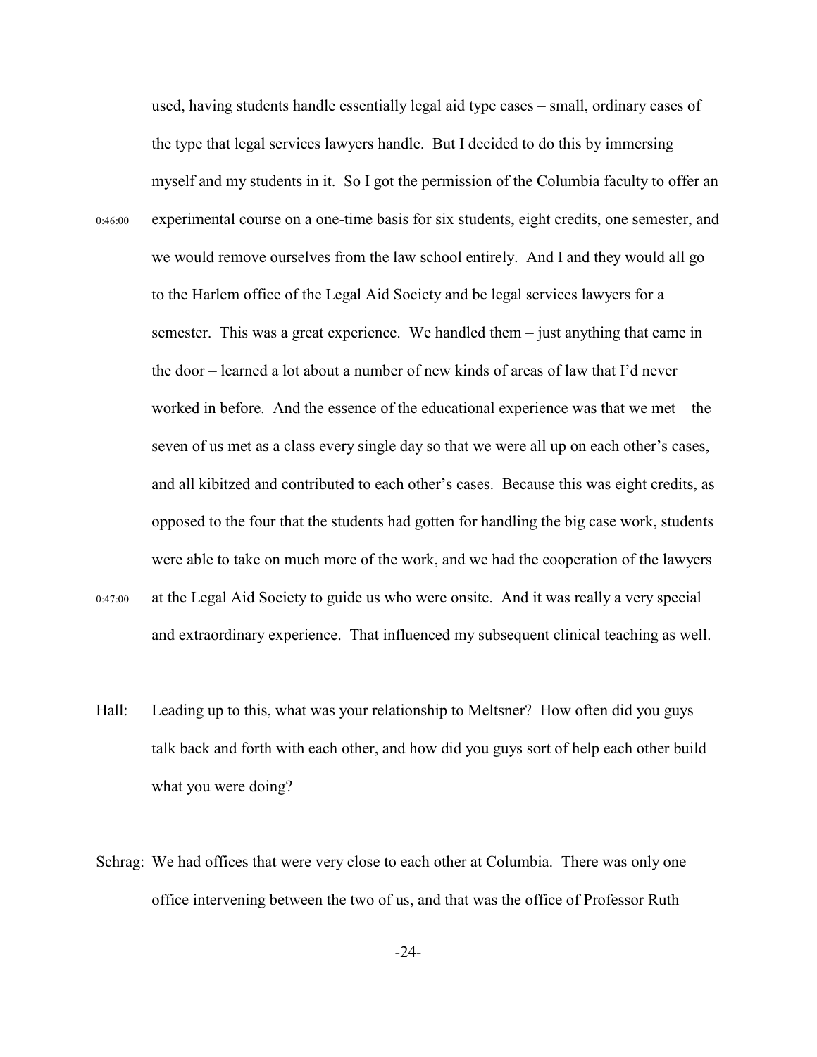used, having students handle essentially legal aid type cases – small, ordinary cases of the type that legal services lawyers handle. But I decided to do this by immersing myself and my students in it. So I got the permission of the Columbia faculty to offer an experimental course on a one-time basis for six students, eight credits, one semester, and we would remove ourselves from the law school entirely. And I and they would all go to the Harlem office of the Legal Aid Society and be legal services lawyers for a semester. This was a great experience. We handled them – just anything that came in the door – learned a lot about a number of new kinds of areas of law that I'd never worked in before. And the essence of the educational experience was that we met – the seven of us met as a class every single day so that we were all up on each other's cases, and all kibitzed and contributed to each other's cases. Because this was eight credits, as opposed to the four that the students had gotten for handling the big case work, students were able to take on much more of the work, and we had the cooperation of the lawyers at the Legal Aid Society to guide us who were onsite. And it was really a very special and extraordinary experience. That influenced my subsequent clinical teaching as well.

0:46:00

0:47:00

Hall: Leading up to this, what was your relationship to Meltsner? How often did you guys talk back and forth with each other, and how did you guys sort of help each other build what you were doing?

Schrag: We had offices that were very close to each other at Columbia. There was only one office intervening between the two of us, and that was the office of Professor Ruth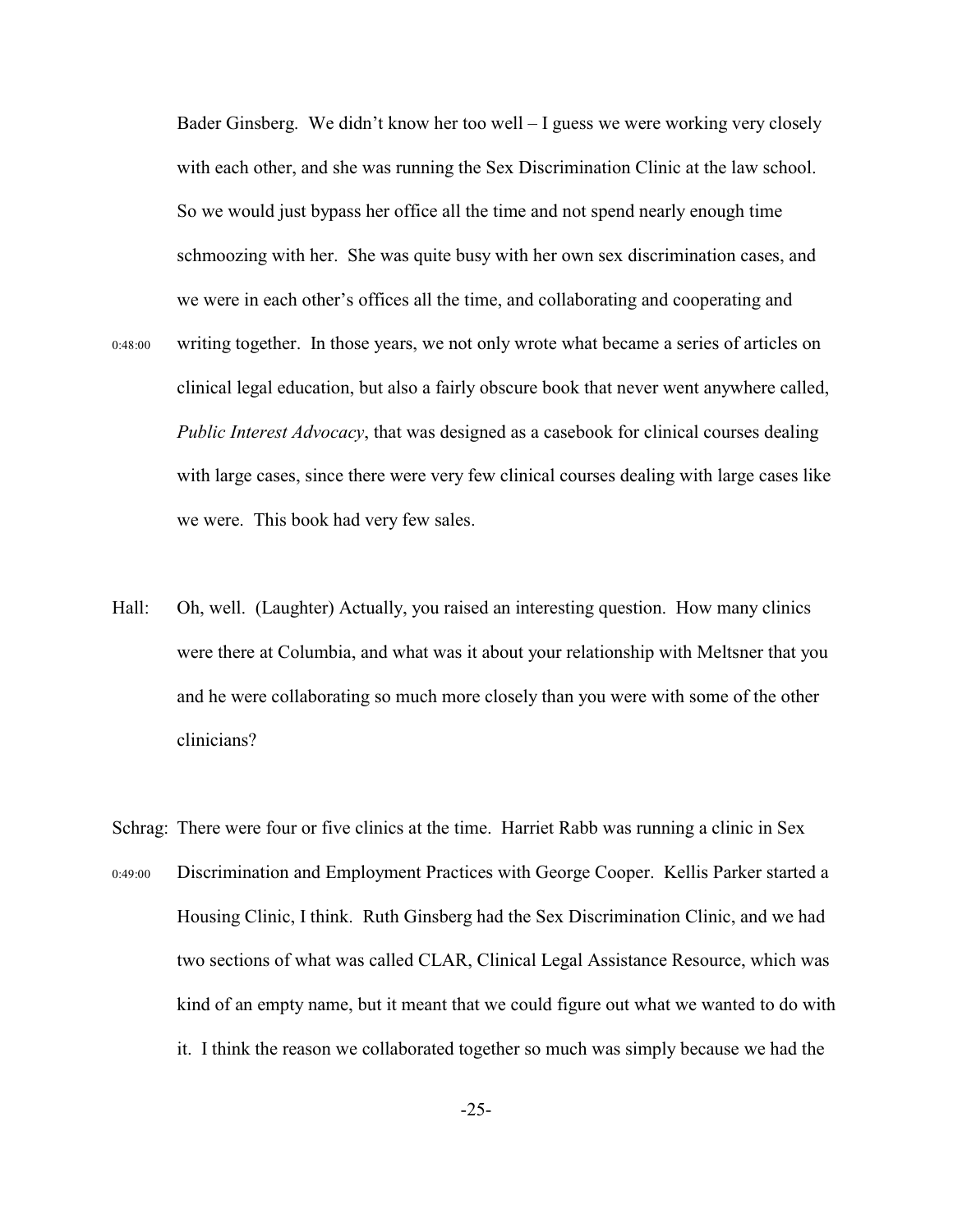Bader Ginsberg. We didn't know her too well – I guess we were working very closely with each other, and she was running the Sex Discrimination Clinic at the law school. So we would just bypass her office all the time and not spend nearly enough time schmoozing with her. She was quite busy with her own sex discrimination cases, and we were in each other's offices all the time, and collaborating and cooperating and

0:48:00 writing together. In those years, we not only wrote what became a series of articles on clinical legal education, but also a fairly obscure book that never went anywhere called, *Public Interest Advocacy*, that was designed as a casebook for clinical courses dealing with large cases, since there were very few clinical courses dealing with large cases like we were. This book had very few sales.

Hall: Oh, well. (Laughter) Actually, you raised an interesting question. How many clinics were there at Columbia, and what was it about your relationship with Meltsner that you and he were collaborating so much more closely than you were with some of the other clinicians?

Schrag: There were four or five clinics at the time. Harriet Rabb was running a clinic in Sex

0:49:00 Discrimination and Employment Practices with George Cooper. Kellis Parker started a Housing Clinic, I think. Ruth Ginsberg had the Sex Discrimination Clinic, and we had two sections of what was called CLAR, Clinical Legal Assistance Resource, which was kind of an empty name, but it meant that we could figure out what we wanted to do with it. I think the reason we collaborated together so much was simply because we had the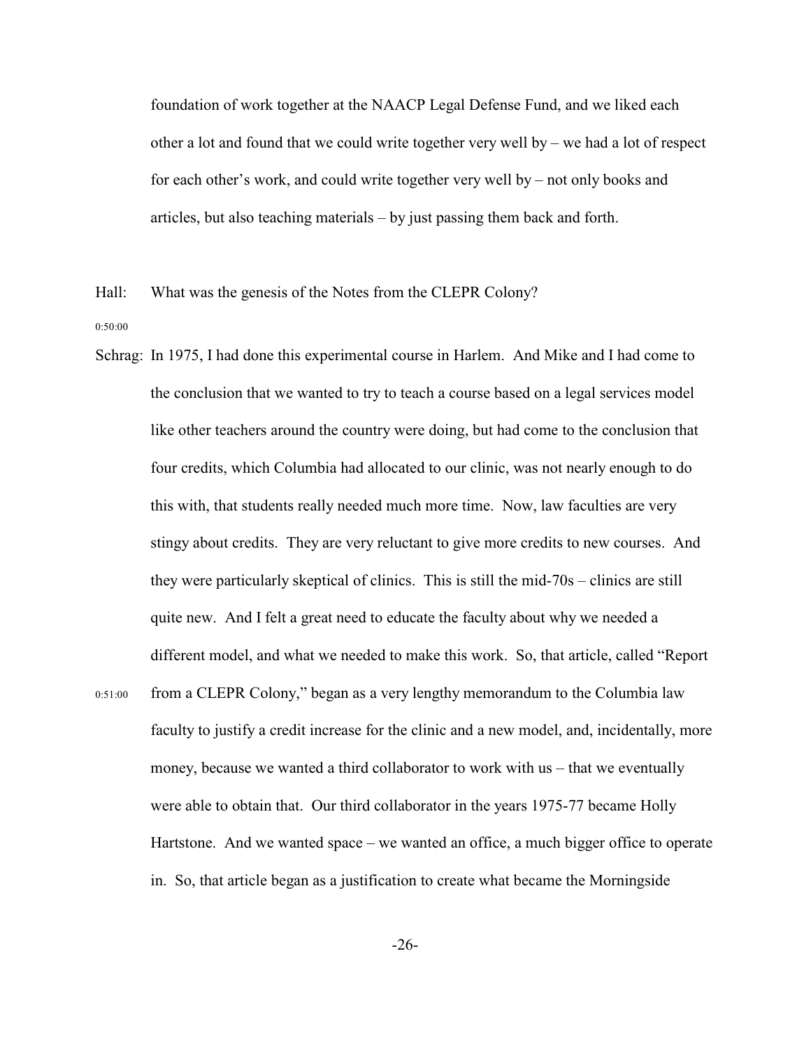foundation of work together at the NAACP Legal Defense Fund, and we liked each other a lot and found that we could write together very well by – we had a lot of respect for each other's work, and could write together very well by – not only books and articles, but also teaching materials – by just passing them back and forth.

Hall: What was the genesis of the Notes from the CLEPR Colony?

0:50:00

Schrag: In 1975, I had done this experimental course in Harlem. And Mike and I had come to the conclusion that we wanted to try to teach a course based on a legal services model like other teachers around the country were doing, but had come to the conclusion that four credits, which Columbia had allocated to our clinic, was not nearly enough to do this with, that students really needed much more time. Now, law faculties are very stingy about credits. They are very reluctant to give more credits to new courses. And they were particularly skeptical of clinics. This is still the mid-70s – clinics are still quite new. And I felt a great need to educate the faculty about why we needed a different model, and what we needed to make this work. So, that article, called "Report

0:51:00

from a CLEPR Colony," began as a very lengthy memorandum to the Columbia law faculty to justify a credit increase for the clinic and a new model, and, incidentally, more money, because we wanted a third collaborator to work with us – that we eventually were able to obtain that. Our third collaborator in the years 1975-77 became Holly Hartstone. And we wanted space – we wanted an office, a much bigger office to operate in. So, that article began as a justification to create what became the Morningside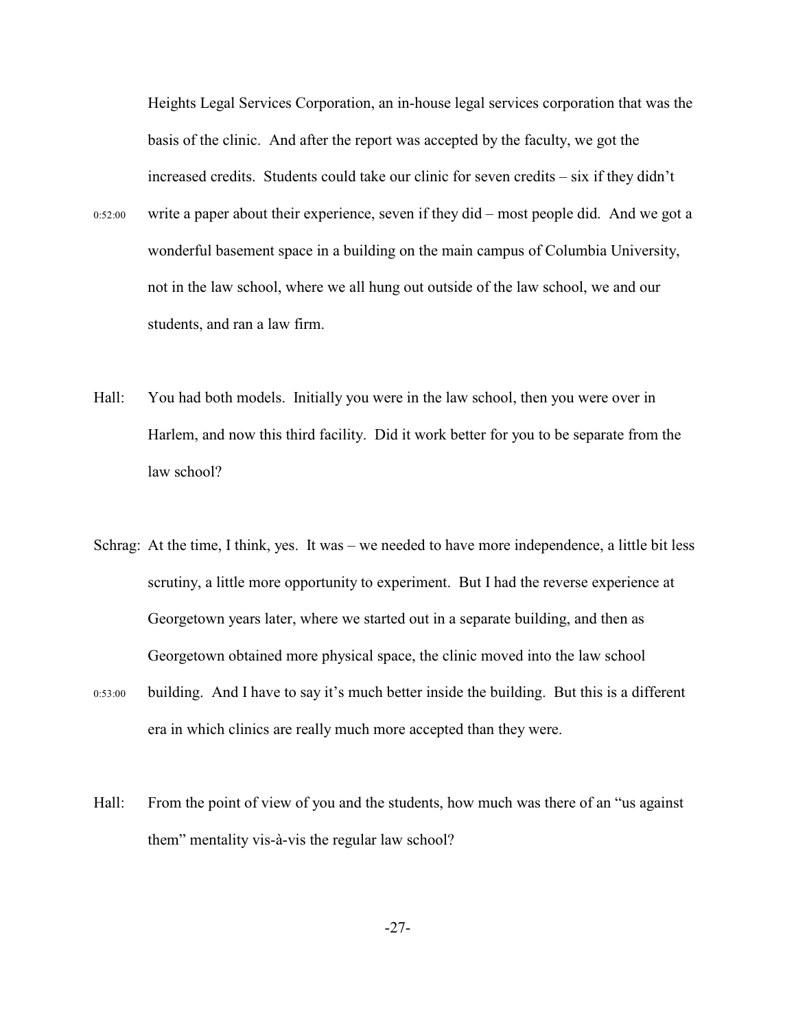Heights Legal Services Corporation, an in-house legal services corporation that was the basis of the clinic. And after the report was accepted by the faculty, we got the increased credits. Students could take our clinic for seven credits – six if they didn't

0:52:00 write a paper about their experience, seven if they did – most people did. And we got a wonderful basement space in a building on the main campus of Columbia University, not in the law school, where we all hung out outside of the law school, we and our students, and ran a law firm.

Hall: You had both models. Initially you were in the law school, then you were over in Harlem, and now this third facility. Did it work better for you to be separate from the law school?

Schrag: At the time, I think, yes. It was – we needed to have more independence, a little bit less scrutiny, a little more opportunity to experiment. But I had the reverse experience at Georgetown years later, where we started out in a separate building, and then as Georgetown obtained more physical space, the clinic moved into the law school

0:53:00 building. And I have to say it's much better inside the building. But this is a different era in which clinics are really much more accepted than they were.

Hall: From the point of view of you and the students, how much was there of an "us against them" mentality vis-à-vis the regular law school?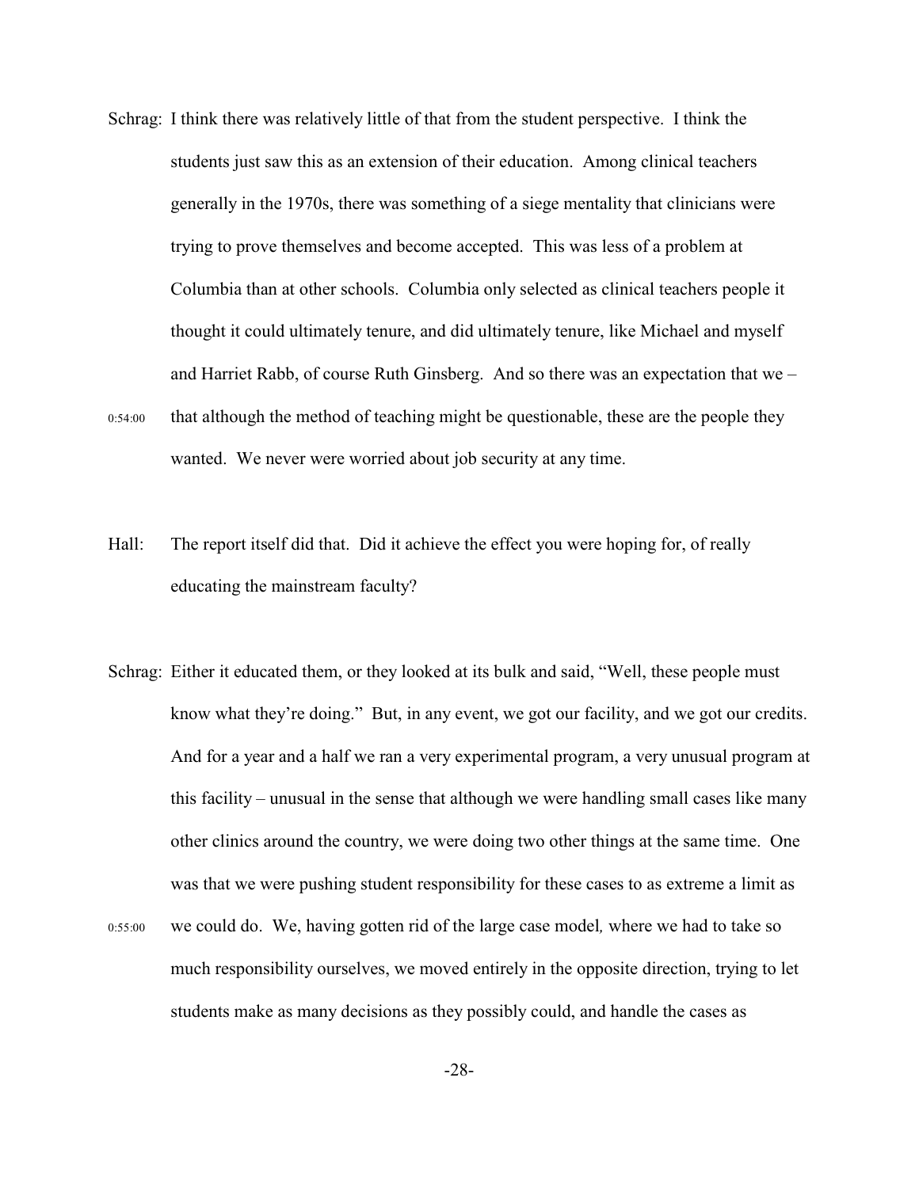Schrag: I think there was relatively little of that from the student perspective. I think the students just saw this as an extension of their education. Among clinical teachers generally in the 1970s, there was something of a siege mentality that clinicians were trying to prove themselves and become accepted. This was less of a problem at Columbia than at other schools. Columbia only selected as clinical teachers people it thought it could ultimately tenure, and did ultimately tenure, like Michael and myself and Harriet Rabb, of course Ruth Ginsberg. And so there was an expectation that we – that although the method of teaching might be questionable, these are the people they wanted. We never were worried about job security at any time.

0:54:00

Hall: The report itself did that. Did it achieve the effect you were hoping for, of really educating the mainstream faculty?

Schrag: Either it educated them, or they looked at its bulk and said, "Well, these people must know what they're doing." But, in any event, we got our facility, and we got our credits. And for a year and a half we ran a very experimental program, a very unusual program at this facility – unusual in the sense that although we were handling small cases like many other clinics around the country, we were doing two other things at the same time. One was that we were pushing student responsibility for these cases to as extreme a limit as we could do. We, having gotten rid of the large case model*,* where we had to take so much responsibility ourselves, we moved entirely in the opposite direction, trying to let students make as many decisions as they possibly could, and handle the cases as

0:55:00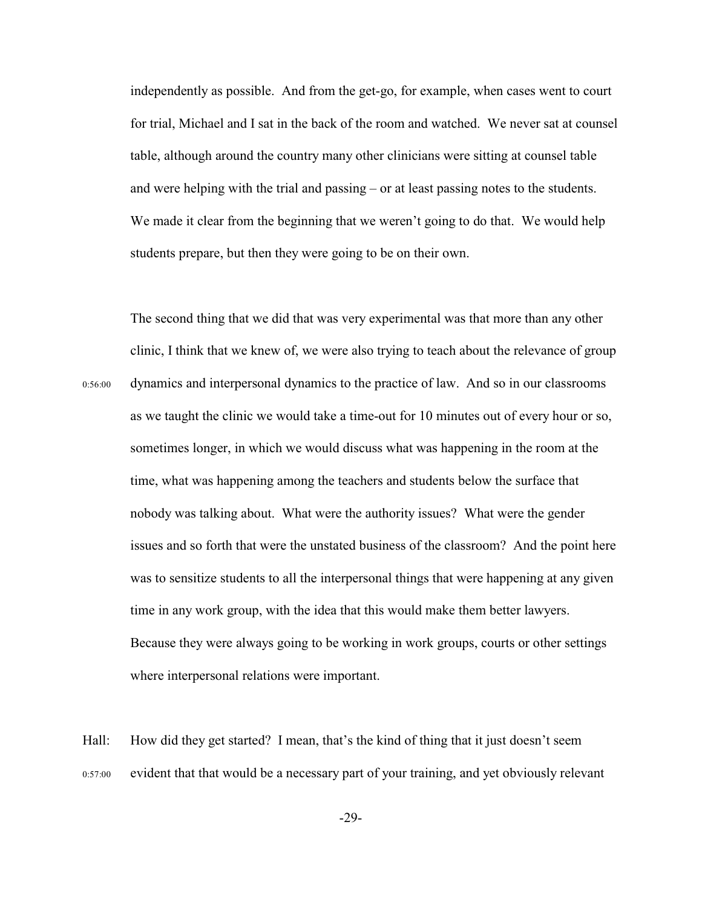independently as possible. And from the get-go, for example, when cases went to court for trial, Michael and I sat in the back of the room and watched. We never sat at counsel table, although around the country many other clinicians were sitting at counsel table and were helping with the trial and passing – or at least passing notes to the students. We made it clear from the beginning that we weren't going to do that. We would help students prepare, but then they were going to be on their own.

The second thing that we did that was very experimental was that more than any other clinic, I think that we knew of, we were also trying to teach about the relevance of group dynamics and interpersonal dynamics to the practice of law. And so in our classrooms as we taught the clinic we would take a time-out for 10 minutes out of every hour or so, sometimes longer, in which we would discuss what was happening in the room at the time, what was happening among the teachers and students below the surface that nobody was talking about. What were the authority issues? What were the gender issues and so forth that were the unstated business of the classroom? And the point here was to sensitize students to all the interpersonal things that were happening at any given time in any work group, with the idea that this would make them better lawyers. Because they were always going to be working in work groups, courts or other settings where interpersonal relations were important.

0:56:00

Hall: How did they get started? I mean, that's the kind of thing that it just doesn't seem evident that that would be a necessary part of your training, and yet obviously relevant

0:57:00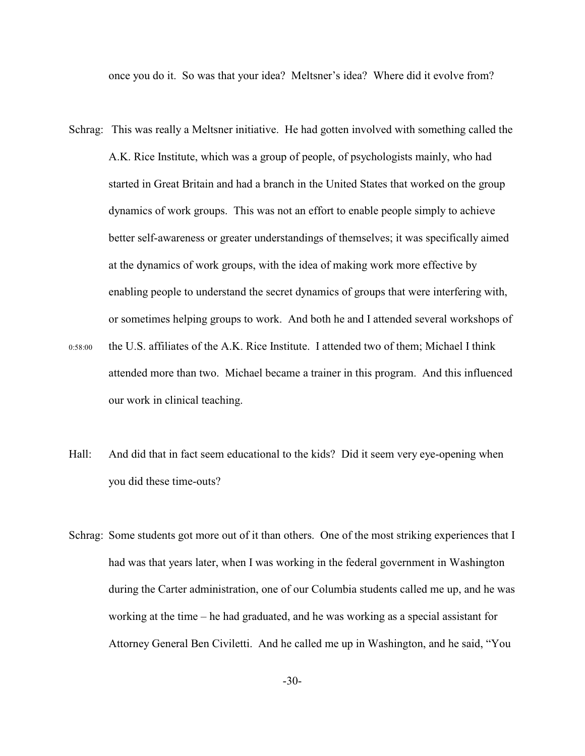once you do it. So was that your idea? Meltsner's idea? Where did it evolve from?

Schrag: This was really a Meltsner initiative. He had gotten involved with something called the A.K. Rice Institute, which was a group of people, of psychologists mainly, who had started in Great Britain and had a branch in the United States that worked on the group dynamics of work groups. This was not an effort to enable people simply to achieve better self-awareness or greater understandings of themselves; it was specifically aimed at the dynamics of work groups, with the idea of making work more effective by enabling people to understand the secret dynamics of groups that were interfering with, or sometimes helping groups to work. And both he and I attended several workshops of the U.S. affiliates of the A.K. Rice Institute. I attended two of them; Michael I think attended more than two. Michael became a trainer in this program. And this influenced our work in clinical teaching.

0:58:00

Hall: And did that in fact seem educational to the kids? Did it seem very eye-opening when you did these time-outs?

Schrag: Some students got more out of it than others. One of the most striking experiences that I had was that years later, when I was working in the federal government in Washington during the Carter administration, one of our Columbia students called me up, and he was working at the time – he had graduated, and he was working as a special assistant for Attorney General Ben Civiletti. And he called me up in Washington, and he said, "You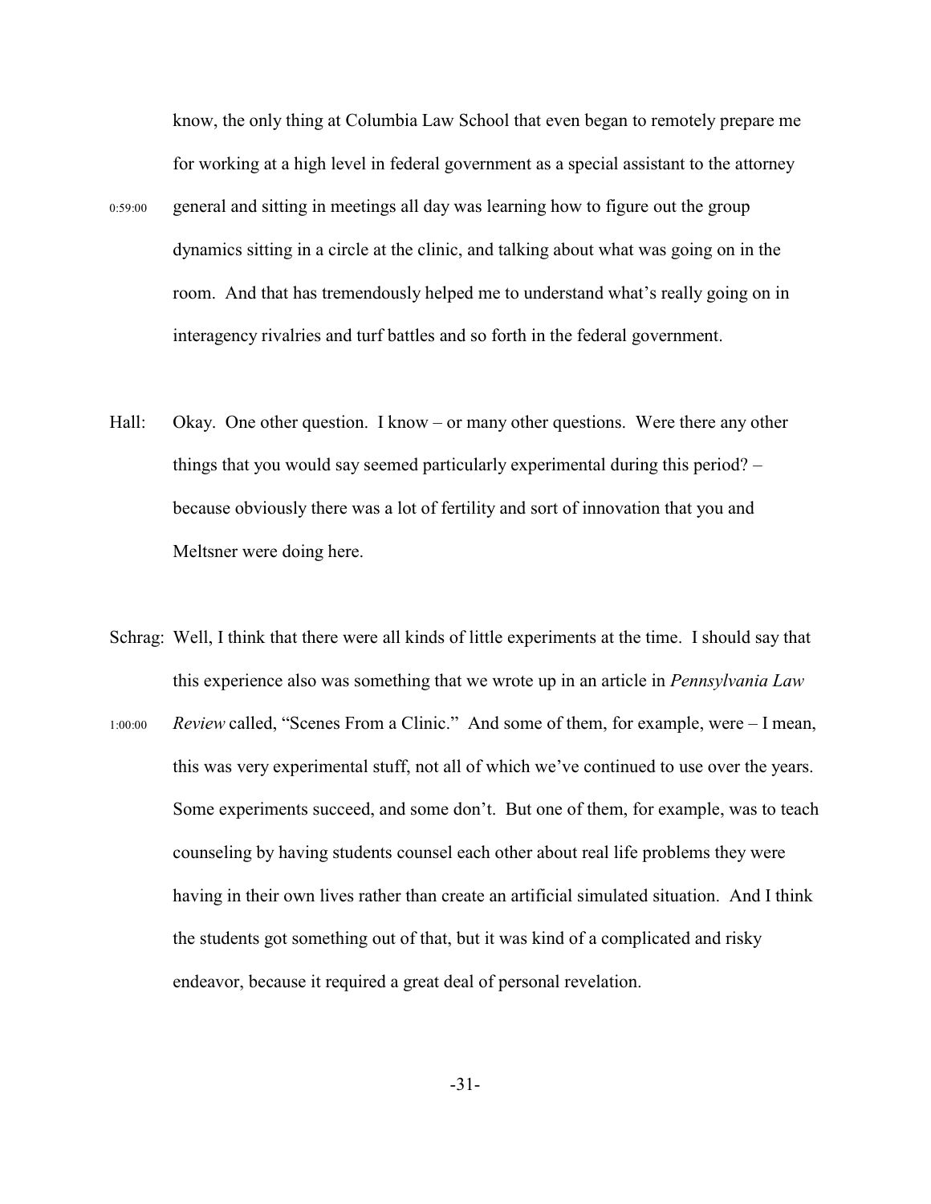know, the only thing at Columbia Law School that even began to remotely prepare me for working at a high level in federal government as a special assistant to the attorney general and sitting in meetings all day was learning how to figure out the group dynamics sitting in a circle at the clinic, and talking about what was going on in the room. And that has tremendously helped me to understand what's really going on in interagency rivalries and turf battles and so forth in the federal government.

Hall: Okay. One other question. I know – or many other questions. Were there any other things that you would say seemed particularly experimental during this period? – because obviously there was a lot of fertility and sort of innovation that you and Meltsner were doing here.

Schrag: Well, I think that there were all kinds of little experiments at the time. I should say that this experience also was something that we wrote up in an article in *Pennsylvania Law Review* called, "Scenes From a Clinic." And some of them, for example, were – I mean, this was very experimental stuff, not all of which we've continued to use over the years. Some experiments succeed, and some don't. But one of them, for example, was to teach counseling by having students counsel each other about real life problems they were having in their own lives rather than create an artificial simulated situation. And I think the students got something out of that, but it was kind of a complicated and risky endeavor, because it required a great deal of personal revelation.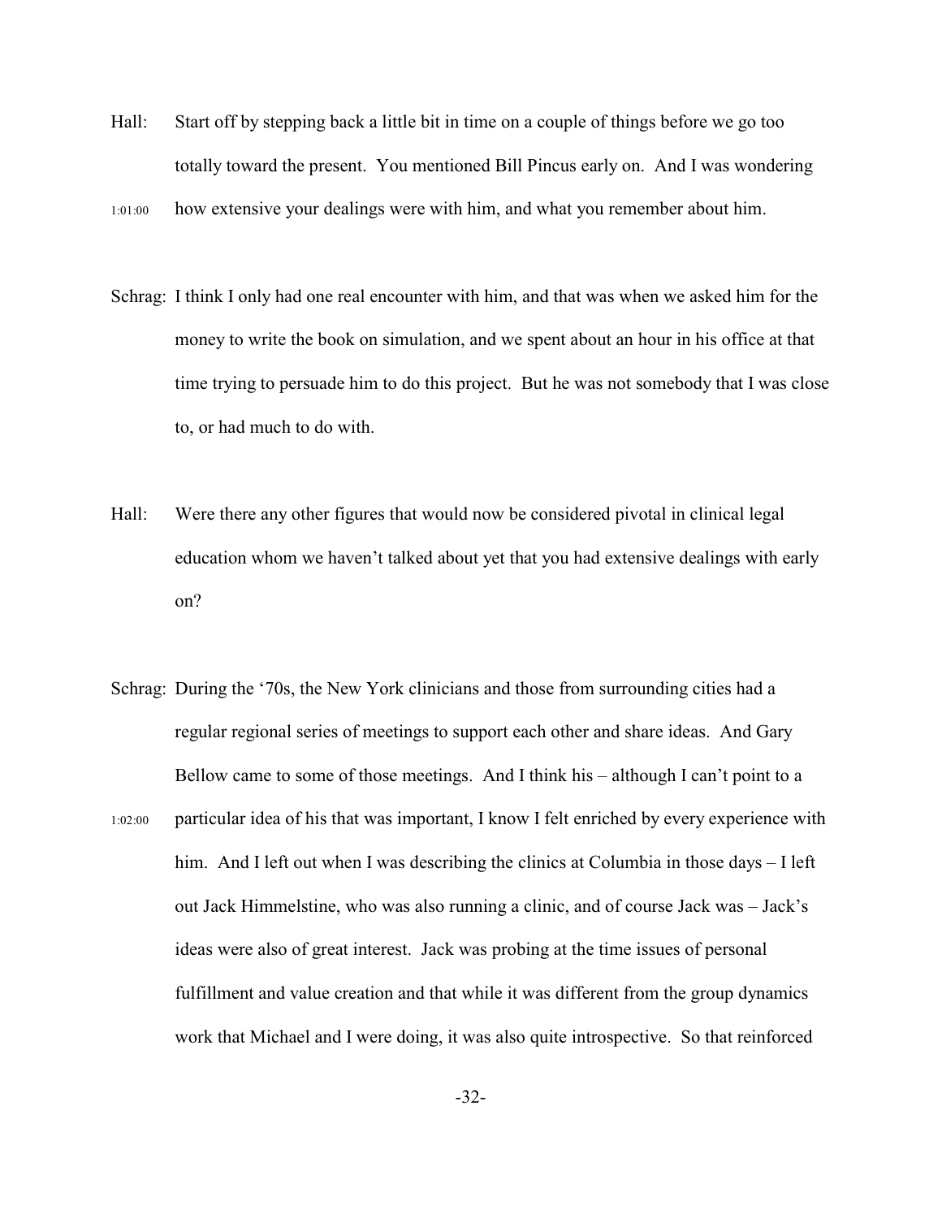Hall: Start off by stepping back a little bit in time on a couple of things before we go too totally toward the present. You mentioned Bill Pincus early on. And I was wondering

1:01:00 how extensive your dealings were with him, and what you remember about him.

Schrag: I think I only had one real encounter with him, and that was when we asked him for the money to write the book on simulation, and we spent about an hour in his office at that time trying to persuade him to do this project. But he was not somebody that I was close to, or had much to do with.

Hall: Were there any other figures that would now be considered pivotal in clinical legal education whom we haven't talked about yet that you had extensive dealings with early on?

Schrag: During the '70s, the New York clinicians and those from surrounding cities had a regular regional series of meetings to support each other and share ideas. And Gary Bellow came to some of those meetings. And I think his – although I can't point to a

1:02:00 particular idea of his that was important, I know I felt enriched by every experience with him. And I left out when I was describing the clinics at Columbia in those days – I left out Jack Himmelstine, who was also running a clinic, and of course Jack was – Jack's ideas were also of great interest. Jack was probing at the time issues of personal fulfillment and value creation and that while it was different from the group dynamics work that Michael and I were doing, it was also quite introspective. So that reinforced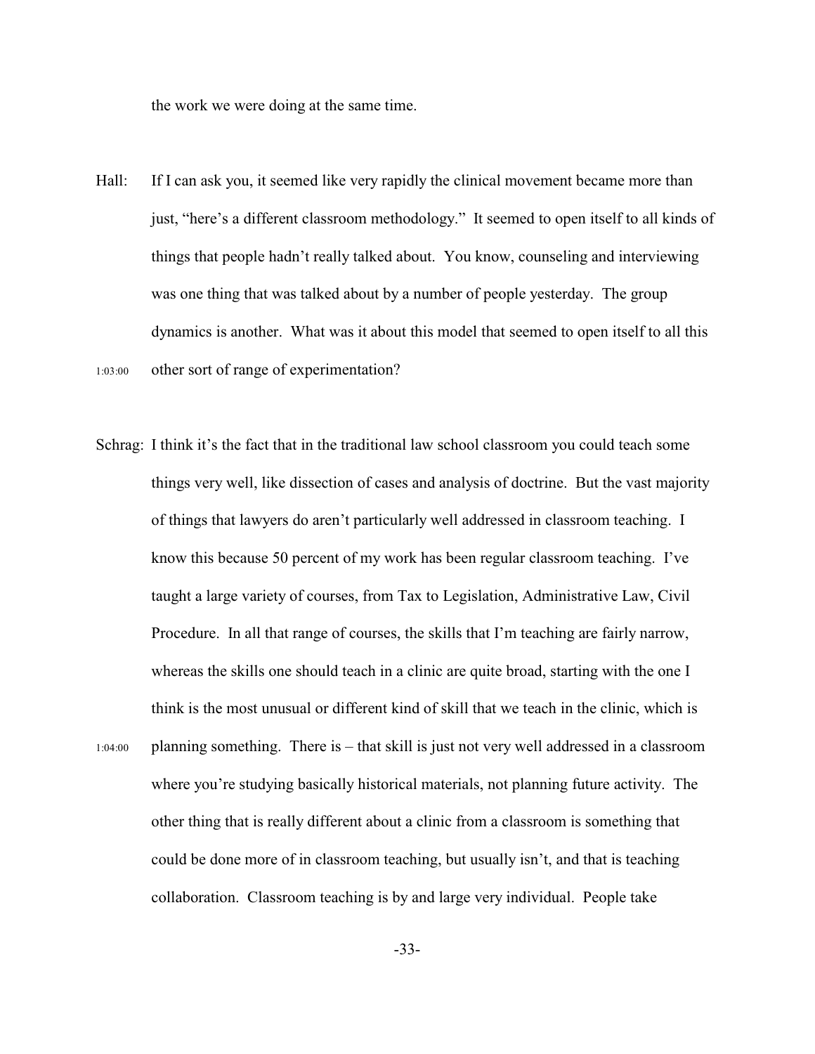the work we were doing at the same time.

Hall: If I can ask you, it seemed like very rapidly the clinical movement became more than just, "here's a different classroom methodology." It seemed to open itself to all kinds of things that people hadn't really talked about. You know, counseling and interviewing was one thing that was talked about by a number of people yesterday. The group dynamics is another. What was it about this model that seemed to open itself to all this other sort of range of experimentation?

1:03:00

Schrag: I think it's the fact that in the traditional law school classroom you could teach some things very well, like dissection of cases and analysis of doctrine. But the vast majority of things that lawyers do aren't particularly well addressed in classroom teaching. I know this because 50 percent of my work has been regular classroom teaching. I've taught a large variety of courses, from Tax to Legislation, Administrative Law, Civil Procedure. In all that range of courses, the skills that I'm teaching are fairly narrow, whereas the skills one should teach in a clinic are quite broad, starting with the one I think is the most unusual or different kind of skill that we teach in the clinic, which is planning something. There is – that skill is just not very well addressed in a classroom where you're studying basically historical materials, not planning future activity. The other thing that is really different about a clinic from a classroom is something that could be done more of in classroom teaching, but usually isn't, and that is teaching collaboration. Classroom teaching is by and large very individual. People take

1:04:00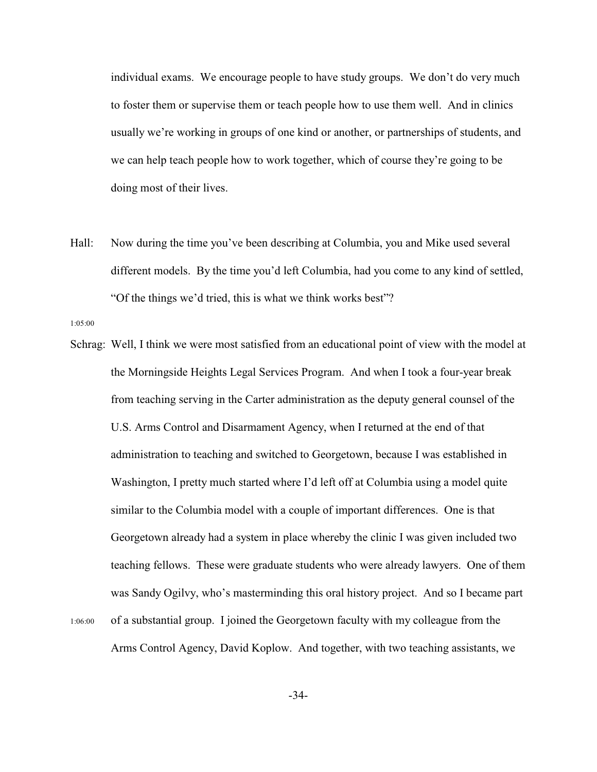individual exams. We encourage people to have study groups. We don't do very much to foster them or supervise them or teach people how to use them well. And in clinics usually we're working in groups of one kind or another, or partnerships of students, and we can help teach people how to work together, which of course they're going to be doing most of their lives.

Hall: Now during the time you've been describing at Columbia, you and Mike used several different models. By the time you'd left Columbia, had you come to any kind of settled, "Of the things we'd tried, this is what we think works best"?

1:05:00

Schrag: Well, I think we were most satisfied from an educational point of view with the model at the Morningside Heights Legal Services Program. And when I took a four-year break from teaching serving in the Carter administration as the deputy general counsel of the U.S. Arms Control and Disarmament Agency, when I returned at the end of that administration to teaching and switched to Georgetown, because I was established in Washington, I pretty much started where I'd left off at Columbia using a model quite similar to the Columbia model with a couple of important differences. One is that Georgetown already had a system in place whereby the clinic I was given included two teaching fellows. These were graduate students who were already lawyers. One of them was Sandy Ogilvy, who's masterminding this oral history project. And so I became part

1:06:00

of a substantial group. I joined the Georgetown faculty with my colleague from the Arms Control Agency, David Koplow. And together, with two teaching assistants, we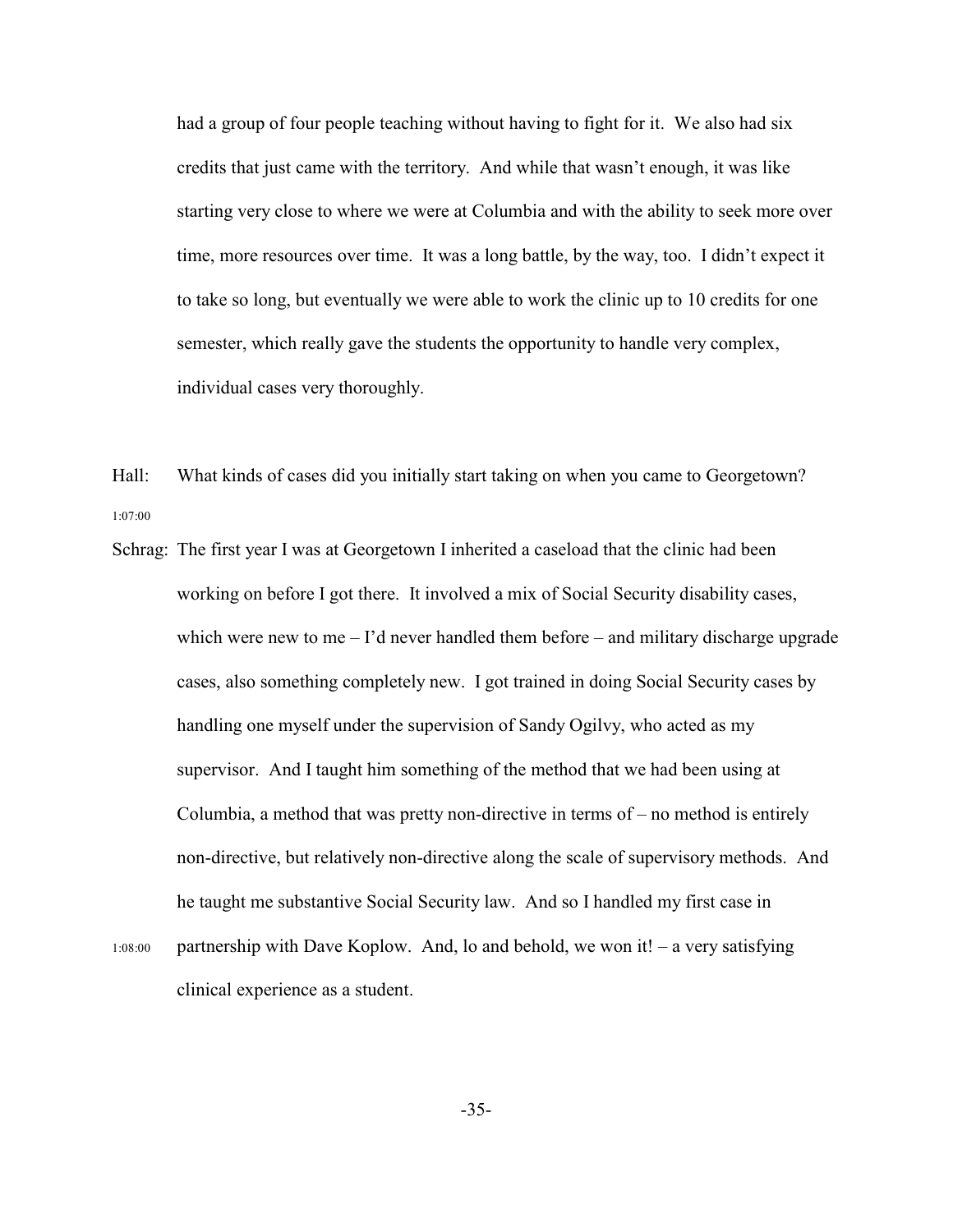had a group of four people teaching without having to fight for it. We also had six credits that just came with the territory. And while that wasn't enough, it was like starting very close to where we were at Columbia and with the ability to seek more over time, more resources over time. It was a long battle, by the way, too. I didn't expect it to take so long, but eventually we were able to work the clinic up to 10 credits for one semester, which really gave the students the opportunity to handle very complex, individual cases very thoroughly.

Hall: What kinds of cases did you initially start taking on when you came to Georgetown?

1:07:00

Schrag: The first year I was at Georgetown I inherited a caseload that the clinic had been working on before I got there. It involved a mix of Social Security disability cases, which were new to me – I'd never handled them before – and military discharge upgrade cases, also something completely new. I got trained in doing Social Security cases by handling one myself under the supervision of Sandy Ogilvy, who acted as my supervisor. And I taught him something of the method that we had been using at Columbia, a method that was pretty non-directive in terms of – no method is entirely non-directive, but relatively non-directive along the scale of supervisory methods. And he taught me substantive Social Security law. And so I handled my first case in

1:08:00

partnership with Dave Koplow. And, lo and behold, we won it! – a very satisfying clinical experience as a student.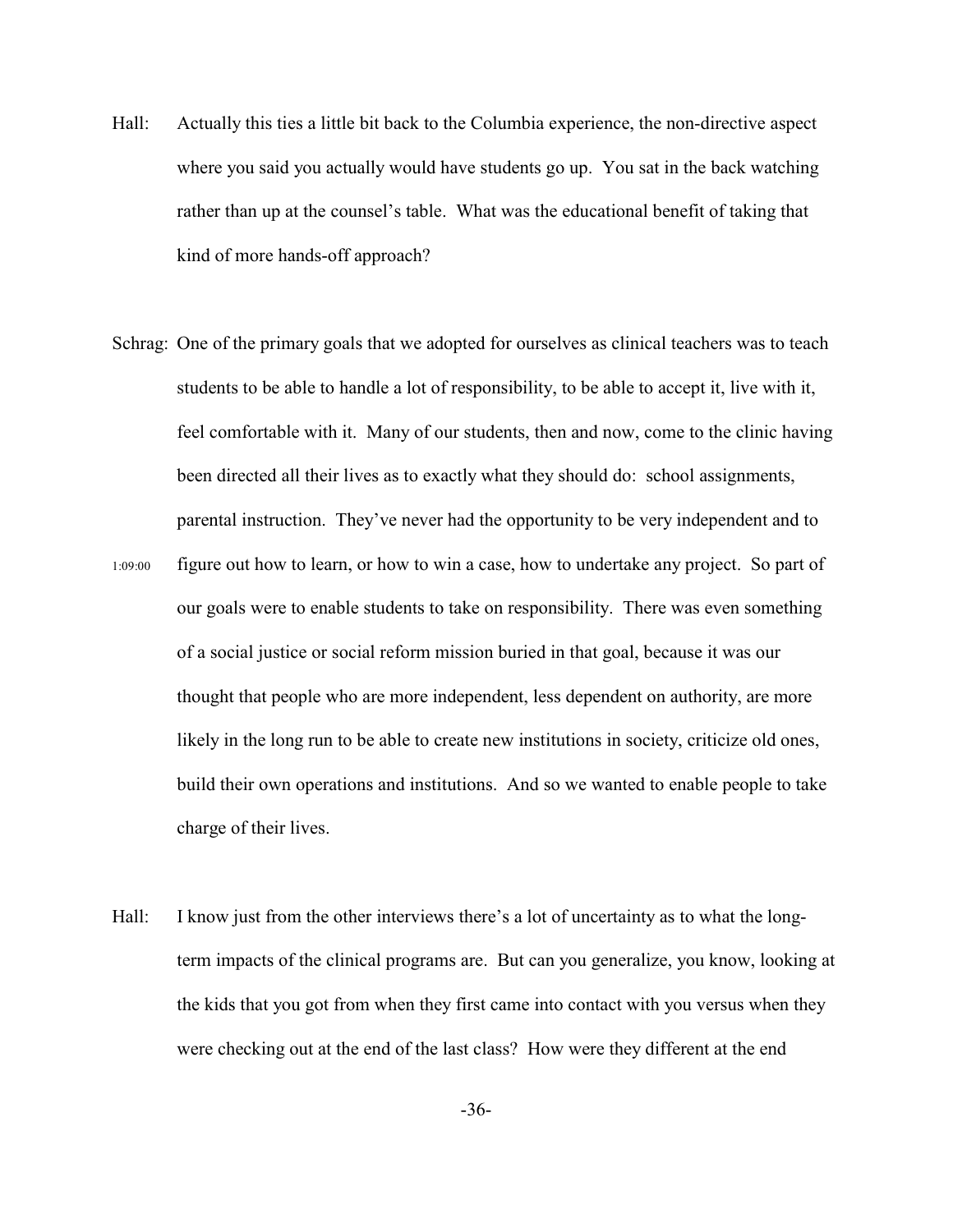Hall: Actually this ties a little bit back to the Columbia experience, the non-directive aspect where you said you actually would have students go up. You sat in the back watching rather than up at the counsel's table. What was the educational benefit of taking that kind of more hands-off approach?

Schrag: One of the primary goals that we adopted for ourselves as clinical teachers was to teach students to be able to handle a lot of responsibility, to be able to accept it, live with it, feel comfortable with it. Many of our students, then and now, come to the clinic having been directed all their lives as to exactly what they should do: school assignments, parental instruction. They've never had the opportunity to be very independent and to figure out how to learn, or how to win a case, how to undertake any project. So part of our goals were to enable students to take on responsibility. There was even something of a social justice or social reform mission buried in that goal, because it was our thought that people who are more independent, less dependent on authority, are more likely in the long run to be able to create new institutions in society, criticize old ones, build their own operations and institutions. And so we wanted to enable people to take charge of their lives.

1:09:00

Hall: I know just from the other interviews there's a lot of uncertainty as to what the long-term impacts of the clinical programs are. But can you generalize, you know, looking at the kids that you got from when they first came into contact with you versus when they were checking out at the end of the last class? How were they different at the end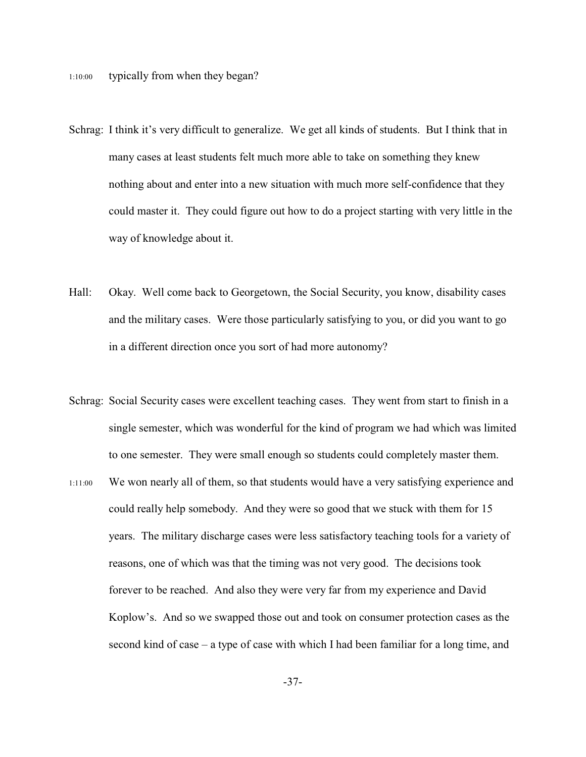1:10:00 typically from when they began?

Schrag: I think it's very difficult to generalize. We get all kinds of students. But I think that in many cases at least students felt much more able to take on something they knew nothing about and enter into a new situation with much more self-confidence that they could master it. They could figure out how to do a project starting with very little in the way of knowledge about it.

Hall: Okay. Well come back to Georgetown, the Social Security, you know, disability cases and the military cases. Were those particularly satisfying to you, or did you want to go in a different direction once you sort of had more autonomy?

Schrag: Social Security cases were excellent teaching cases. They went from start to finish in a single semester, which was wonderful for the kind of program we had which was limited to one semester. They were small enough so students could completely master them.

1:11:00 We won nearly all of them, so that students would have a very satisfying experience and could really help somebody. And they were so good that we stuck with them for 15 years. The military discharge cases were less satisfactory teaching tools for a variety of reasons, one of which was that the timing was not very good. The decisions took forever to be reached. And also they were very far from my experience and David Koplow's. And so we swapped those out and took on consumer protection cases as the second kind of case – a type of case with which I had been familiar for a long time, and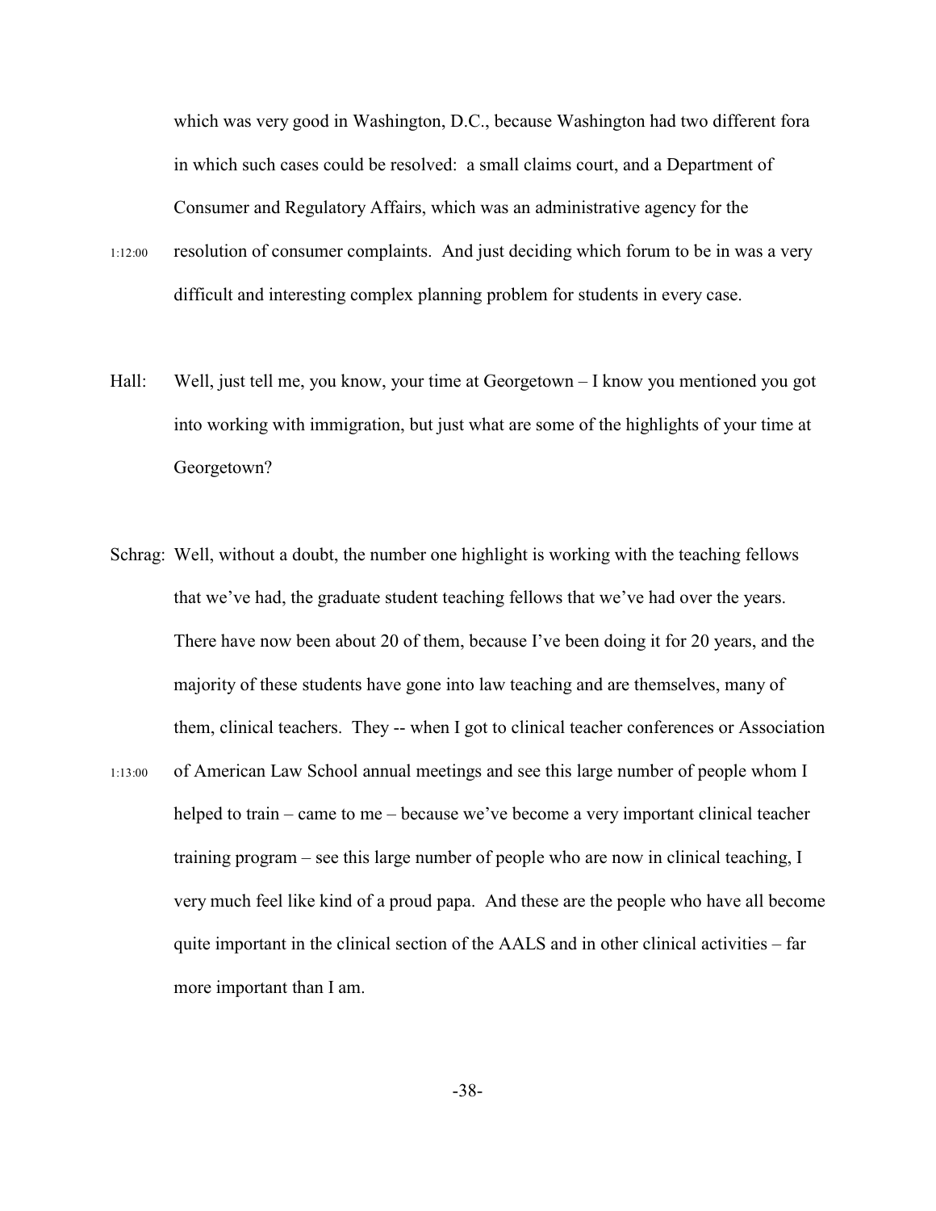which was very good in Washington, D.C., because Washington had two different fora in which such cases could be resolved: a small claims court, and a Department of Consumer and Regulatory Affairs, which was an administrative agency for the

1:12:00 resolution of consumer complaints. And just deciding which forum to be in was a very difficult and interesting complex planning problem for students in every case.

Hall: Well, just tell me, you know, your time at Georgetown – I know you mentioned you got into working with immigration, but just what are some of the highlights of your time at Georgetown?

Schrag: Well, without a doubt, the number one highlight is working with the teaching fellows that we've had, the graduate student teaching fellows that we've had over the years. There have now been about 20 of them, because I've been doing it for 20 years, and the majority of these students have gone into law teaching and are themselves, many of them, clinical teachers. They -- when I got to clinical teacher conferences or Association

1:13:00 of American Law School annual meetings and see this large number of people whom I helped to train – came to me – because we've become a very important clinical teacher training program – see this large number of people who are now in clinical teaching, I very much feel like kind of a proud papa. And these are the people who have all become quite important in the clinical section of the AALS and in other clinical activities – far more important than I am.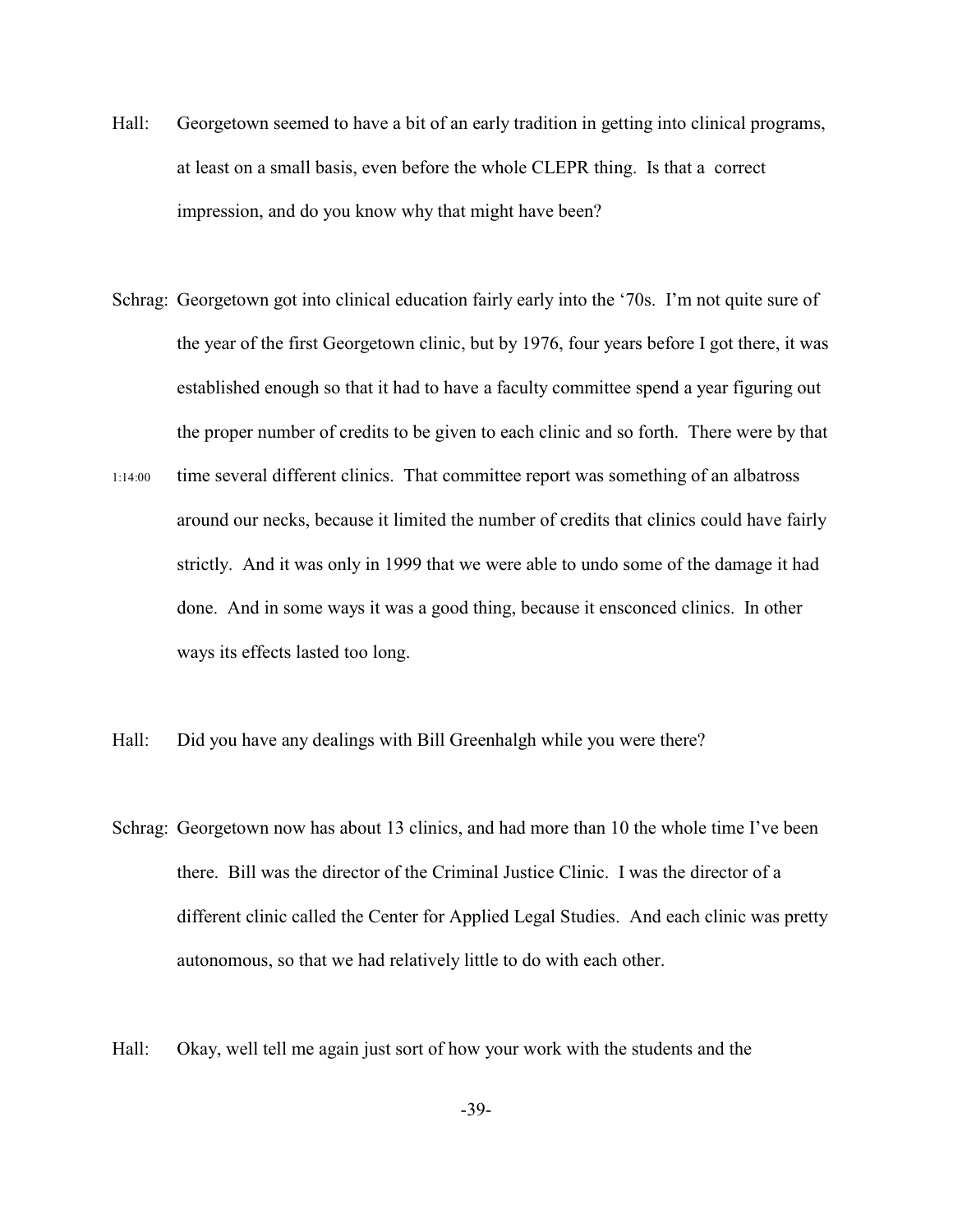Hall: Georgetown seemed to have a bit of an early tradition in getting into clinical programs, at least on a small basis, even before the whole CLEPR thing. Is that a correct impression, and do you know why that might have been?

Schrag: Georgetown got into clinical education fairly early into the '70s. I'm not quite sure of the year of the first Georgetown clinic, but by 1976, four years before I got there, it was established enough so that it had to have a faculty committee spend a year figuring out the proper number of credits to be given to each clinic and so forth. There were by that time several different clinics. That committee report was something of an albatross around our necks, because it limited the number of credits that clinics could have fairly strictly. And it was only in 1999 that we were able to undo some of the damage it had done. And in some ways it was a good thing, because it ensconced clinics. In other ways its effects lasted too long.

1:14:00

Hall: Did you have any dealings with Bill Greenhalgh while you were there?

Schrag: Georgetown now has about 13 clinics, and had more than 10 the whole time I've been there. Bill was the director of the Criminal Justice Clinic. I was the director of a different clinic called the Center for Applied Legal Studies. And each clinic was pretty autonomous, so that we had relatively little to do with each other.

Hall: Okay, well tell me again just sort of how your work with the students and the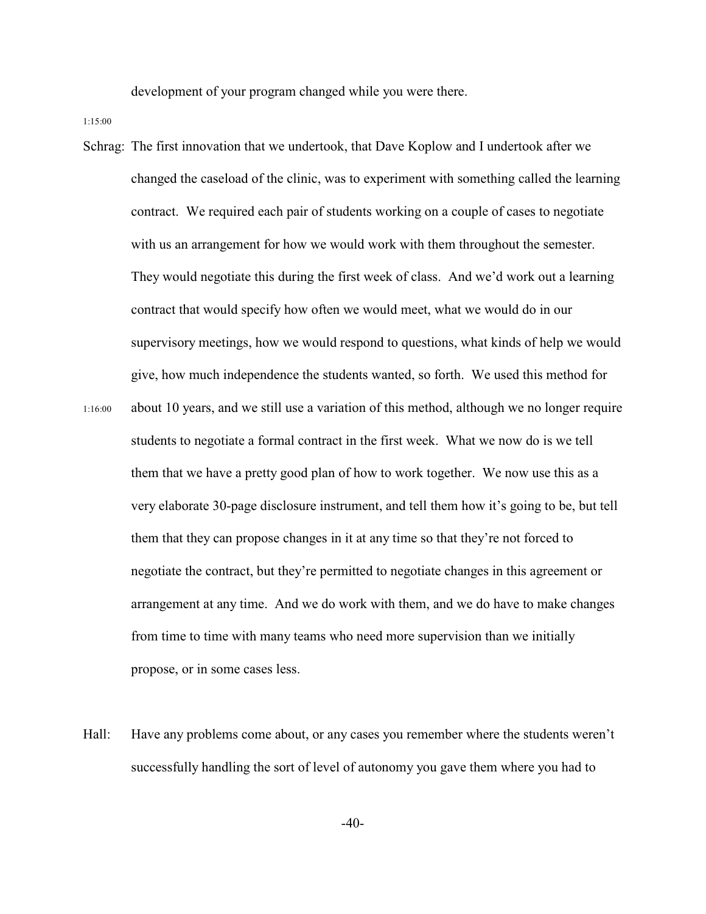development of your program changed while you were there.

1:15:00

Schrag: The first innovation that we undertook, that Dave Koplow and I undertook after we changed the caseload of the clinic, was to experiment with something called the learning contract. We required each pair of students working on a couple of cases to negotiate with us an arrangement for how we would work with them throughout the semester. They would negotiate this during the first week of class. And we'd work out a learning contract that would specify how often we would meet, what we would do in our supervisory meetings, how we would respond to questions, what kinds of help we would give, how much independence the students wanted, so forth. We used this method for

1:16:00

about 10 years, and we still use a variation of this method, although we no longer require students to negotiate a formal contract in the first week. What we now do is we tell them that we have a pretty good plan of how to work together. We now use this as a very elaborate 30-page disclosure instrument, and tell them how it's going to be, but tell them that they can propose changes in it at any time so that they're not forced to negotiate the contract, but they're permitted to negotiate changes in this agreement or arrangement at any time. And we do work with them, and we do have to make changes from time to time with many teams who need more supervision than we initially propose, or in some cases less.

Hall: Have any problems come about, or any cases you remember where the students weren't successfully handling the sort of level of autonomy you gave them where you had to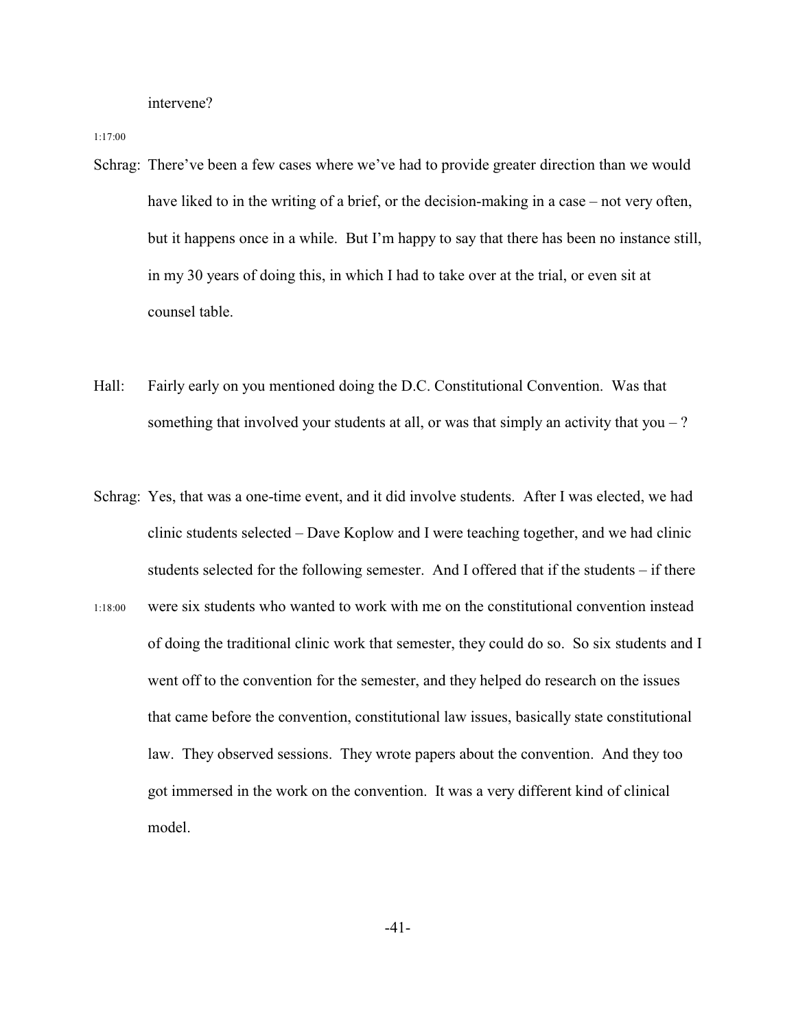intervene?

1:17:00

Schrag: There've been a few cases where we've had to provide greater direction than we would have liked to in the writing of a brief, or the decision-making in a case – not very often, but it happens once in a while. But I'm happy to say that there has been no instance still, in my 30 years of doing this, in which I had to take over at the trial, or even sit at counsel table.

Hall: Fairly early on you mentioned doing the D.C. Constitutional Convention. Was that something that involved your students at all, or was that simply an activity that you – ?

Schrag: Yes, that was a one-time event, and it did involve students. After I was elected, we had clinic students selected – Dave Koplow and I were teaching together, and we had clinic students selected for the following semester. And I offered that if the students – if there

1:18:00

were six students who wanted to work with me on the constitutional convention instead of doing the traditional clinic work that semester, they could do so. So six students and I went off to the convention for the semester, and they helped do research on the issues that came before the convention, constitutional law issues, basically state constitutional law. They observed sessions. They wrote papers about the convention. And they too got immersed in the work on the convention. It was a very different kind of clinical model.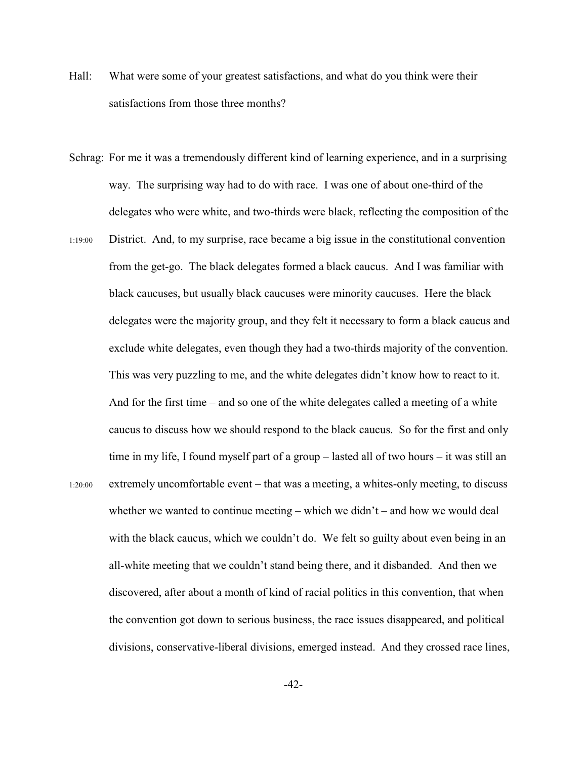Hall: What were some of your greatest satisfactions, and what do you think were their satisfactions from those three months?

Schrag: For me it was a tremendously different kind of learning experience, and in a surprising way. The surprising way had to do with race. I was one of about one-third of the delegates who were white, and two-thirds were black, reflecting the composition of the District. And, to my surprise, race became a big issue in the constitutional convention from the get-go. The black delegates formed a black caucus. And I was familiar with black caucuses, but usually black caucuses were minority caucuses. Here the black delegates were the majority group, and they felt it necessary to form a black caucus and exclude white delegates, even though they had a two-thirds majority of the convention. This was very puzzling to me, and the white delegates didn't know how to react to it. And for the first time – and so one of the white delegates called a meeting of a white caucus to discuss how we should respond to the black caucus. So for the first and only time in my life, I found myself part of a group – lasted all of two hours – it was still an extremely uncomfortable event – that was a meeting, a whites-only meeting, to discuss whether we wanted to continue meeting – which we didn't – and how we would deal with the black caucus, which we couldn't do. We felt so guilty about even being in an all-white meeting that we couldn't stand being there, and it disbanded. And then we discovered, after about a month of kind of racial politics in this convention, that when the convention got down to serious business, the race issues disappeared, and political divisions, conservative-liberal divisions, emerged instead. And they crossed race lines,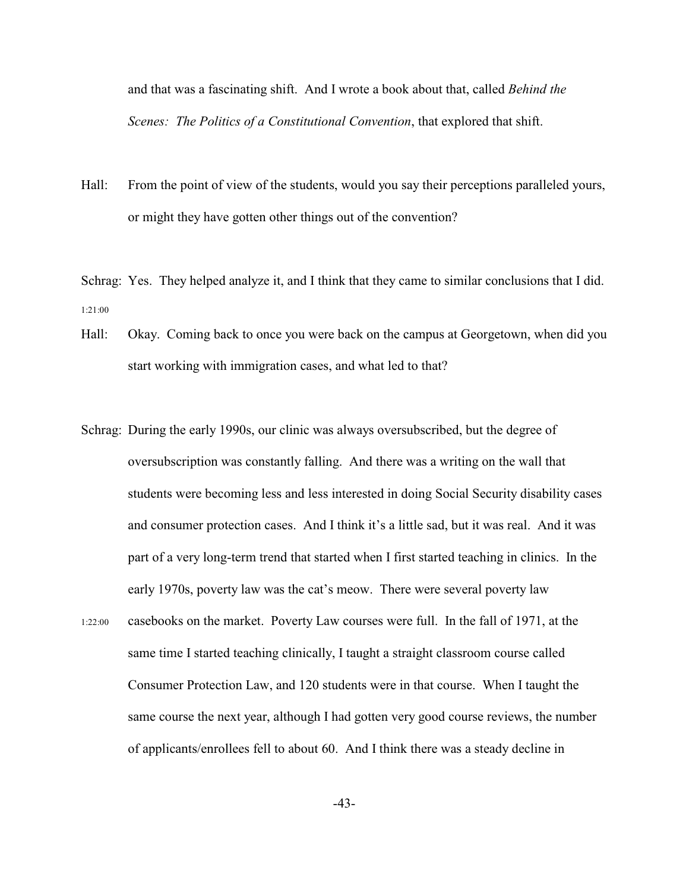and that was a fascinating shift. And I wrote a book about that, called *Behind the Scenes: The Politics of a Constitutional Convention*, that explored that shift.

Hall: From the point of view of the students, would you say their perceptions paralleled yours, or might they have gotten other things out of the convention?

Schrag: Yes. They helped analyze it, and I think that they came to similar conclusions that I did.

1:21:00

Hall: Okay. Coming back to once you were back on the campus at Georgetown, when did you start working with immigration cases, and what led to that?

Schrag: During the early 1990s, our clinic was always oversubscribed, but the degree of oversubscription was constantly falling. And there was a writing on the wall that students were becoming less and less interested in doing Social Security disability cases and consumer protection cases. And I think it's a little sad, but it was real. And it was part of a very long-term trend that started when I first started teaching in clinics. In the early 1970s, poverty law was the cat's meow. There were several poverty law

1:22:00

casebooks on the market. Poverty Law courses were full. In the fall of 1971, at the same time I started teaching clinically, I taught a straight classroom course called Consumer Protection Law, and 120 students were in that course. When I taught the same course the next year, although I had gotten very good course reviews, the number of applicants/enrollees fell to about 60. And I think there was a steady decline in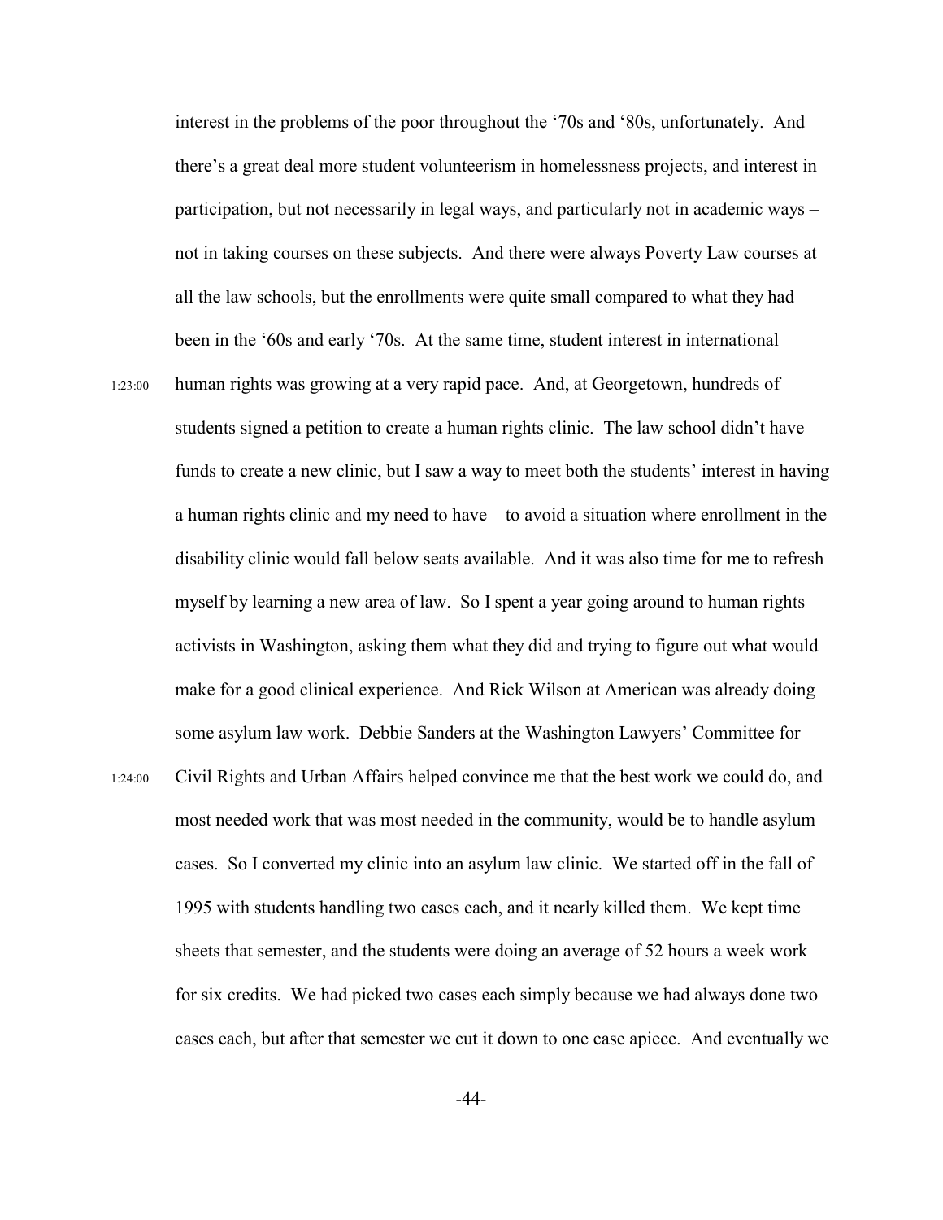interest in the problems of the poor throughout the '70s and '80s, unfortunately. And there's a great deal more student volunteerism in homelessness projects, and interest in participation, but not necessarily in legal ways, and particularly not in academic ways – not in taking courses on these subjects. And there were always Poverty Law courses at all the law schools, but the enrollments were quite small compared to what they had been in the '60s and early '70s. At the same time, student interest in international

1:23:00 human rights was growing at a very rapid pace. And, at Georgetown, hundreds of students signed a petition to create a human rights clinic. The law school didn't have funds to create a new clinic, but I saw a way to meet both the students' interest in having a human rights clinic and my need to have – to avoid a situation where enrollment in the disability clinic would fall below seats available. And it was also time for me to refresh myself by learning a new area of law. So I spent a year going around to human rights activists in Washington, asking them what they did and trying to figure out what would make for a good clinical experience. And Rick Wilson at American was already doing some asylum law work. Debbie Sanders at the Washington Lawyers' Committee for

1:24:00 Civil Rights and Urban Affairs helped convince me that the best work we could do, and most needed work that was most needed in the community, would be to handle asylum cases. So I converted my clinic into an asylum law clinic. We started off in the fall of 1995 with students handling two cases each, and it nearly killed them. We kept time sheets that semester, and the students were doing an average of 52 hours a week work for six credits. We had picked two cases each simply because we had always done two cases each, but after that semester we cut it down to one case apiece. And eventually we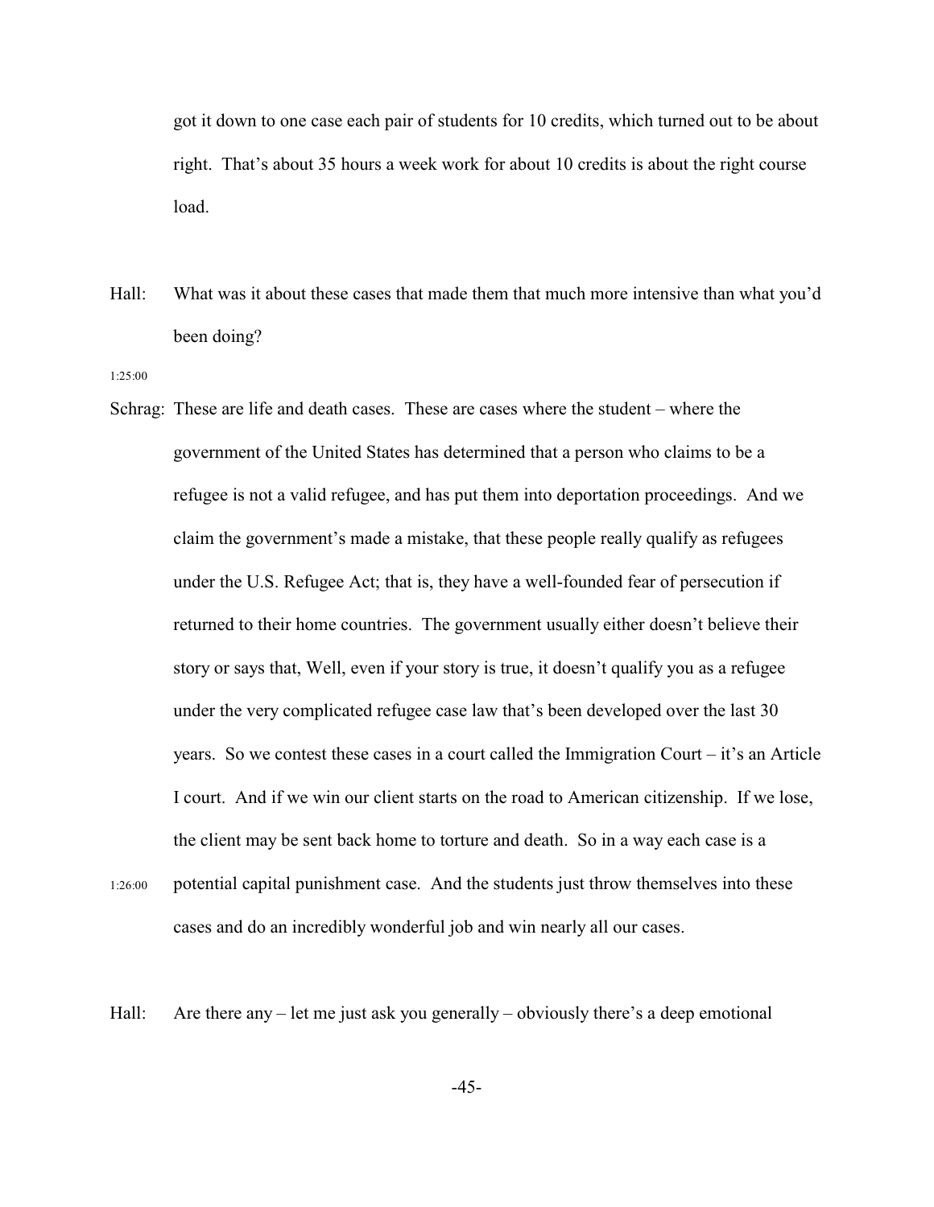got it down to one case each pair of students for 10 credits, which turned out to be about right. That's about 35 hours a week work for about 10 credits is about the right course load.

Hall: What was it about these cases that made them that much more intensive than what you'd been doing?

1:25:00

Schrag: These are life and death cases. These are cases where the student – where the government of the United States has determined that a person who claims to be a refugee is not a valid refugee, and has put them into deportation proceedings. And we claim the government's made a mistake, that these people really qualify as refugees under the U.S. Refugee Act; that is, they have a well-founded fear of persecution if returned to their home countries. The government usually either doesn't believe their story or says that, Well, even if your story is true, it doesn't qualify you as a refugee under the very complicated refugee case law that's been developed over the last 30 years. So we contest these cases in a court called the Immigration Court – it's an Article I court. And if we win our client starts on the road to American citizenship. If we lose, the client may be sent back home to torture and death. So in a way each case is a

1:26:00 potential capital punishment case. And the students just throw themselves into these cases and do an incredibly wonderful job and win nearly all our cases.

Hall: Are there any – let me just ask you generally – obviously there's a deep emotional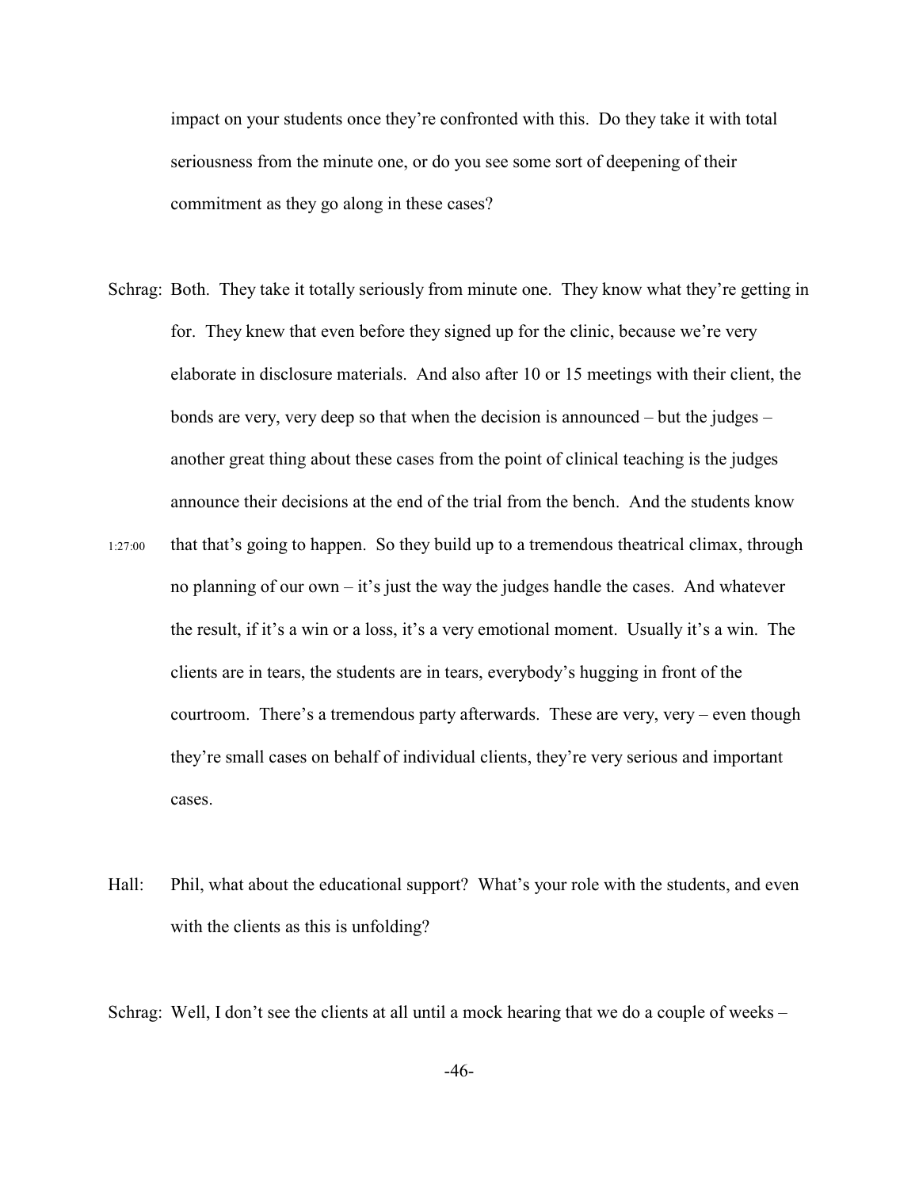impact on your students once they're confronted with this. Do they take it with total seriousness from the minute one, or do you see some sort of deepening of their commitment as they go along in these cases?

Schrag: Both. They take it totally seriously from minute one. They know what they're getting in for. They knew that even before they signed up for the clinic, because we're very elaborate in disclosure materials. And also after 10 or 15 meetings with their client, the bonds are very, very deep so that when the decision is announced – but the judges – another great thing about these cases from the point of clinical teaching is the judges announce their decisions at the end of the trial from the bench. And the students know that that's going to happen. So they build up to a tremendous theatrical climax, through no planning of our own – it's just the way the judges handle the cases. And whatever the result, if it's a win or a loss, it's a very emotional moment. Usually it's a win. The clients are in tears, the students are in tears, everybody's hugging in front of the courtroom. There's a tremendous party afterwards. These are very, very – even though they're small cases on behalf of individual clients, they're very serious and important cases.

1:27:00

Hall: Phil, what about the educational support? What's your role with the students, and even with the clients as this is unfolding?

Schrag: Well, I don't see the clients at all until a mock hearing that we do a couple of weeks –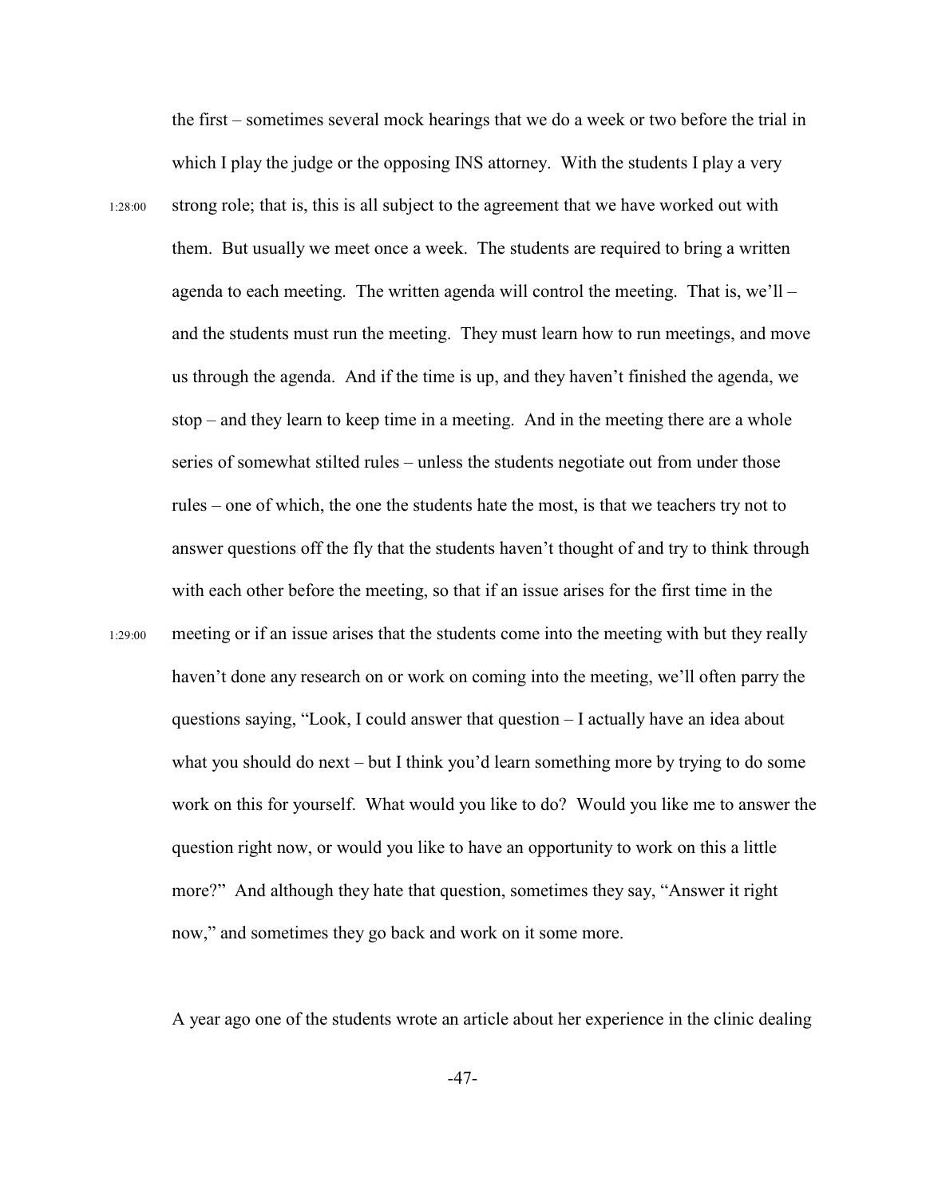the first – sometimes several mock hearings that we do a week or two before the trial in which I play the judge or the opposing INS attorney. With the students I play a very strong role; that is, this is all subject to the agreement that we have worked out with them. But usually we meet once a week. The students are required to bring a written agenda to each meeting. The written agenda will control the meeting. That is, we'll – and the students must run the meeting. They must learn how to run meetings, and move us through the agenda. And if the time is up, and they haven't finished the agenda, we stop – and they learn to keep time in a meeting. And in the meeting there are a whole series of somewhat stilted rules – unless the students negotiate out from under those rules – one of which, the one the students hate the most, is that we teachers try not to answer questions off the fly that the students haven't thought of and try to think through with each other before the meeting, so that if an issue arises for the first time in the meeting or if an issue arises that the students come into the meeting with but they really haven't done any research on or work on coming into the meeting, we'll often parry the questions saying, "Look, I could answer that question – I actually have an idea about what you should do next – but I think you'd learn something more by trying to do some work on this for yourself. What would you like to do? Would you like me to answer the question right now, or would you like to have an opportunity to work on this a little more?" And although they hate that question, sometimes they say, "Answer it right now," and sometimes they go back and work on it some more.

A year ago one of the students wrote an article about her experience in the clinic dealing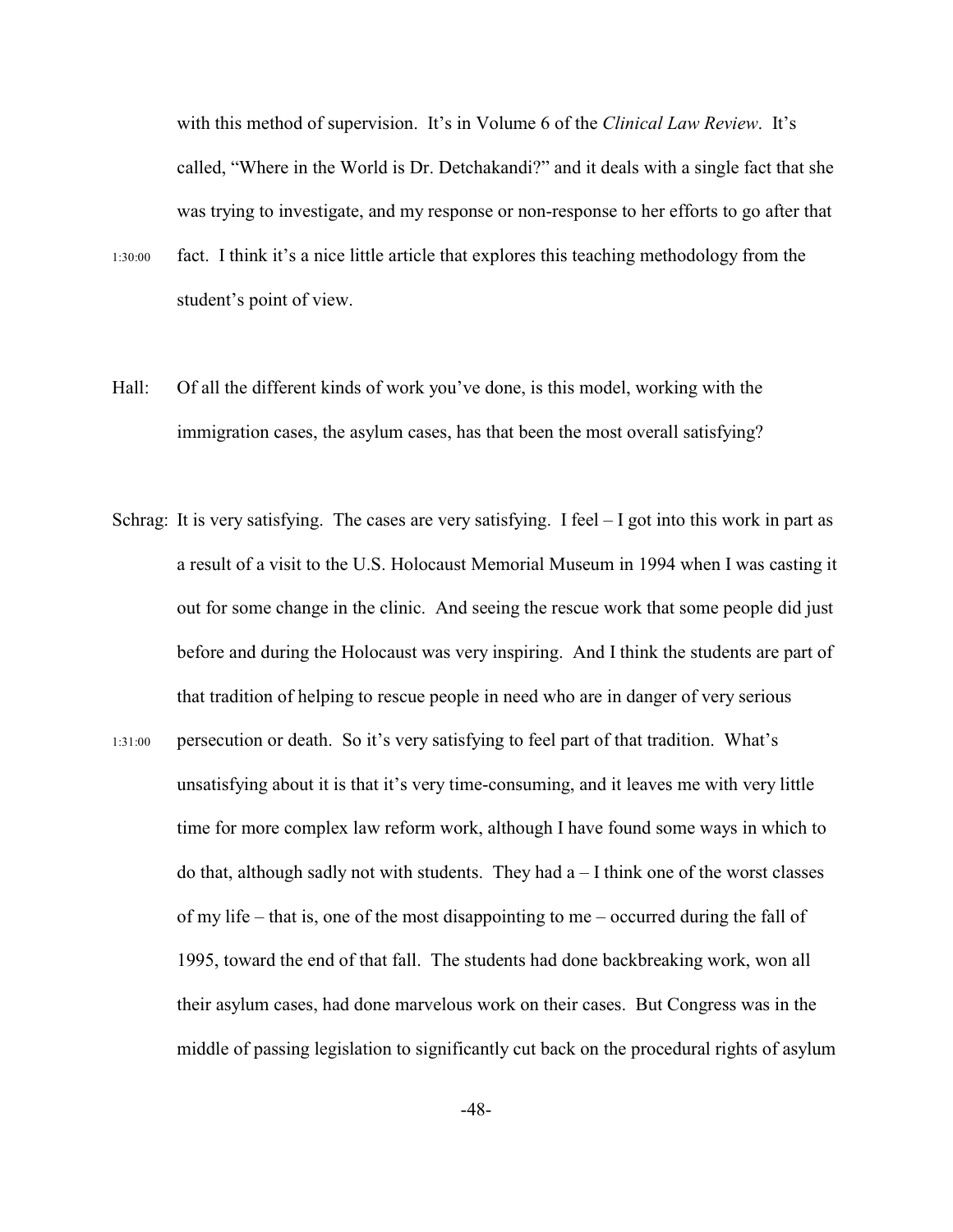with this method of supervision. It's in Volume 6 of the *Clinical Law Review*. It's called, "Where in the World is Dr. Detchakandi?" and it deals with a single fact that she was trying to investigate, and my response or non-response to her efforts to go after that fact. I think it's a nice little article that explores this teaching methodology from the student's point of view.

1:30:00

Hall: Of all the different kinds of work you've done, is this model, working with the immigration cases, the asylum cases, has that been the most overall satisfying?

Schrag: It is very satisfying. The cases are very satisfying. I feel – I got into this work in part as a result of a visit to the U.S. Holocaust Memorial Museum in 1994 when I was casting it out for some change in the clinic. And seeing the rescue work that some people did just before and during the Holocaust was very inspiring. And I think the students are part of that tradition of helping to rescue people in need who are in danger of very serious persecution or death. So it's very satisfying to feel part of that tradition. What's unsatisfying about it is that it's very time-consuming, and it leaves me with very little time for more complex law reform work, although I have found some ways in which to do that, although sadly not with students. They had a – I think one of the worst classes of my life – that is, one of the most disappointing to me – occurred during the fall of 1995, toward the end of that fall. The students had done backbreaking work, won all their asylum cases, had done marvelous work on their cases. But Congress was in the middle of passing legislation to significantly cut back on the procedural rights of asylum

1:31:00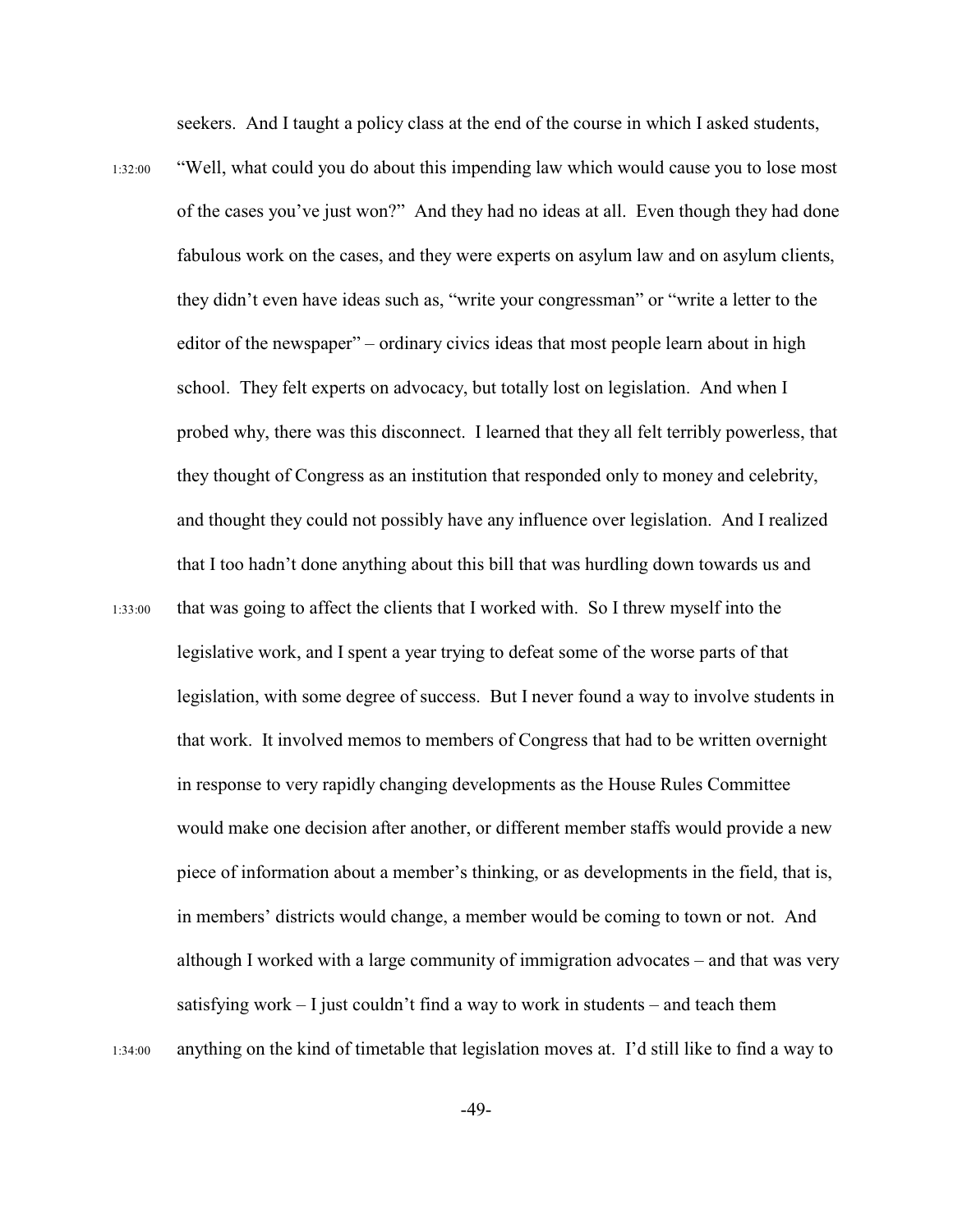seekers. And I taught a policy class at the end of the course in which I asked students,

1:32:00 "Well, what could you do about this impending law which would cause you to lose most of the cases you've just won?" And they had no ideas at all. Even though they had done fabulous work on the cases, and they were experts on asylum law and on asylum clients, they didn't even have ideas such as, "write your congressman" or "write a letter to the editor of the newspaper" – ordinary civics ideas that most people learn about in high school. They felt experts on advocacy, but totally lost on legislation. And when I probed why, there was this disconnect. I learned that they all felt terribly powerless, that they thought of Congress as an institution that responded only to money and celebrity, and thought they could not possibly have any influence over legislation. And I realized that I too hadn't done anything about this bill that was hurdling down towards us and

1:33:00 that was going to affect the clients that I worked with. So I threw myself into the legislative work, and I spent a year trying to defeat some of the worse parts of that legislation, with some degree of success. But I never found a way to involve students in that work. It involved memos to members of Congress that had to be written overnight in response to very rapidly changing developments as the House Rules Committee would make one decision after another, or different member staffs would provide a new piece of information about a member's thinking, or as developments in the field, that is, in members' districts would change, a member would be coming to town or not. And although I worked with a large community of immigration advocates – and that was very satisfying work – I just couldn't find a way to work in students – and teach them

1:34:00 anything on the kind of timetable that legislation moves at. I'd still like to find a way to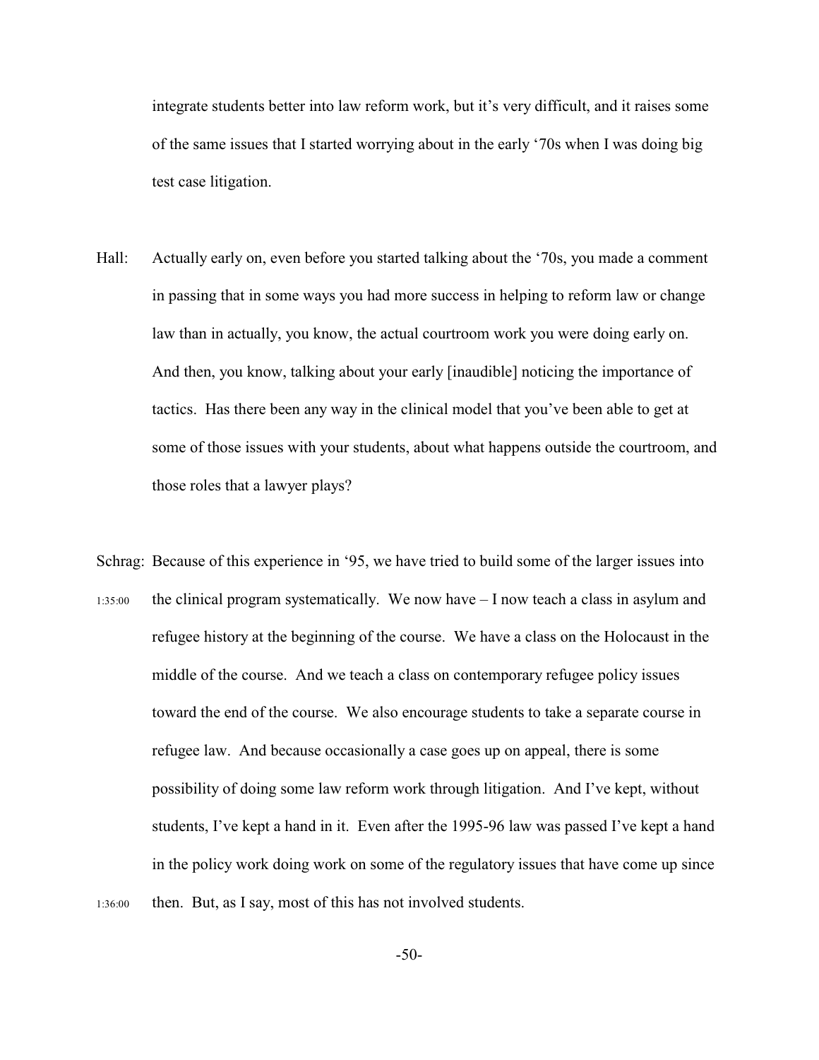integrate students better into law reform work, but it's very difficult, and it raises some of the same issues that I started worrying about in the early '70s when I was doing big test case litigation.

Hall: Actually early on, even before you started talking about the '70s, you made a comment in passing that in some ways you had more success in helping to reform law or change law than in actually, you know, the actual courtroom work you were doing early on. And then, you know, talking about your early [inaudible] noticing the importance of tactics. Has there been any way in the clinical model that you've been able to get at some of those issues with your students, about what happens outside the courtroom, and those roles that a lawyer plays?

Schrag: Because of this experience in '95, we have tried to build some of the larger issues into the clinical program systematically. We now have – I now teach a class in asylum and refugee history at the beginning of the course. We have a class on the Holocaust in the middle of the course. And we teach a class on contemporary refugee policy issues toward the end of the course. We also encourage students to take a separate course in refugee law. And because occasionally a case goes up on appeal, there is some possibility of doing some law reform work through litigation. And I've kept, without students, I've kept a hand in it. Even after the 1995-96 law was passed I've kept a hand in the policy work doing work on some of the regulatory issues that have come up since then. But, as I say, most of this has not involved students.

1:35:00

1:36:00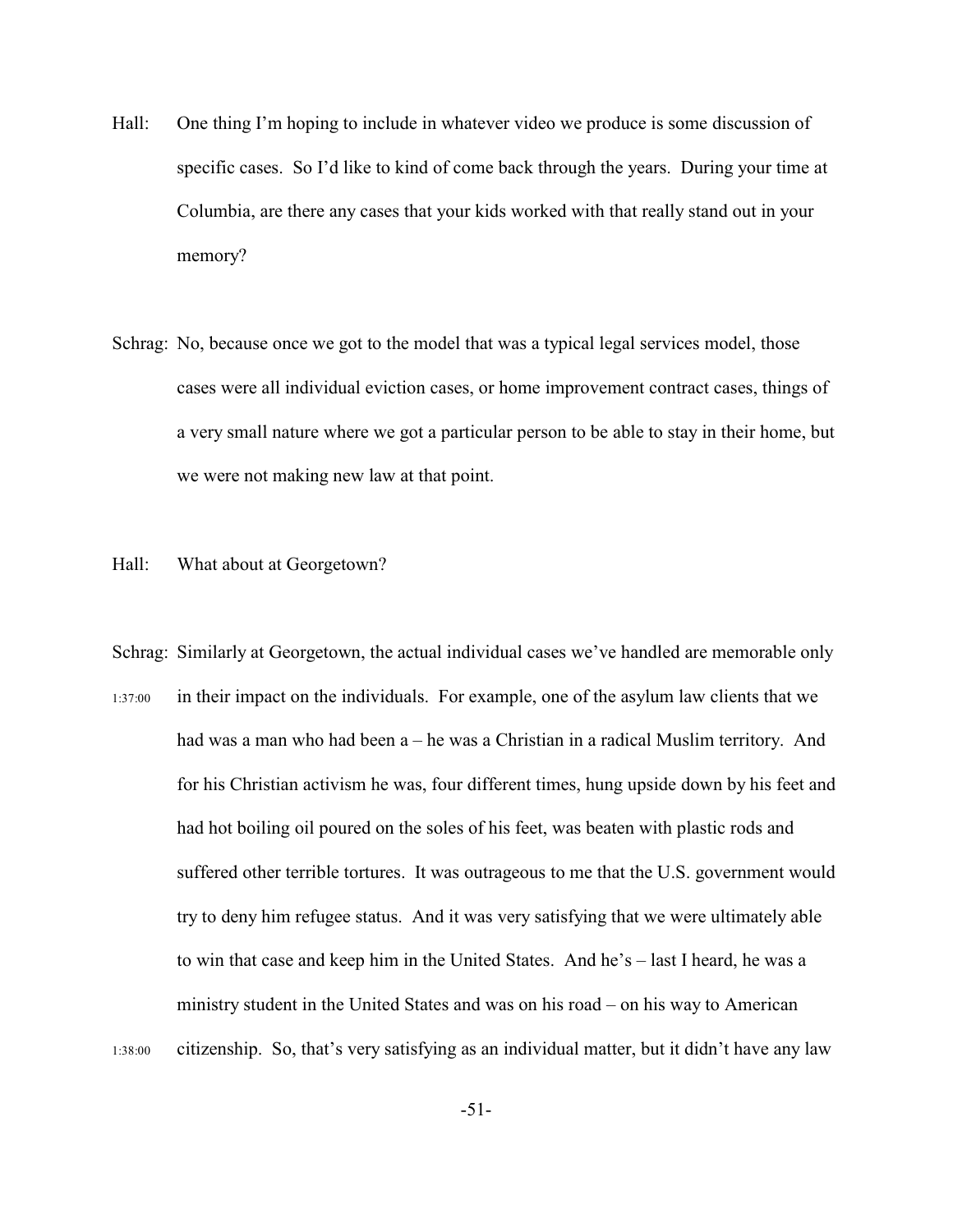Hall: One thing I'm hoping to include in whatever video we produce is some discussion of specific cases. So I'd like to kind of come back through the years. During your time at Columbia, are there any cases that your kids worked with that really stand out in your memory?

Schrag: No, because once we got to the model that was a typical legal services model, those cases were all individual eviction cases, or home improvement contract cases, things of a very small nature where we got a particular person to be able to stay in their home, but we were not making new law at that point.

Hall: What about at Georgetown?

Schrag: Similarly at Georgetown, the actual individual cases we've handled are memorable only in their impact on the individuals. For example, one of the asylum law clients that we had was a man who had been a – he was a Christian in a radical Muslim territory. And for his Christian activism he was, four different times, hung upside down by his feet and had hot boiling oil poured on the soles of his feet, was beaten with plastic rods and suffered other terrible tortures. It was outrageous to me that the U.S. government would try to deny him refugee status. And it was very satisfying that we were ultimately able to win that case and keep him in the United States. And he's – last I heard, he was a ministry student in the United States and was on his road – on his way to American citizenship. So, that's very satisfying as an individual matter, but it didn't have any law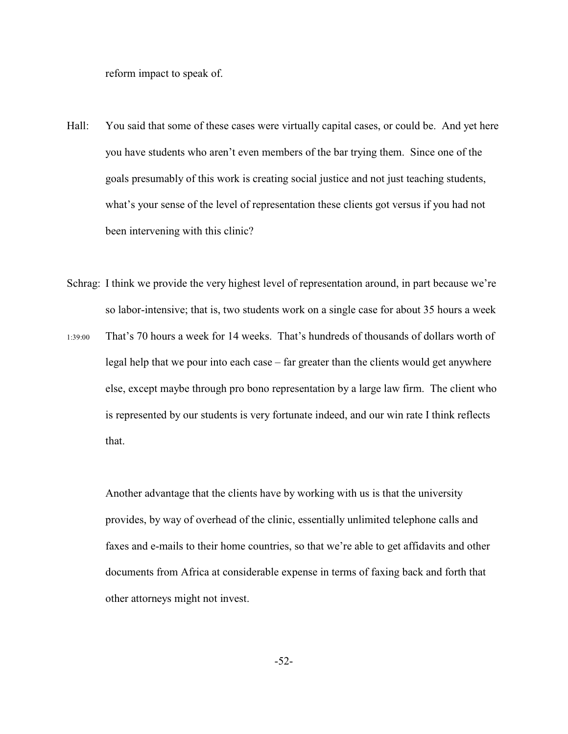reform impact to speak of.

Hall: You said that some of these cases were virtually capital cases, or could be. And yet here you have students who aren't even members of the bar trying them. Since one of the goals presumably of this work is creating social justice and not just teaching students, what's your sense of the level of representation these clients got versus if you had not been intervening with this clinic?

Schrag: I think we provide the very highest level of representation around, in part because we're so labor-intensive; that is, two students work on a single case for about 35 hours a week

1:39:00 That's 70 hours a week for 14 weeks. That's hundreds of thousands of dollars worth of legal help that we pour into each case – far greater than the clients would get anywhere else, except maybe through pro bono representation by a large law firm. The client who is represented by our students is very fortunate indeed, and our win rate I think reflects that.

Another advantage that the clients have by working with us is that the university provides, by way of overhead of the clinic, essentially unlimited telephone calls and faxes and e-mails to their home countries, so that we're able to get affidavits and other documents from Africa at considerable expense in terms of faxing back and forth that other attorneys might not invest.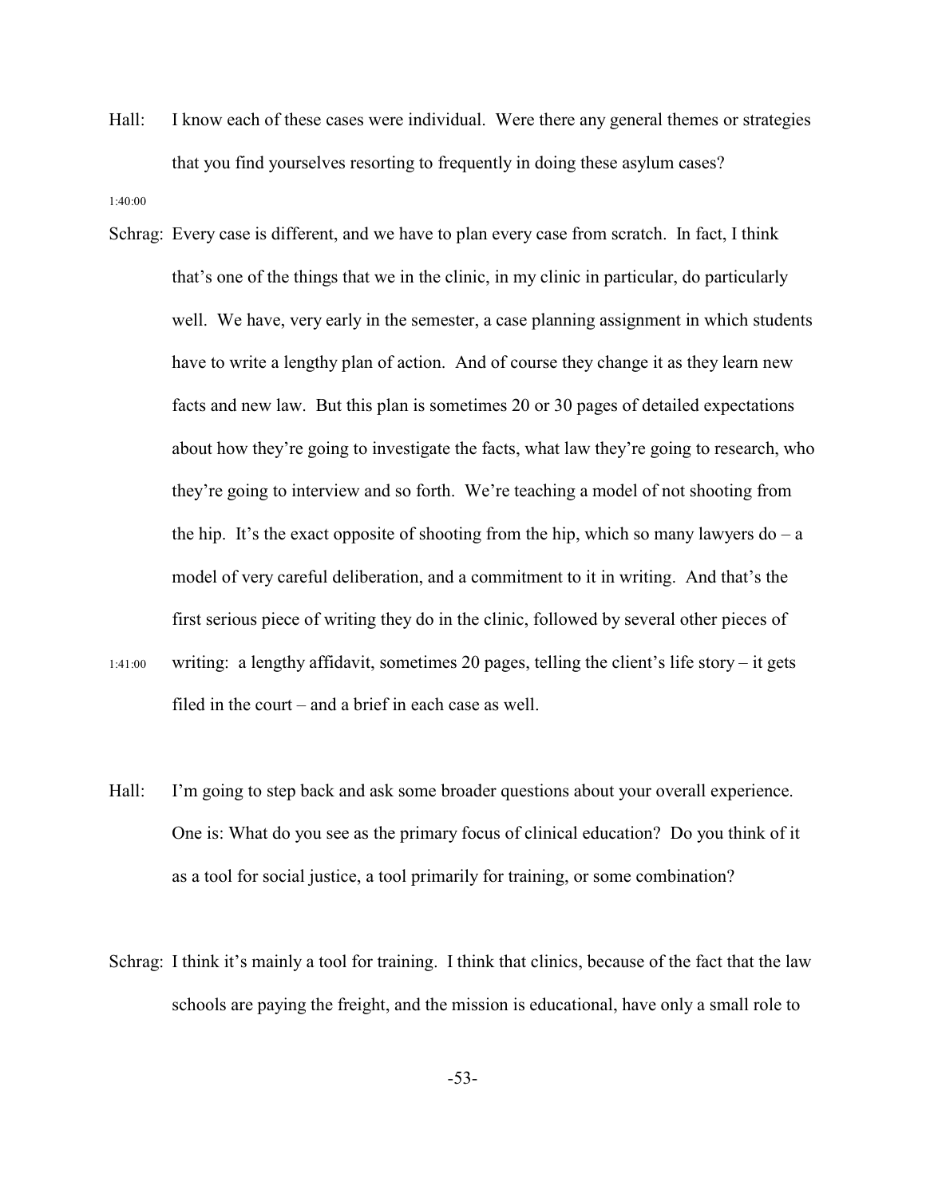Hall: I know each of these cases were individual. Were there any general themes or strategies that you find yourselves resorting to frequently in doing these asylum cases?

1:40:00

Schrag: Every case is different, and we have to plan every case from scratch. In fact, I think that's one of the things that we in the clinic, in my clinic in particular, do particularly well. We have, very early in the semester, a case planning assignment in which students have to write a lengthy plan of action. And of course they change it as they learn new facts and new law. But this plan is sometimes 20 or 30 pages of detailed expectations about how they're going to investigate the facts, what law they're going to research, who they're going to interview and so forth. We're teaching a model of not shooting from the hip. It's the exact opposite of shooting from the hip, which so many lawyers do – a model of very careful deliberation, and a commitment to it in writing. And that's the first serious piece of writing they do in the clinic, followed by several other pieces of writing: a lengthy affidavit, sometimes 20 pages, telling the client's life story – it gets filed in the court – and a brief in each case as well.

1:41:00

Hall: I'm going to step back and ask some broader questions about your overall experience. One is: What do you see as the primary focus of clinical education? Do you think of it as a tool for social justice, a tool primarily for training, or some combination?

Schrag: I think it's mainly a tool for training. I think that clinics, because of the fact that the law schools are paying the freight, and the mission is educational, have only a small role to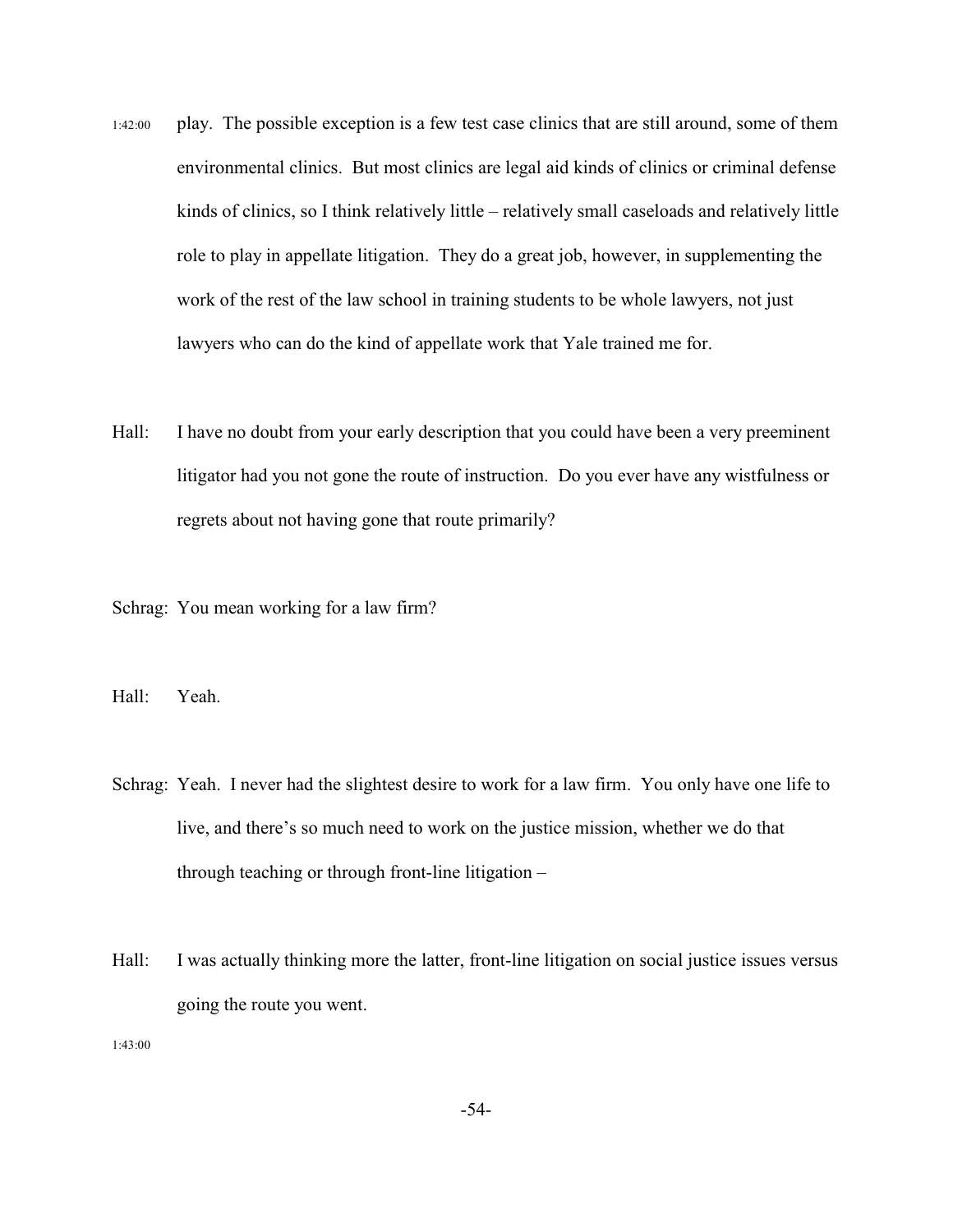1:42:00 play. The possible exception is a few test case clinics that are still around, some of them environmental clinics. But most clinics are legal aid kinds of clinics or criminal defense kinds of clinics, so I think relatively little – relatively small caseloads and relatively little role to play in appellate litigation. They do a great job, however, in supplementing the work of the rest of the law school in training students to be whole lawyers, not just lawyers who can do the kind of appellate work that Yale trained me for.

Hall: I have no doubt from your early description that you could have been a very preeminent litigator had you not gone the route of instruction. Do you ever have any wistfulness or regrets about not having gone that route primarily?

Schrag: You mean working for a law firm?

Hall: Yeah.

Schrag: Yeah. I never had the slightest desire to work for a law firm. You only have one life to live, and there's so much need to work on the justice mission, whether we do that through teaching or through front-line litigation –

Hall: I was actually thinking more the latter, front-line litigation on social justice issues versus going the route you went.

1:43:00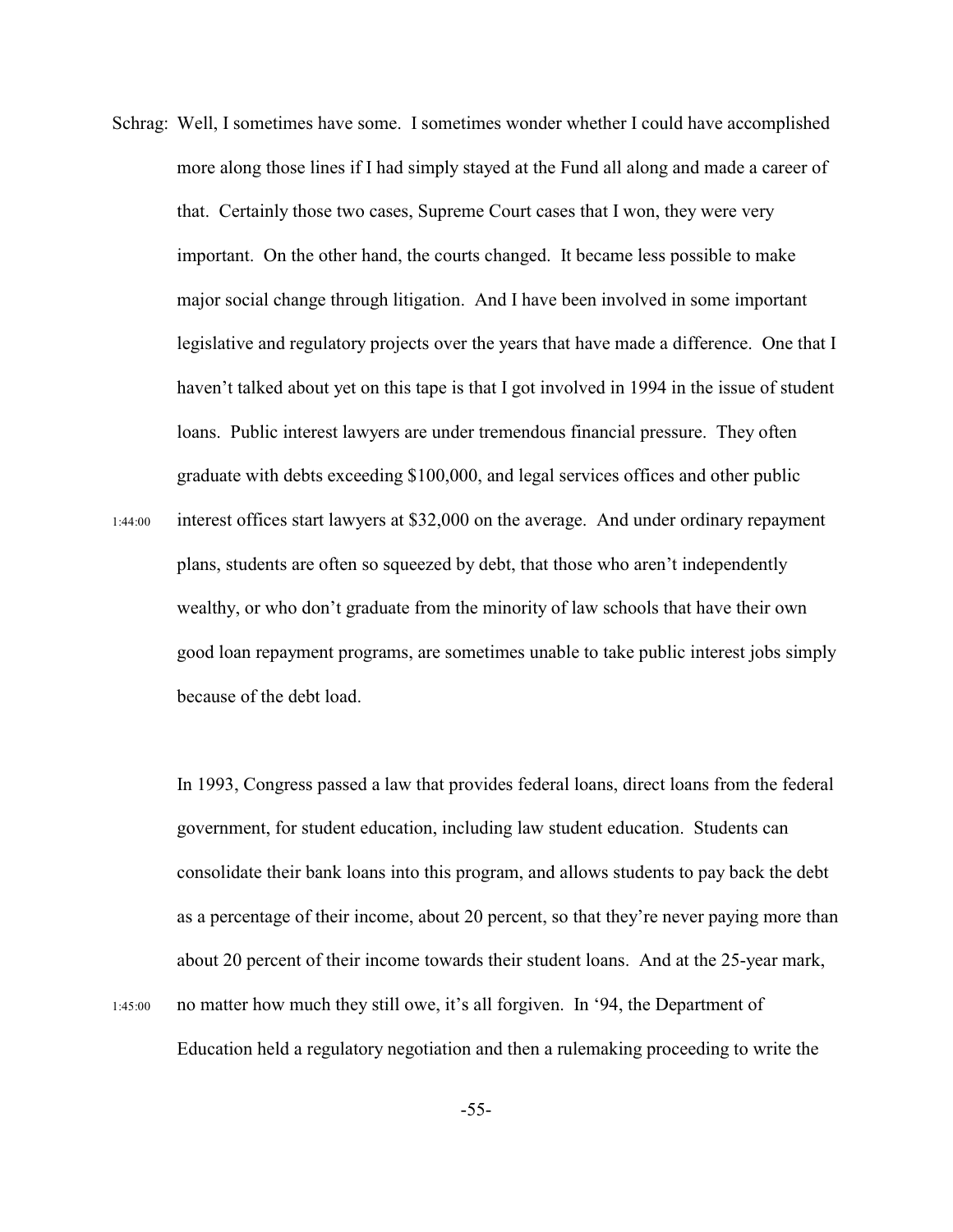Schrag: Well, I sometimes have some. I sometimes wonder whether I could have accomplished more along those lines if I had simply stayed at the Fund all along and made a career of that. Certainly those two cases, Supreme Court cases that I won, they were very important. On the other hand, the courts changed. It became less possible to make major social change through litigation. And I have been involved in some important legislative and regulatory projects over the years that have made a difference. One that I haven't talked about yet on this tape is that I got involved in 1994 in the issue of student loans. Public interest lawyers are under tremendous financial pressure. They often graduate with debts exceeding $100,000, and legal services offices and other public interest offices start lawyers at $32,000 on the average. And under ordinary repayment plans, students are often so squeezed by debt, that those who aren't independently wealthy, or who don't graduate from the minority of law schools that have their own good loan repayment programs, are sometimes unable to take public interest jobs simply because of the debt load.

1:44:00

In 1993, Congress passed a law that provides federal loans, direct loans from the federal government, for student education, including law student education. Students can consolidate their bank loans into this program, and allows students to pay back the debt as a percentage of their income, about 20 percent, so that they're never paying more than about 20 percent of their income towards their student loans. And at the 25-year mark, no matter how much they still owe, it's all forgiven. In '94, the Department of Education held a regulatory negotiation and then a rulemaking proceeding to write the

1:45:00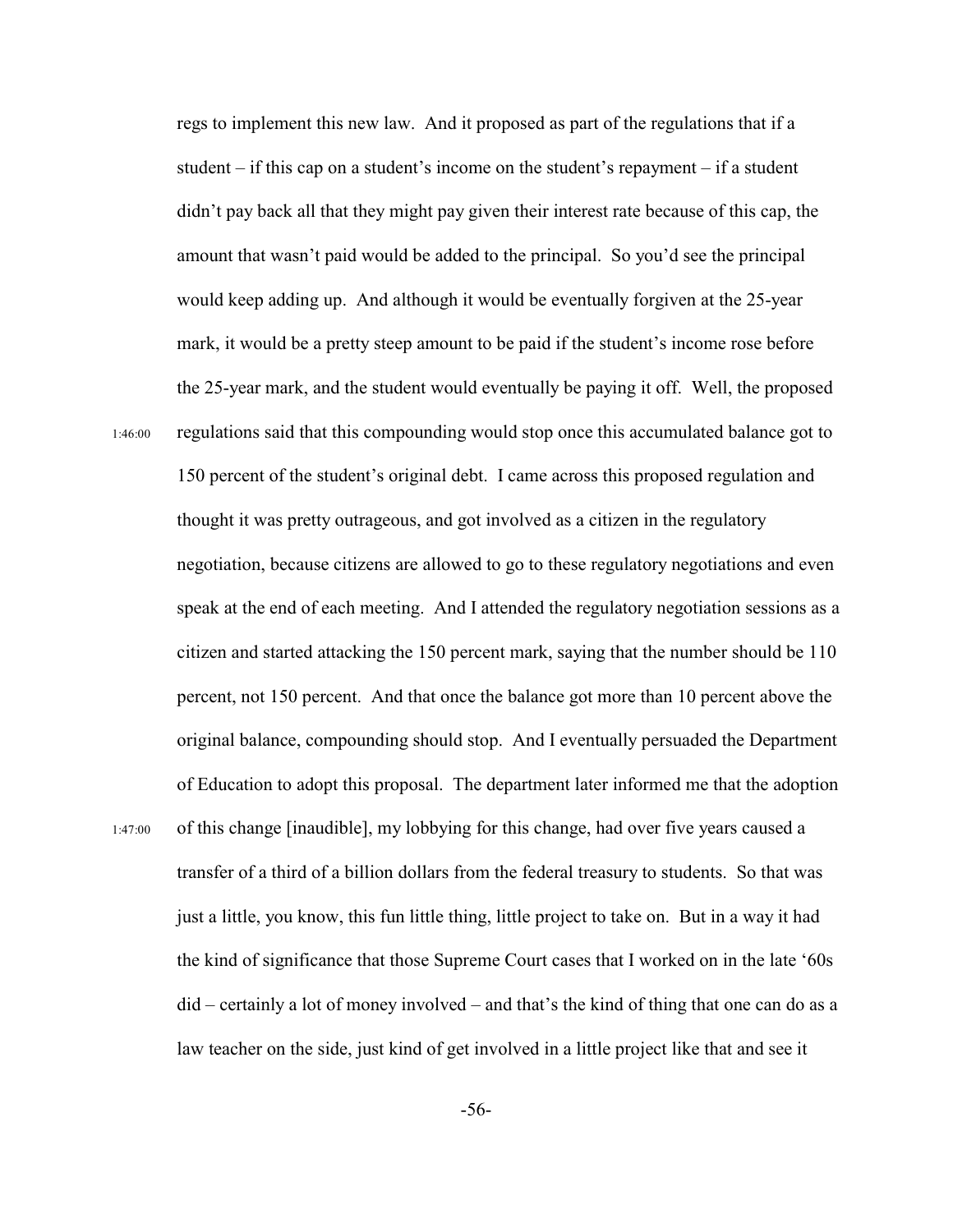regs to implement this new law. And it proposed as part of the regulations that if a student – if this cap on a student's income on the student's repayment – if a student didn't pay back all that they might pay given their interest rate because of this cap, the amount that wasn't paid would be added to the principal. So you'd see the principal would keep adding up. And although it would be eventually forgiven at the 25-year mark, it would be a pretty steep amount to be paid if the student's income rose before the 25-year mark, and the student would eventually be paying it off. Well, the proposed regulations said that this compounding would stop once this accumulated balance got to 150 percent of the student's original debt. I came across this proposed regulation and thought it was pretty outrageous, and got involved as a citizen in the regulatory negotiation, because citizens are allowed to go to these regulatory negotiations and even speak at the end of each meeting. And I attended the regulatory negotiation sessions as a citizen and started attacking the 150 percent mark, saying that the number should be 110 percent, not 150 percent. And that once the balance got more than 10 percent above the original balance, compounding should stop. And I eventually persuaded the Department of Education to adopt this proposal. The department later informed me that the adoption of this change [inaudible], my lobbying for this change, had over five years caused a transfer of a third of a billion dollars from the federal treasury to students. So that was just a little, you know, this fun little thing, little project to take on. But in a way it had the kind of significance that those Supreme Court cases that I worked on in the late '60s did – certainly a lot of money involved – and that's the kind of thing that one can do as a law teacher on the side, just kind of get involved in a little project like that and see it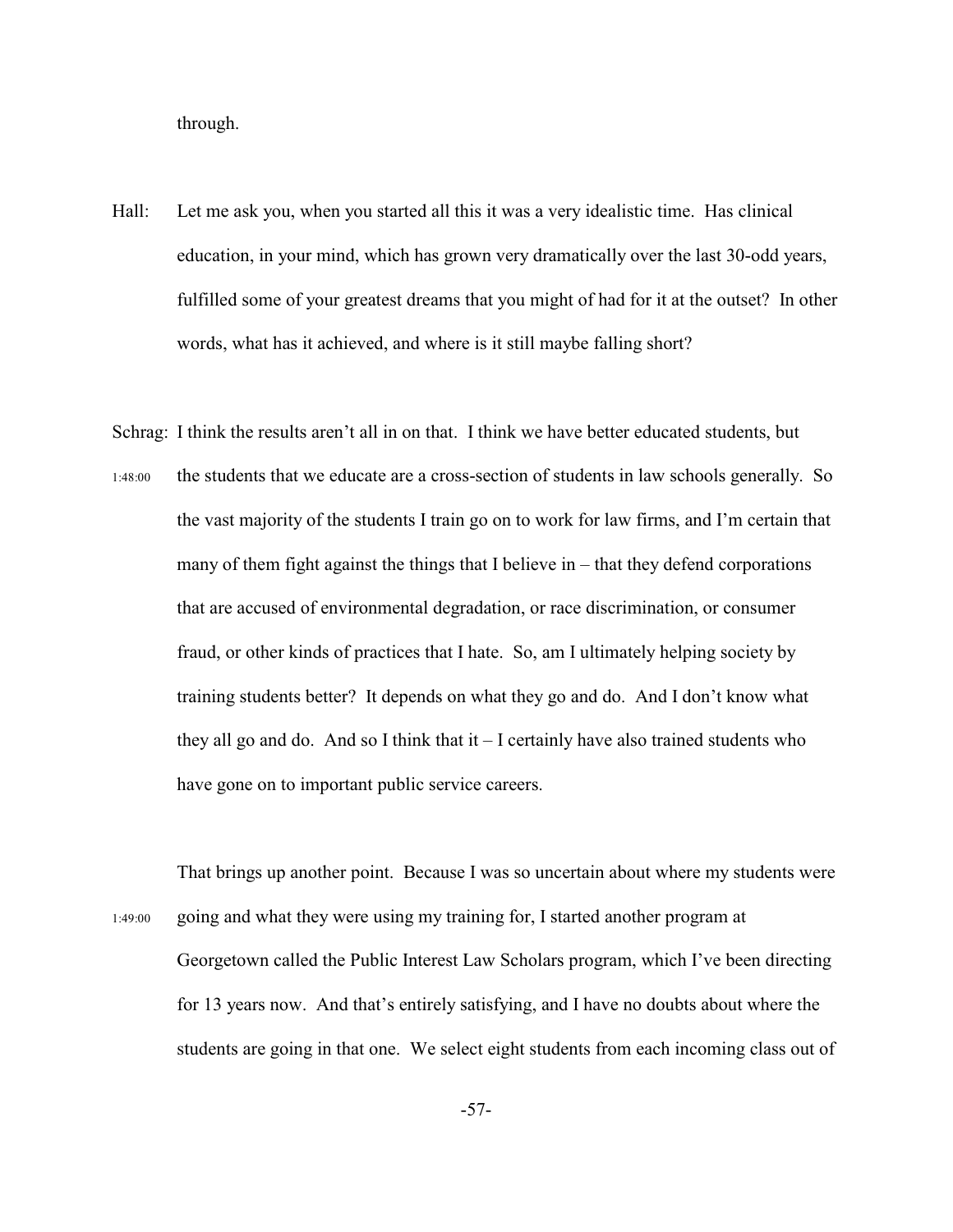through.

Hall: Let me ask you, when you started all this it was a very idealistic time. Has clinical education, in your mind, which has grown very dramatically over the last 30-odd years, fulfilled some of your greatest dreams that you might of had for it at the outset? In other words, what has it achieved, and where is it still maybe falling short?

Schrag: I think the results aren't all in on that. I think we have better educated students, but
1:48:00 the students that we educate are a cross-section of students in law schools generally. So the vast majority of the students I train go on to work for law firms, and I'm certain that many of them fight against the things that I believe in – that they defend corporations that are accused of environmental degradation, or race discrimination, or consumer fraud, or other kinds of practices that I hate. So, am I ultimately helping society by training students better? It depends on what they go and do. And I don't know what they all go and do. And so I think that it – I certainly have also trained students who have gone on to important public service careers.

That brings up another point. Because I was so uncertain about where my students were
1:49:00 going and what they were using my training for, I started another program at Georgetown called the Public Interest Law Scholars program, which I've been directing for 13 years now. And that's entirely satisfying, and I have no doubts about where the students are going in that one. We select eight students from each incoming class out of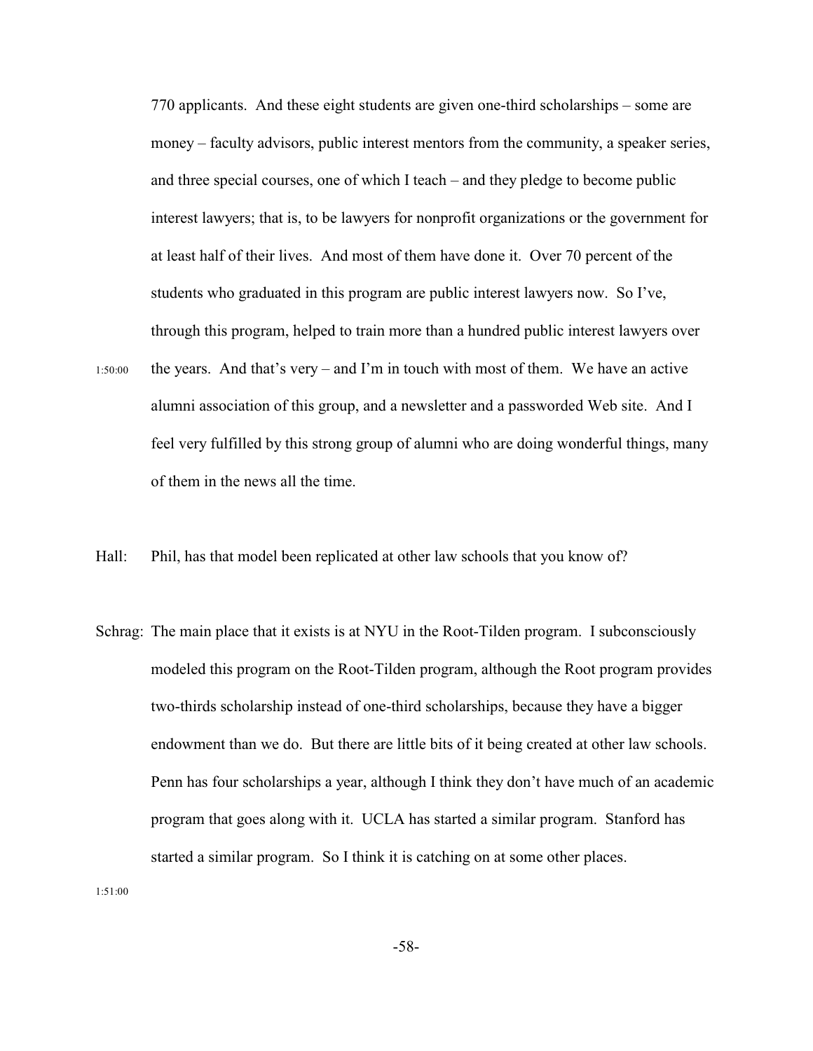770 applicants. And these eight students are given one-third scholarships – some are money – faculty advisors, public interest mentors from the community, a speaker series, and three special courses, one of which I teach – and they pledge to become public interest lawyers; that is, to be lawyers for nonprofit organizations or the government for at least half of their lives. And most of them have done it. Over 70 percent of the students who graduated in this program are public interest lawyers now. So I've, through this program, helped to train more than a hundred public interest lawyers over

1:50:00 the years. And that's very – and I'm in touch with most of them. We have an active alumni association of this group, and a newsletter and a passworded Web site. And I feel very fulfilled by this strong group of alumni who are doing wonderful things, many of them in the news all the time.

Hall: Phil, has that model been replicated at other law schools that you know of?

Schrag: The main place that it exists is at NYU in the Root-Tilden program. I subconsciously modeled this program on the Root-Tilden program, although the Root program provides two-thirds scholarship instead of one-third scholarships, because they have a bigger endowment than we do. But there are little bits of it being created at other law schools. Penn has four scholarships a year, although I think they don't have much of an academic program that goes along with it. UCLA has started a similar program. Stanford has started a similar program. So I think it is catching on at some other places.

1:51:00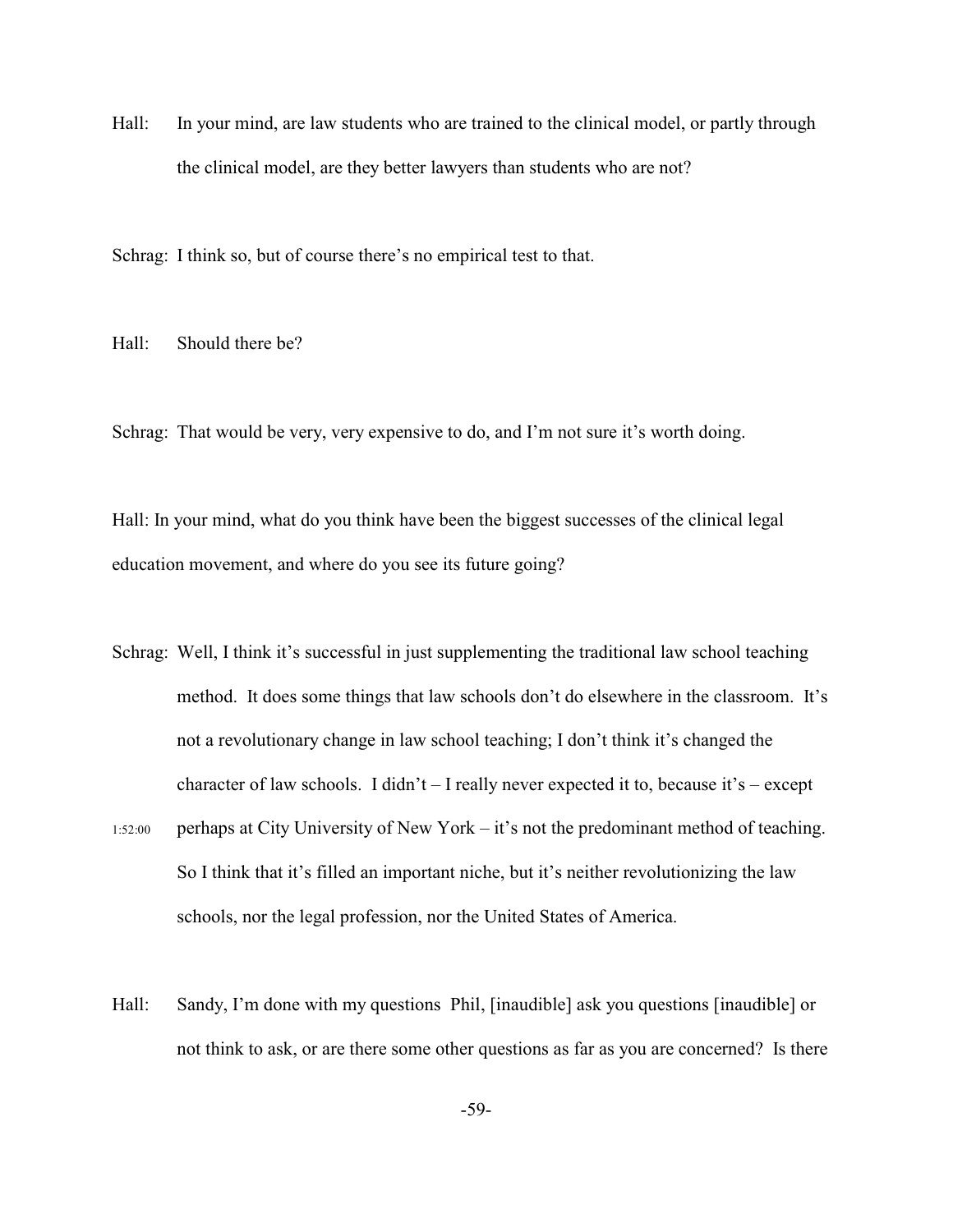Hall: In your mind, are law students who are trained to the clinical model, or partly through the clinical model, are they better lawyers than students who are not?

Schrag: I think so, but of course there's no empirical test to that.

Hall: Should there be?

Schrag: That would be very, very expensive to do, and I'm not sure it's worth doing.

Hall: In your mind, what do you think have been the biggest successes of the clinical legal education movement, and where do you see its future going?

Schrag: Well, I think it's successful in just supplementing the traditional law school teaching method. It does some things that law schools don't do elsewhere in the classroom. It's not a revolutionary change in law school teaching; I don't think it's changed the character of law schools. I didn't – I really never expected it to, because it's – except perhaps at City University of New York – it's not the predominant method of teaching. So I think that it's filled an important niche, but it's neither revolutionizing the law schools, nor the legal profession, nor the United States of America.

1:52:00

Hall: Sandy, I'm done with my questions Phil, [inaudible] ask you questions [inaudible] or not think to ask, or are there some other questions as far as you are concerned? Is there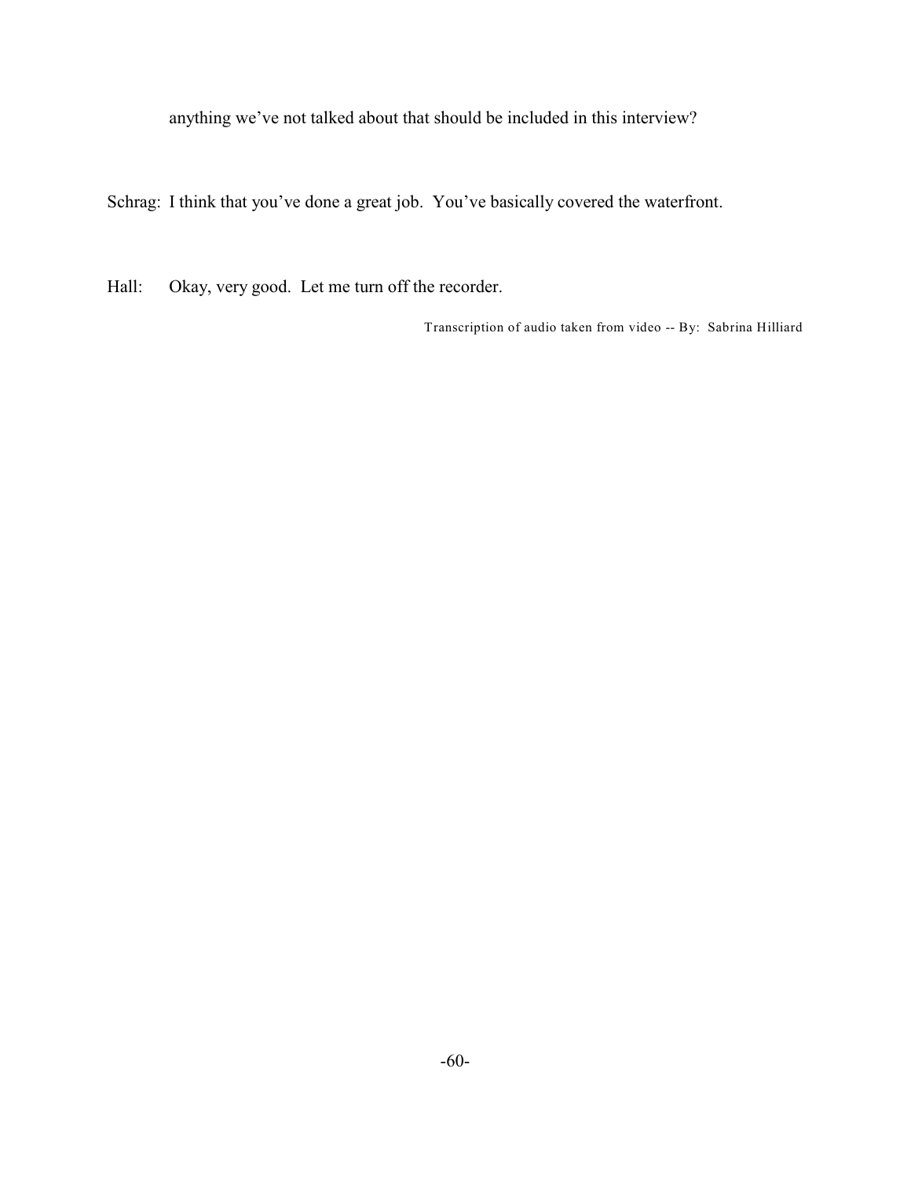anything we've not talked about that should be included in this interview?

Schrag: I think that you've done a great job. You've basically covered the waterfront.

Hall: Okay, very good. Let me turn off the recorder.

Transcription of audio taken from video -- By: Sabrina Hilliard